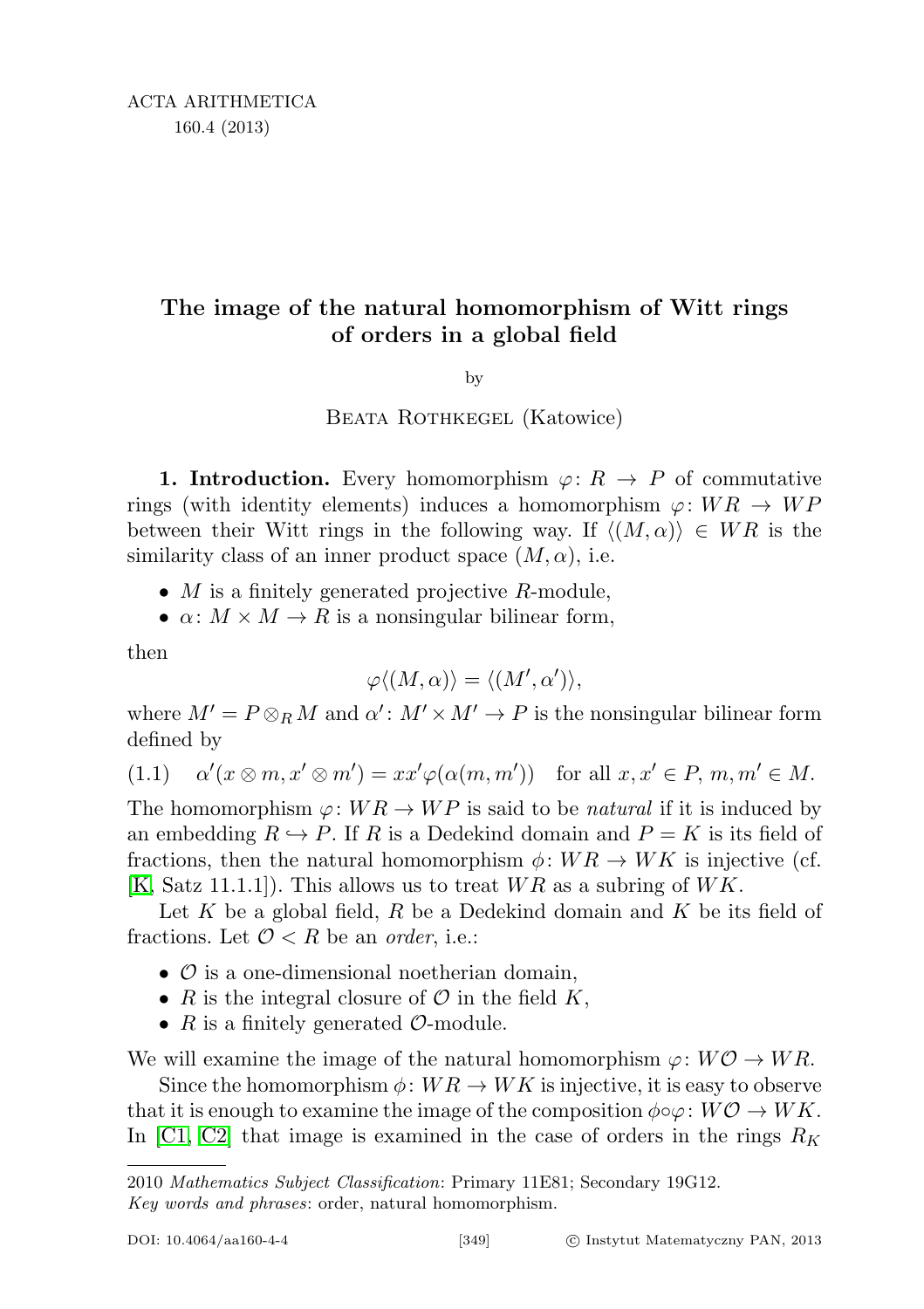# The image of the natural homomorphism of Witt rings of orders in a global field

by

Beata Rothkegel (Katowice)

**1. Introduction.** Every homomorphism $\varphi\colon R \to P$ of commutative rings (with identity elements) induces a homomorphism $\varphi\colon WR \to WP$ between their Witt rings in the following way. If $\langle (M, \alpha)\rangle \in WR$ is the similarity class of an inner product space $(M, \alpha)$, i.e.

- $M$ is a finitely generated projective $R$-module,
- $\alpha\colon M \times M \to R$ is a nonsingular bilinear form,

then

$$\varphi\langle (M, \alpha)\rangle = \langle (M', \alpha')\rangle,$$

where $M' = P \otimes_R M$ and $\alpha'\colon M' \times M' \to P$ is the nonsingular bilinear form defined by

$$\alpha'(x \otimes m, x' \otimes m') = xx'\varphi(\alpha(m, m')) \quad \text{for all } x, x' \in P,\ m, m' \in M. \tag{1.1}$$

The homomorphism $\varphi\colon WR \to WP$ is said to be *natural* if it is induced by an embedding $R \hookrightarrow P$. If $R$ is a Dedekind domain and $P = K$ is its field of fractions, then the natural homomorphism $\phi\colon WR \to WK$ is injective (cf. [K, Satz 11.1.1]). This allows us to treat $WR$ as a subring of $WK$.

Let $K$ be a global field, $R$ be a Dedekind domain and $K$ be its field of fractions. Let $\mathcal{O} < R$ be an *order*, i.e.:

- $\mathcal{O}$ is a one-dimensional noetherian domain,
- $R$ is the integral closure of $\mathcal{O}$ in the field $K$,
- $R$ is a finitely generated $\mathcal{O}$-module.

We will examine the image of the natural homomorphism $\varphi\colon W\mathcal{O} \to WR$.

Since the homomorphism $\phi\colon WR \to WK$ is injective, it is easy to observe that it is enough to examine the image of the composition $\phi\circ\varphi\colon W\mathcal{O} \to WK$. In [C1, C2] that image is examined in the case of orders in the rings $R_K$

---

2010 *Mathematics Subject Classification*: Primary 11E81; Secondary 19G12.

*Key words and phrases*: order, natural homomorphism.

DOI: 10.4064/aa160-4-4 © Instytut Matematyczny PAN, 2013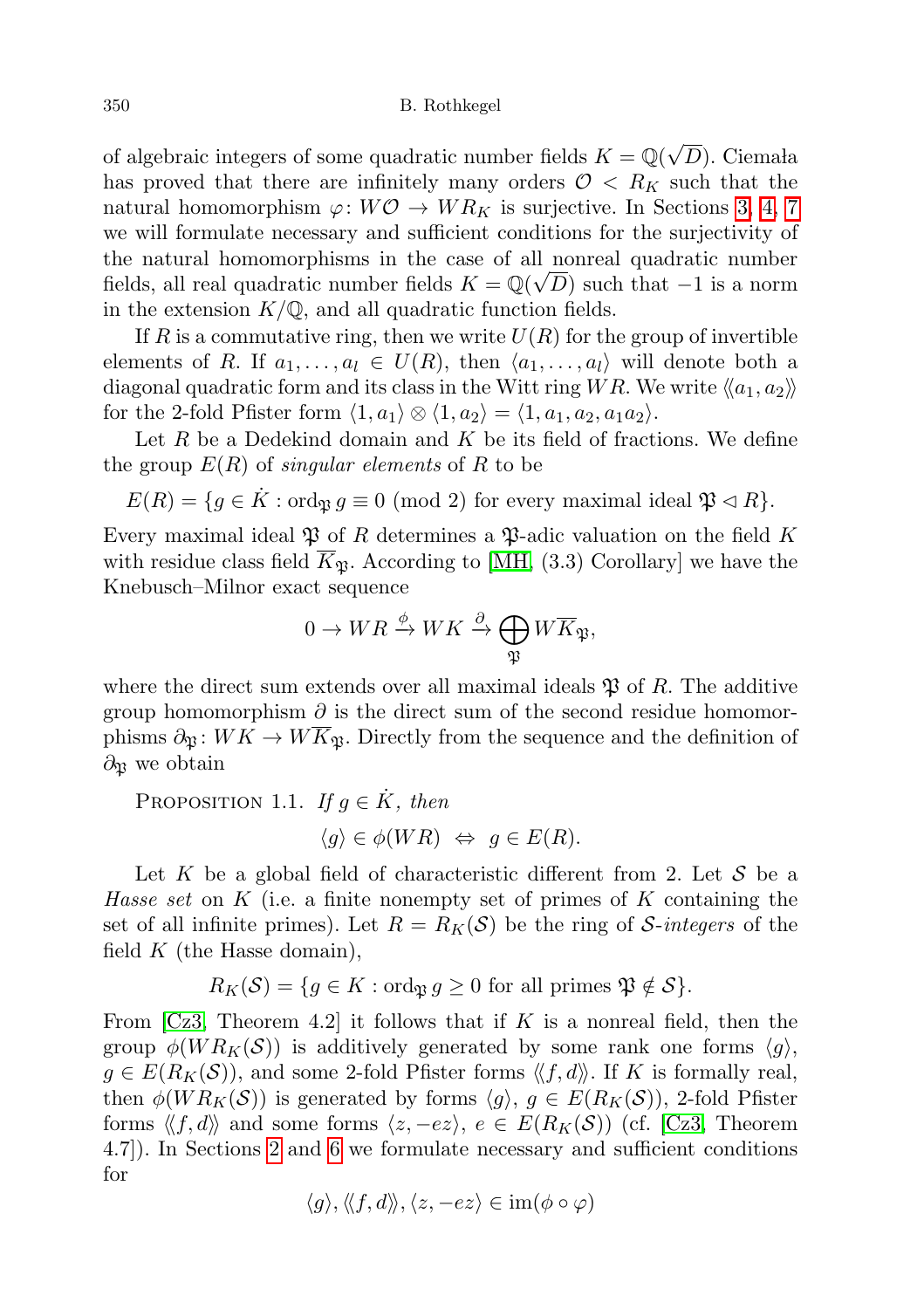of algebraic integers of some quadratic number fields $K = \mathbb{Q}(\sqrt{D})$. Ciemała has proved that there are infinitely many orders $\mathcal{O} < R_K$ such that the natural homomorphism $\varphi\colon W\mathcal{O} \to WR_K$ is surjective. In Sections 3, 4, 7 we will formulate necessary and sufficient conditions for the surjectivity of the natural homomorphisms in the case of all nonreal quadratic number fields, all real quadratic number fields $K = \mathbb{Q}(\sqrt{D})$ such that $-1$ is a norm in the extension $K/\mathbb{Q}$, and all quadratic function fields.

If $R$ is a commutative ring, then we write $U(R)$ for the group of invertible elements of $R$. If $a_1, \ldots, a_l \in U(R)$, then $\langle a_1, \ldots, a_l\rangle$ will denote both a diagonal quadratic form and its class in the Witt ring $WR$. We write $\langle\langle a_1, a_2\rangle\rangle$ for the 2-fold Pfister form $\langle 1, a_1\rangle \otimes \langle 1, a_2\rangle = \langle 1, a_1, a_2, a_1a_2\rangle$.

Let $R$ be a Dedekind domain and $K$ be its field of fractions. We define the group $E(R)$ of *singular elements* of $R$ to be

$$E(R) = \{g \in \dot{K} : \mathrm{ord}_{\mathfrak{P}}\, g \equiv 0 \pmod 2 \text{ for every maximal ideal } \mathfrak{P} \lhd R\}.$$

Every maximal ideal $\mathfrak{P}$ of $R$ determines a $\mathfrak{P}$-adic valuation on the field $K$ with residue class field $\overline{K}_{\mathfrak{P}}$. According to [MH, (3.3) Corollary] we have the Knebusch–Milnor exact sequence

$$0 \to WR \xrightarrow{\phi} WK \xrightarrow{\partial} \bigoplus_{\mathfrak{P}} W\overline{K}_{\mathfrak{P}},$$

where the direct sum extends over all maximal ideals $\mathfrak{P}$ of $R$. The additive group homomorphism $\partial$ is the direct sum of the second residue homomorphisms $\partial_{\mathfrak{P}}\colon WK \to W\overline{K}_{\mathfrak{P}}$. Directly from the sequence and the definition of $\partial_{\mathfrak{P}}$ we obtain

Proposition 1.1. *If $g \in \dot{K}$, then*

$$\langle g\rangle \in \phi(WR) \iff g \in E(R).$$

Let $K$ be a global field of characteristic different from 2. Let $\mathcal{S}$ be a *Hasse set* on $K$ (i.e. a finite nonempty set of primes of $K$ containing the set of all infinite primes). Let $R = R_K(\mathcal{S})$ be the ring of $\mathcal{S}$-*integers* of the field $K$ (the Hasse domain),

$$R_K(\mathcal{S}) = \{g \in K : \mathrm{ord}_{\mathfrak{P}}\, g \geq 0 \text{ for all primes } \mathfrak{P} \notin \mathcal{S}\}.$$

From [Cz3, Theorem 4.2] it follows that if $K$ is a nonreal field, then the group $\phi(WR_K(\mathcal{S}))$ is additively generated by some rank one forms $\langle g\rangle$, $g \in E(R_K(\mathcal{S}))$, and some 2-fold Pfister forms $\langle\langle f, d\rangle\rangle$. If $K$ is formally real, then $\phi(WR_K(\mathcal{S}))$ is generated by forms $\langle g\rangle$, $g \in E(R_K(\mathcal{S}))$, 2-fold Pfister forms $\langle\langle f, d\rangle\rangle$ and some forms $\langle z, -ez\rangle$, $e \in E(R_K(\mathcal{S}))$ (cf. [Cz3, Theorem 4.7]). In Sections 2 and 6 we formulate necessary and sufficient conditions for

$$\langle g\rangle, \langle\langle f, d\rangle\rangle, \langle z, -ez\rangle \in \mathrm{im}(\phi \circ \varphi)$$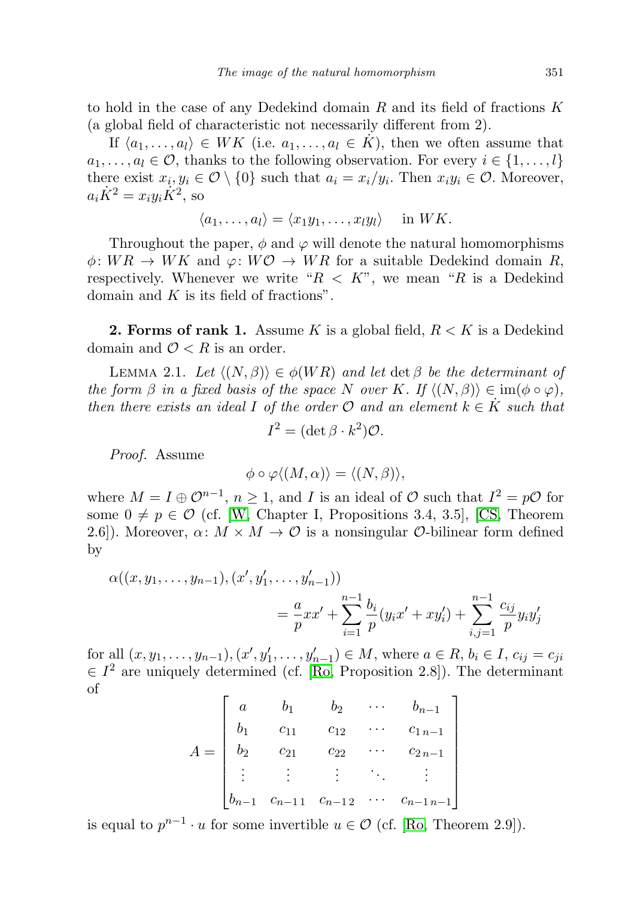to hold in the case of any Dedekind domain $R$ and its field of fractions $K$ (a global field of characteristic not necessarily different from 2).

If $\langle a_1, \ldots, a_l \rangle \in WK$ (i.e. $a_1, \ldots, a_l \in \dot{K}$), then we often assume that $a_1, \ldots, a_l \in \mathcal{O}$, thanks to the following observation. For every $i \in \{1, \ldots, l\}$ there exist $x_i, y_i \in \mathcal{O} \setminus \{0\}$ such that $a_i = x_i/y_i$. Then $x_i y_i \in \mathcal{O}$. Moreover, $a_i \dot{K}^2 = x_i y_i \dot{K}^2$, so

$$\langle a_1, \ldots, a_l \rangle = \langle x_1 y_1, \ldots, x_l y_l \rangle \quad \text{in } WK.$$

Throughout the paper, $\phi$ and $\varphi$ will denote the natural homomorphisms $\phi\colon WR \to WK$ and $\varphi\colon W\mathcal{O} \to WR$ for a suitable Dedekind domain $R$, respectively. Whenever we write "$R < K$", we mean "$R$ is a Dedekind domain and $K$ is its field of fractions".

**2. Forms of rank 1.** Assume $K$ is a global field, $R < K$ is a Dedekind domain and $\mathcal{O} < R$ is an order.

Lemma 2.1. *Let $\langle (N, \beta) \rangle \in \phi(WR)$ and let $\det \beta$ be the determinant of the form $\beta$ in a fixed basis of the space $N$ over $K$. If $\langle (N, \beta) \rangle \in \operatorname{im}(\phi \circ \varphi)$, then there exists an ideal $I$ of the order $\mathcal{O}$ and an element $k \in \dot{K}$ such that*

$$I^2 = (\det \beta \cdot k^2)\mathcal{O}.$$

*Proof.* Assume

$$\phi \circ \varphi \langle (M, \alpha) \rangle = \langle (N, \beta) \rangle,$$

where $M = I \oplus \mathcal{O}^{n-1}$, $n \geq 1$, and $I$ is an ideal of $\mathcal{O}$ such that $I^2 = p\mathcal{O}$ for some $0 \neq p \in \mathcal{O}$ (cf. [W, Chapter I, Propositions 3.4, 3.5], [CS, Theorem 2.6]). Moreover, $\alpha\colon M \times M \to \mathcal{O}$ is a nonsingular $\mathcal{O}$-bilinear form defined by

$$\alpha((x, y_1, \ldots, y_{n-1}), (x', y_1', \ldots, y_{n-1}')) = \frac{a}{p} x x' + \sum_{i=1}^{n-1} \frac{b_i}{p}(y_i x' + x y_i') + \sum_{i,j=1}^{n-1} \frac{c_{ij}}{p} y_i y_j'$$

for all $(x, y_1, \ldots, y_{n-1}), (x', y_1', \ldots, y_{n-1}') \in M$, where $a \in R$, $b_i \in I$, $c_{ij} = c_{ji} \in I^2$ are uniquely determined (cf. [Ro, Proposition 2.8]). The determinant of

$$A = \begin{bmatrix} a & b_1 & b_2 & \cdots & b_{n-1} \\ b_1 & c_{11} & c_{12} & \cdots & c_{1\,n-1} \\ b_2 & c_{21} & c_{22} & \cdots & c_{2\,n-1} \\ \vdots & \vdots & \vdots & \ddots & \vdots \\ b_{n-1} & c_{n-1\,1} & c_{n-1\,2} & \cdots & c_{n-1\,n-1} \end{bmatrix}$$

is equal to $p^{n-1} \cdot u$ for some invertible $u \in \mathcal{O}$ (cf. [Ro, Theorem 2.9]).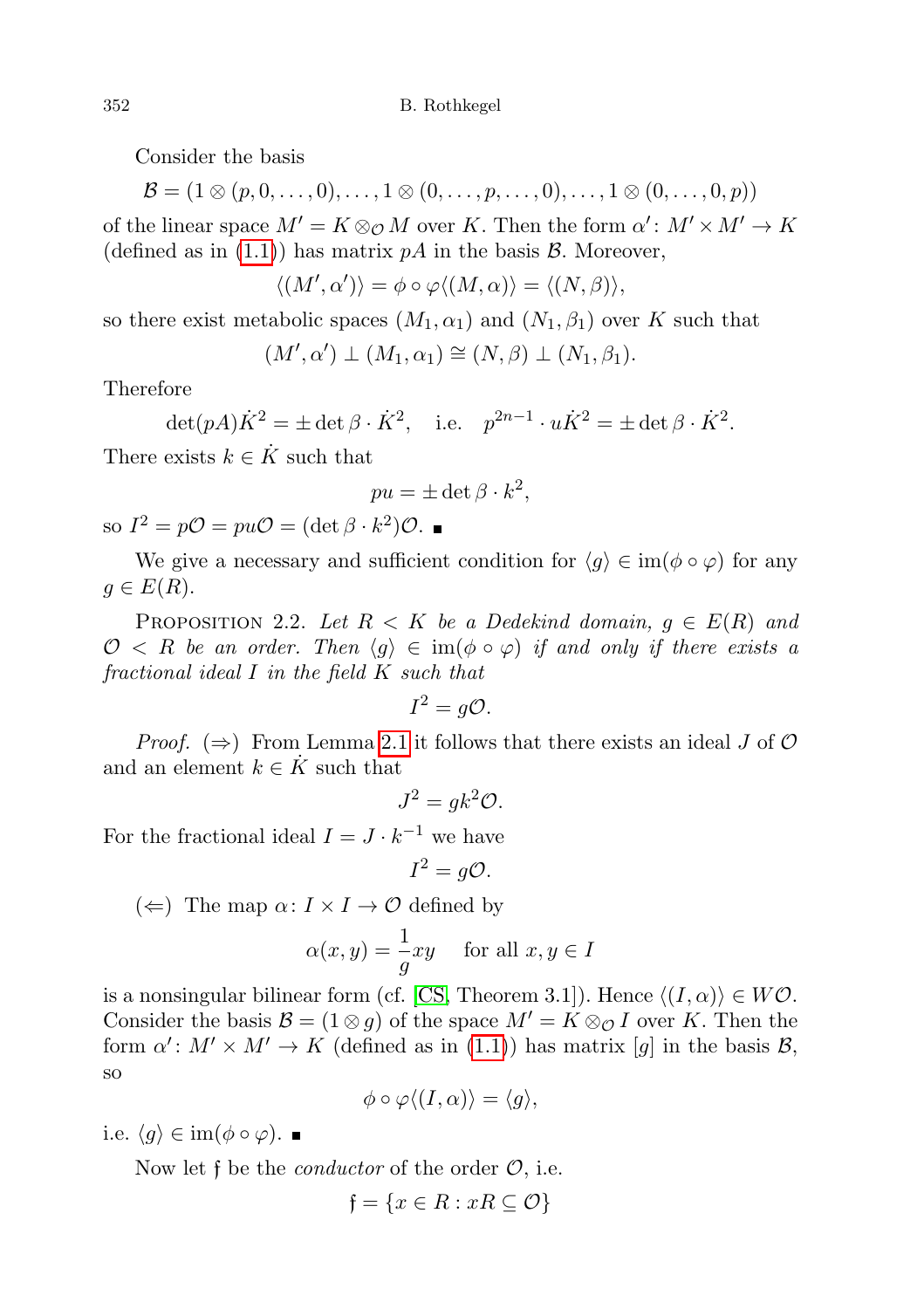Consider the basis

$$\mathcal{B} = (1 \otimes (p, 0, \ldots, 0), \ldots, 1 \otimes (0, \ldots, p, \ldots, 0), \ldots, 1 \otimes (0, \ldots, 0, p))$$

of the linear space $M' = K \otimes_{\mathcal{O}} M$ over $K$. Then the form $\alpha' \colon M' \times M' \to K$ (defined as in (1.1)) has matrix $pA$ in the basis $\mathcal{B}$. Moreover,

$$\langle (M', \alpha') \rangle = \phi \circ \varphi \langle (M, \alpha) \rangle = \langle (N, \beta) \rangle,$$

so there exist metabolic spaces $(M_1, \alpha_1)$ and $(N_1, \beta_1)$ over $K$ such that

$$(M', \alpha') \perp (M_1, \alpha_1) \cong (N, \beta) \perp (N_1, \beta_1).$$

Therefore

$$\det(pA)\dot{K}^2 = \pm \det \beta \cdot \dot{K}^2, \quad \text{i.e.} \quad p^{2n-1} \cdot u\dot{K}^2 = \pm \det \beta \cdot \dot{K}^2.$$

There exists $k \in \dot{K}$ such that

$$pu = \pm \det \beta \cdot k^2,$$

so $I^2 = p\mathcal{O} = pu\mathcal{O} = (\det \beta \cdot k^2)\mathcal{O}$. ∎

We give a necessary and sufficient condition for $\langle g \rangle \in \operatorname{im}(\phi \circ \varphi)$ for any $g \in E(R)$.

Proposition 2.2. *Let $R < K$ be a Dedekind domain, $g \in E(R)$ and $\mathcal{O} < R$ be an order. Then $\langle g \rangle \in \operatorname{im}(\phi \circ \varphi)$ if and only if there exists a fractional ideal $I$ in the field $K$ such that*

$$I^2 = g\mathcal{O}.$$

*Proof.* ($\Rightarrow$) From Lemma 2.1 it follows that there exists an ideal $J$ of $\mathcal{O}$ and an element $k \in \dot{K}$ such that

$$J^2 = gk^2\mathcal{O}.$$

For the fractional ideal $I = J \cdot k^{-1}$ we have

$$I^2 = g\mathcal{O}.$$

($\Leftarrow$) The map $\alpha \colon I \times I \to \mathcal{O}$ defined by

$$\alpha(x, y) = \frac{1}{g}xy \quad \text{for all } x, y \in I$$

is a nonsingular bilinear form (cf. [CS, Theorem 3.1]). Hence $\langle (I, \alpha) \rangle \in W\mathcal{O}$. Consider the basis $\mathcal{B} = (1 \otimes g)$ of the space $M' = K \otimes_{\mathcal{O}} I$ over $K$. Then the form $\alpha' \colon M' \times M' \to K$ (defined as in (1.1)) has matrix $[g]$ in the basis $\mathcal{B}$, so

$$\phi \circ \varphi \langle (I, \alpha) \rangle = \langle g \rangle,$$

i.e. $\langle g \rangle \in \operatorname{im}(\phi \circ \varphi)$. ∎

Now let $\mathfrak{f}$ be the *conductor* of the order $\mathcal{O}$, i.e.

$$\mathfrak{f} = \{x \in R : xR \subseteq \mathcal{O}\}$$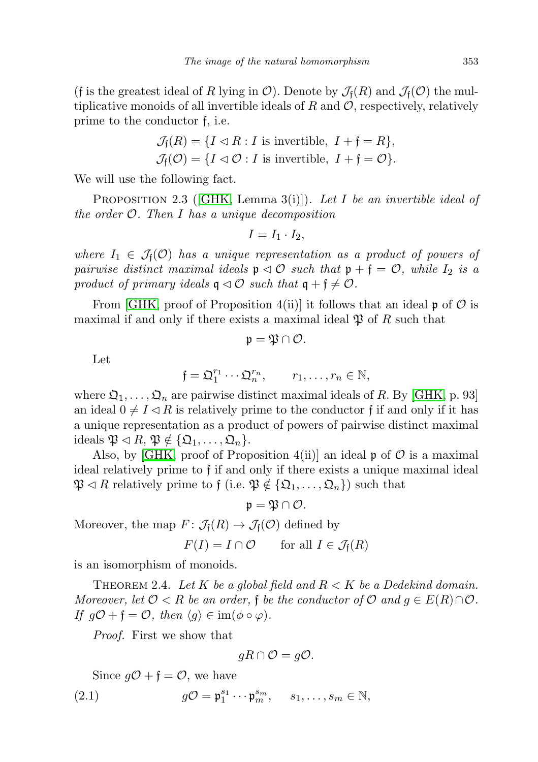($\mathfrak{f}$ is the greatest ideal of $R$ lying in $\mathcal{O}$). Denote by $\mathcal{J}_\mathfrak{f}(R)$ and $\mathcal{J}_\mathfrak{f}(\mathcal{O})$ the multiplicative monoids of all invertible ideals of $R$ and $\mathcal{O}$, respectively, relatively prime to the conductor $\mathfrak{f}$, i.e.

$$\mathcal{J}_\mathfrak{f}(R) = \{I \lhd R : I \text{ is invertible, } I + \mathfrak{f} = R\},$$
$$\mathcal{J}_\mathfrak{f}(\mathcal{O}) = \{I \lhd \mathcal{O} : I \text{ is invertible, } I + \mathfrak{f} = \mathcal{O}\}.$$

We will use the following fact.

Proposition 2.3 ([GHK, Lemma 3(i)]). *Let $I$ be an invertible ideal of the order $\mathcal{O}$. Then $I$ has a unique decomposition*

$$I = I_1 \cdot I_2,$$

*where $I_1 \in \mathcal{J}_\mathfrak{f}(\mathcal{O})$ has a unique representation as a product of powers of pairwise distinct maximal ideals $\mathfrak{p} \lhd \mathcal{O}$ such that $\mathfrak{p} + \mathfrak{f} = \mathcal{O}$, while $I_2$ is a product of primary ideals $\mathfrak{q} \lhd \mathcal{O}$ such that $\mathfrak{q} + \mathfrak{f} \neq \mathcal{O}$.*

From [GHK, proof of Proposition 4(ii)] it follows that an ideal $\mathfrak{p}$ of $\mathcal{O}$ is maximal if and only if there exists a maximal ideal $\mathfrak{P}$ of $R$ such that

$$\mathfrak{p} = \mathfrak{P} \cap \mathcal{O}.$$

Let

$$\mathfrak{f} = \mathfrak{Q}_1^{r_1} \cdots \mathfrak{Q}_n^{r_n}, \qquad r_1, \ldots, r_n \in \mathbb{N},$$

where $\mathfrak{Q}_1, \ldots, \mathfrak{Q}_n$ are pairwise distinct maximal ideals of $R$. By [GHK, p. 93] an ideal $0 \neq I \lhd R$ is relatively prime to the conductor $\mathfrak{f}$ if and only if it has a unique representation as a product of powers of pairwise distinct maximal ideals $\mathfrak{P} \lhd R$, $\mathfrak{P} \notin \{\mathfrak{Q}_1, \ldots, \mathfrak{Q}_n\}$.

Also, by [GHK, proof of Proposition 4(ii)] an ideal $\mathfrak{p}$ of $\mathcal{O}$ is a maximal ideal relatively prime to $\mathfrak{f}$ if and only if there exists a unique maximal ideal $\mathfrak{P} \lhd R$ relatively prime to $\mathfrak{f}$ (i.e. $\mathfrak{P} \notin \{\mathfrak{Q}_1, \ldots, \mathfrak{Q}_n\}$) such that

$$\mathfrak{p} = \mathfrak{P} \cap \mathcal{O}.$$

Moreover, the map $F\colon \mathcal{J}_\mathfrak{f}(R) \to \mathcal{J}_\mathfrak{f}(\mathcal{O})$ defined by

$$F(I) = I \cap \mathcal{O} \qquad \text{for all } I \in \mathcal{J}_\mathfrak{f}(R)$$

is an isomorphism of monoids.

Theorem 2.4. *Let $K$ be a global field and $R < K$ be a Dedekind domain. Moreover, let $\mathcal{O} < R$ be an order, $\mathfrak{f}$ be the conductor of $\mathcal{O}$ and $g \in E(R) \cap \mathcal{O}$. If $g\mathcal{O} + \mathfrak{f} = \mathcal{O}$, then $\langle g \rangle \in \operatorname{im}(\phi \circ \varphi)$.*

*Proof.* First we show that

$$gR \cap \mathcal{O} = g\mathcal{O}.$$

Since $g\mathcal{O} + \mathfrak{f} = \mathcal{O}$, we have

$$g\mathcal{O} = \mathfrak{p}_1^{s_1} \cdots \mathfrak{p}_m^{s_m}, \qquad s_1, \ldots, s_m \in \mathbb{N}, \tag{2.1}$$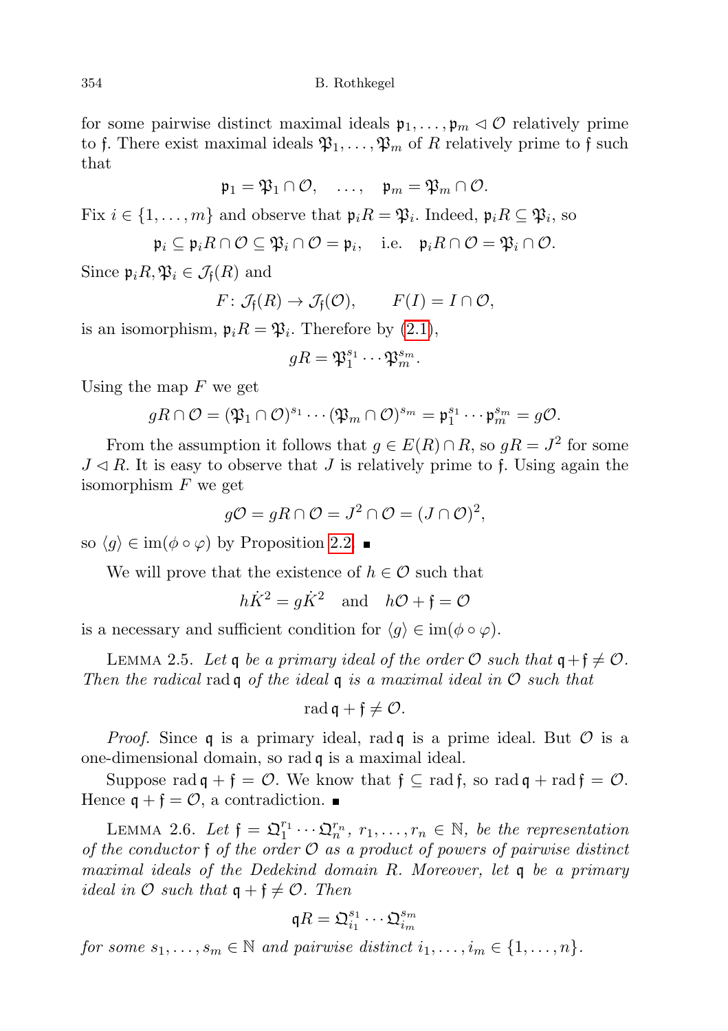for some pairwise distinct maximal ideals $\mathfrak{p}_1, \ldots, \mathfrak{p}_m \lhd \mathcal{O}$ relatively prime to $\mathfrak{f}$. There exist maximal ideals $\mathfrak{P}_1, \ldots, \mathfrak{P}_m$ of $R$ relatively prime to $\mathfrak{f}$ such that

$$\mathfrak{p}_1 = \mathfrak{P}_1 \cap \mathcal{O}, \quad \ldots, \quad \mathfrak{p}_m = \mathfrak{P}_m \cap \mathcal{O}.$$

Fix $i \in \{1, \ldots, m\}$ and observe that $\mathfrak{p}_i R = \mathfrak{P}_i$. Indeed, $\mathfrak{p}_i R \subseteq \mathfrak{P}_i$, so

$$\mathfrak{p}_i \subseteq \mathfrak{p}_i R \cap \mathcal{O} \subseteq \mathfrak{P}_i \cap \mathcal{O} = \mathfrak{p}_i, \quad \text{i.e.} \quad \mathfrak{p}_i R \cap \mathcal{O} = \mathfrak{P}_i \cap \mathcal{O}.$$

Since $\mathfrak{p}_i R, \mathfrak{P}_i \in \mathcal{J}_{\mathfrak{f}}(R)$ and

$$F \colon \mathcal{J}_{\mathfrak{f}}(R) \to \mathcal{J}_{\mathfrak{f}}(\mathcal{O}), \qquad F(I) = I \cap \mathcal{O},$$

is an isomorphism, $\mathfrak{p}_i R = \mathfrak{P}_i$. Therefore by (2.1),

$$gR = \mathfrak{P}_1^{s_1} \cdots \mathfrak{P}_m^{s_m}.$$

Using the map $F$ we get

$$gR \cap \mathcal{O} = (\mathfrak{P}_1 \cap \mathcal{O})^{s_1} \cdots (\mathfrak{P}_m \cap \mathcal{O})^{s_m} = \mathfrak{p}_1^{s_1} \cdots \mathfrak{p}_m^{s_m} = g\mathcal{O}.$$

From the assumption it follows that $g \in E(R) \cap R$, so $gR = J^2$ for some $J \lhd R$. It is easy to observe that $J$ is relatively prime to $\mathfrak{f}$. Using again the isomorphism $F$ we get

$$g\mathcal{O} = gR \cap \mathcal{O} = J^2 \cap \mathcal{O} = (J \cap \mathcal{O})^2,$$

so $\langle g \rangle \in \operatorname{im}(\phi \circ \varphi)$ by Proposition 2.2. ∎

We will prove that the existence of $h \in \mathcal{O}$ such that

$$h\dot{K}^2 = g\dot{K}^2 \quad \text{and} \quad h\mathcal{O} + \mathfrak{f} = \mathcal{O}$$

is a necessary and sufficient condition for $\langle g \rangle \in \operatorname{im}(\phi \circ \varphi)$.

Lemma 2.5. *Let $\mathfrak{q}$ be a primary ideal of the order $\mathcal{O}$ such that $\mathfrak{q} + \mathfrak{f} \neq \mathcal{O}$. Then the radical* $\operatorname{rad}\mathfrak{q}$ *of the ideal $\mathfrak{q}$ is a maximal ideal in $\mathcal{O}$ such that*

$$\operatorname{rad}\mathfrak{q} + \mathfrak{f} \neq \mathcal{O}.$$

*Proof.* Since $\mathfrak{q}$ is a primary ideal, $\operatorname{rad}\mathfrak{q}$ is a prime ideal. But $\mathcal{O}$ is a one-dimensional domain, so $\operatorname{rad}\mathfrak{q}$ is a maximal ideal.

Suppose $\operatorname{rad}\mathfrak{q} + \mathfrak{f} = \mathcal{O}$. We know that $\mathfrak{f} \subseteq \operatorname{rad}\mathfrak{f}$, so $\operatorname{rad}\mathfrak{q} + \operatorname{rad}\mathfrak{f} = \mathcal{O}$. Hence $\mathfrak{q} + \mathfrak{f} = \mathcal{O}$, a contradiction. ∎

Lemma 2.6. *Let $\mathfrak{f} = \mathfrak{Q}_1^{r_1} \cdots \mathfrak{Q}_n^{r_n}$, $r_1, \ldots, r_n \in \mathbb{N}$, be the representation of the conductor $\mathfrak{f}$ of the order $\mathcal{O}$ as a product of powers of pairwise distinct maximal ideals of the Dedekind domain $R$. Moreover, let $\mathfrak{q}$ be a primary ideal in $\mathcal{O}$ such that $\mathfrak{q} + \mathfrak{f} \neq \mathcal{O}$. Then*

$$\mathfrak{q}R = \mathfrak{Q}_{i_1}^{s_1} \cdots \mathfrak{Q}_{i_m}^{s_m}$$

*for some $s_1, \ldots, s_m \in \mathbb{N}$ and pairwise distinct $i_1, \ldots, i_m \in \{1, \ldots, n\}$.*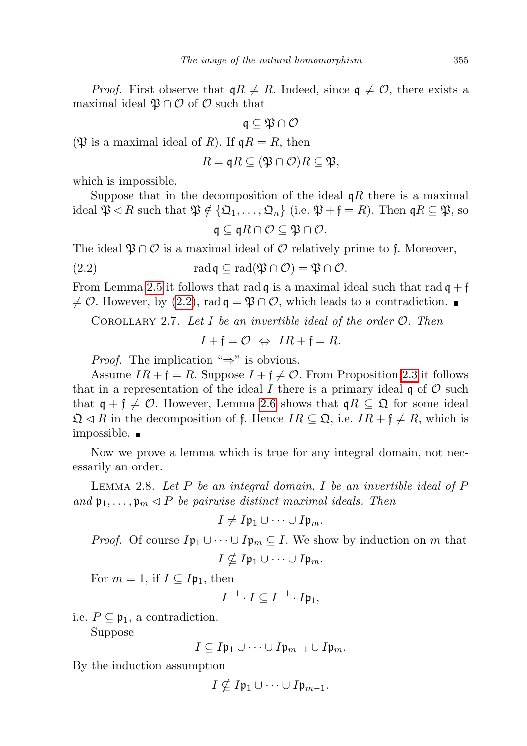*Proof.* First observe that $\mathfrak{q}R \neq R$. Indeed, since $\mathfrak{q} \neq \mathcal{O}$, there exists a maximal ideal $\mathfrak{P} \cap \mathcal{O}$ of $\mathcal{O}$ such that

$$\mathfrak{q} \subseteq \mathfrak{P} \cap \mathcal{O}$$

($\mathfrak{P}$ is a maximal ideal of $R$). If $\mathfrak{q}R = R$, then

$$R = \mathfrak{q}R \subseteq (\mathfrak{P} \cap \mathcal{O})R \subseteq \mathfrak{P},$$

which is impossible.

Suppose that in the decomposition of the ideal $\mathfrak{q}R$ there is a maximal ideal $\mathfrak{P} \lhd R$ such that $\mathfrak{P} \notin \{\mathfrak{Q}_1, \ldots, \mathfrak{Q}_n\}$ (i.e. $\mathfrak{P} + \mathfrak{f} = R$). Then $\mathfrak{q}R \subseteq \mathfrak{P}$, so

$$\mathfrak{q} \subseteq \mathfrak{q}R \cap \mathcal{O} \subseteq \mathfrak{P} \cap \mathcal{O}.$$

The ideal $\mathfrak{P} \cap \mathcal{O}$ is a maximal ideal of $\mathcal{O}$ relatively prime to $\mathfrak{f}$. Moreover,

$$\operatorname{rad} \mathfrak{q} \subseteq \operatorname{rad}(\mathfrak{P} \cap \mathcal{O}) = \mathfrak{P} \cap \mathcal{O}. \tag{2.2}$$

From Lemma 2.5 it follows that $\operatorname{rad} \mathfrak{q}$ is a maximal ideal such that $\operatorname{rad} \mathfrak{q} + \mathfrak{f} \neq \mathcal{O}$. However, by (2.2), $\operatorname{rad} \mathfrak{q} = \mathfrak{P} \cap \mathcal{O}$, which leads to a contradiction. ∎

Corollary 2.7. *Let $I$ be an invertible ideal of the order $\mathcal{O}$. Then*

$$I + \mathfrak{f} = \mathcal{O} \;\Leftrightarrow\; IR + \mathfrak{f} = R.$$

*Proof.* The implication "$\Rightarrow$" is obvious.

Assume $IR + \mathfrak{f} = R$. Suppose $I + \mathfrak{f} \neq \mathcal{O}$. From Proposition 2.3 it follows that in a representation of the ideal $I$ there is a primary ideal $\mathfrak{q}$ of $\mathcal{O}$ such that $\mathfrak{q} + \mathfrak{f} \neq \mathcal{O}$. However, Lemma 2.6 shows that $\mathfrak{q}R \subseteq \mathfrak{Q}$ for some ideal $\mathfrak{Q} \lhd R$ in the decomposition of $\mathfrak{f}$. Hence $IR \subseteq \mathfrak{Q}$, i.e. $IR + \mathfrak{f} \neq R$, which is impossible. ∎

Now we prove a lemma which is true for any integral domain, not necessarily an order.

Lemma 2.8. *Let $P$ be an integral domain, $I$ be an invertible ideal of $P$ and $\mathfrak{p}_1, \ldots, \mathfrak{p}_m \lhd P$ be pairwise distinct maximal ideals. Then*

$$I \neq I\mathfrak{p}_1 \cup \cdots \cup I\mathfrak{p}_m.$$

*Proof.* Of course $I\mathfrak{p}_1 \cup \cdots \cup I\mathfrak{p}_m \subseteq I$. We show by induction on $m$ that

$$I \nsubseteq I\mathfrak{p}_1 \cup \cdots \cup I\mathfrak{p}_m.$$

For $m = 1$, if $I \subseteq I\mathfrak{p}_1$, then

$$I^{-1} \cdot I \subseteq I^{-1} \cdot I\mathfrak{p}_1,$$

i.e. $P \subseteq \mathfrak{p}_1$, a contradiction.

Suppose

$$I \subseteq I\mathfrak{p}_1 \cup \cdots \cup I\mathfrak{p}_{m-1} \cup I\mathfrak{p}_m.$$

By the induction assumption

$$I \nsubseteq I\mathfrak{p}_1 \cup \cdots \cup I\mathfrak{p}_{m-1}.$$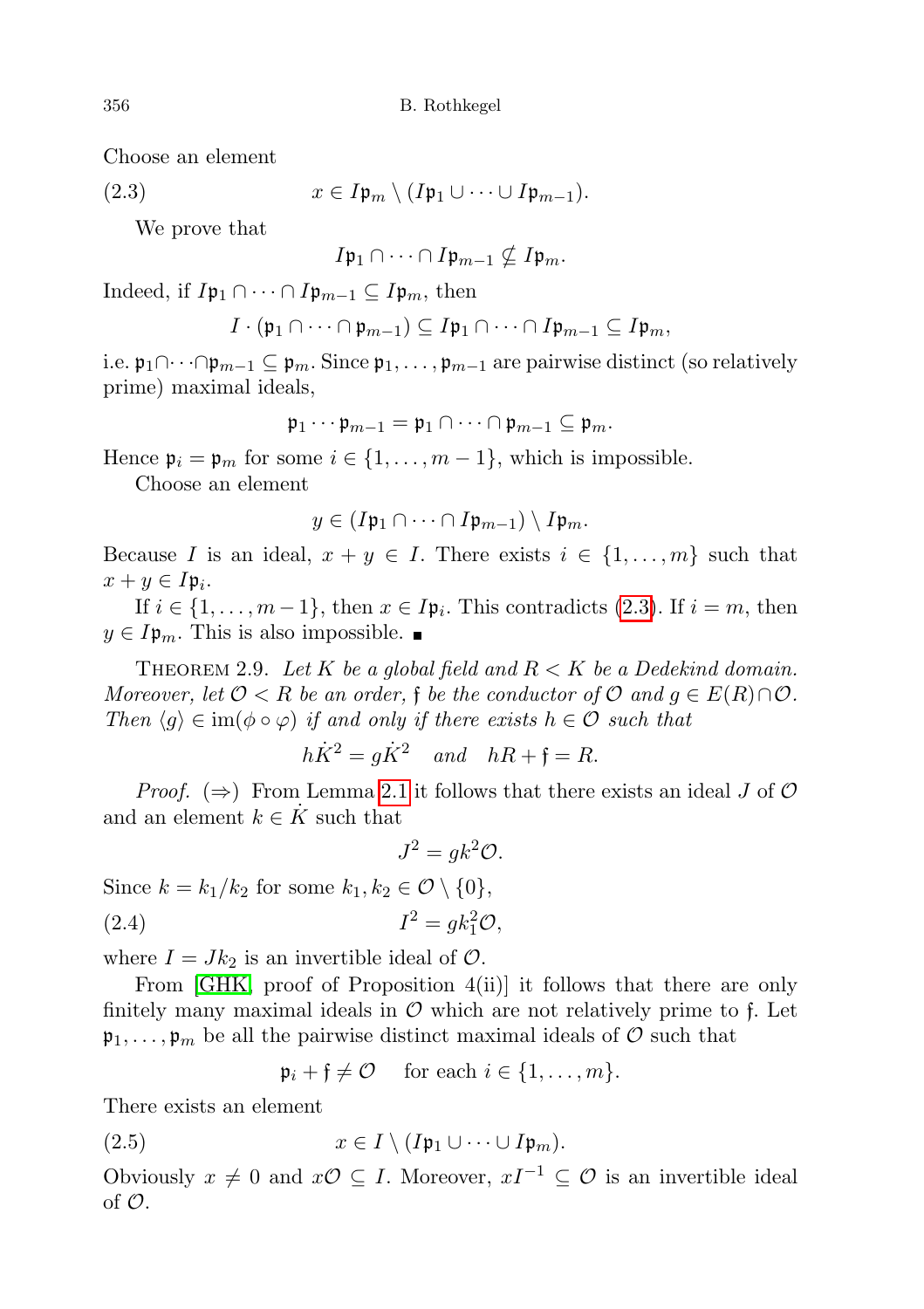Choose an element

$$x \in I\mathfrak{p}_m \setminus (I\mathfrak{p}_1 \cup \cdots \cup I\mathfrak{p}_{m-1}). \tag{2.3}$$

We prove that

$$I\mathfrak{p}_1 \cap \cdots \cap I\mathfrak{p}_{m-1} \nsubseteq I\mathfrak{p}_m.$$

Indeed, if $I\mathfrak{p}_1 \cap \cdots \cap I\mathfrak{p}_{m-1} \subseteq I\mathfrak{p}_m$, then

$$I \cdot (\mathfrak{p}_1 \cap \cdots \cap \mathfrak{p}_{m-1}) \subseteq I\mathfrak{p}_1 \cap \cdots \cap I\mathfrak{p}_{m-1} \subseteq I\mathfrak{p}_m,$$

i.e. $\mathfrak{p}_1 \cap \cdots \cap \mathfrak{p}_{m-1} \subseteq \mathfrak{p}_m$. Since $\mathfrak{p}_1, \ldots, \mathfrak{p}_{m-1}$ are pairwise distinct (so relatively prime) maximal ideals,

$$\mathfrak{p}_1 \cdots \mathfrak{p}_{m-1} = \mathfrak{p}_1 \cap \cdots \cap \mathfrak{p}_{m-1} \subseteq \mathfrak{p}_m.$$

Hence $\mathfrak{p}_i = \mathfrak{p}_m$ for some $i \in \{1, \ldots, m-1\}$, which is impossible.

Choose an element

$$y \in (I\mathfrak{p}_1 \cap \cdots \cap I\mathfrak{p}_{m-1}) \setminus I\mathfrak{p}_m.$$

Because $I$ is an ideal, $x + y \in I$. There exists $i \in \{1, \ldots, m\}$ such that $x + y \in I\mathfrak{p}_i$.

If $i \in \{1, \ldots, m-1\}$, then $x \in I\mathfrak{p}_i$. This contradicts (2.3). If $i = m$, then $y \in I\mathfrak{p}_m$. This is also impossible. ∎

Theorem 2.9. *Let $K$ be a global field and $R < K$ be a Dedekind domain. Moreover, let $\mathcal{O} < R$ be an order, $\mathfrak{f}$ be the conductor of $\mathcal{O}$ and $g \in E(R) \cap \mathcal{O}$. Then $\langle g \rangle \in \operatorname{im}(\phi \circ \varphi)$ if and only if there exists $h \in \mathcal{O}$ such that*

$$h\dot{K}^2 = g\dot{K}^2 \quad \text{and} \quad hR + \mathfrak{f} = R.$$

*Proof.* $(\Rightarrow)$ From Lemma 2.1 it follows that there exists an ideal $J$ of $\mathcal{O}$ and an element $k \in \dot{K}$ such that

$$J^2 = gk^2\mathcal{O}.$$

Since $k = k_1/k_2$ for some $k_1, k_2 \in \mathcal{O} \setminus \{0\}$,

$$I^2 = gk_1^2\mathcal{O}, \tag{2.4}$$

where $I = Jk_2$ is an invertible ideal of $\mathcal{O}$.

From [GHK, proof of Proposition 4(ii)] it follows that there are only finitely many maximal ideals in $\mathcal{O}$ which are not relatively prime to $\mathfrak{f}$. Let $\mathfrak{p}_1, \ldots, \mathfrak{p}_m$ be all the pairwise distinct maximal ideals of $\mathcal{O}$ such that

$$\mathfrak{p}_i + \mathfrak{f} \neq \mathcal{O} \quad \text{ for each } i \in \{1, \ldots, m\}.$$

There exists an element

$$x \in I \setminus (I\mathfrak{p}_1 \cup \cdots \cup I\mathfrak{p}_m). \tag{2.5}$$

Obviously $x \neq 0$ and $x\mathcal{O} \subseteq I$. Moreover, $xI^{-1} \subseteq \mathcal{O}$ is an invertible ideal of $\mathcal{O}$.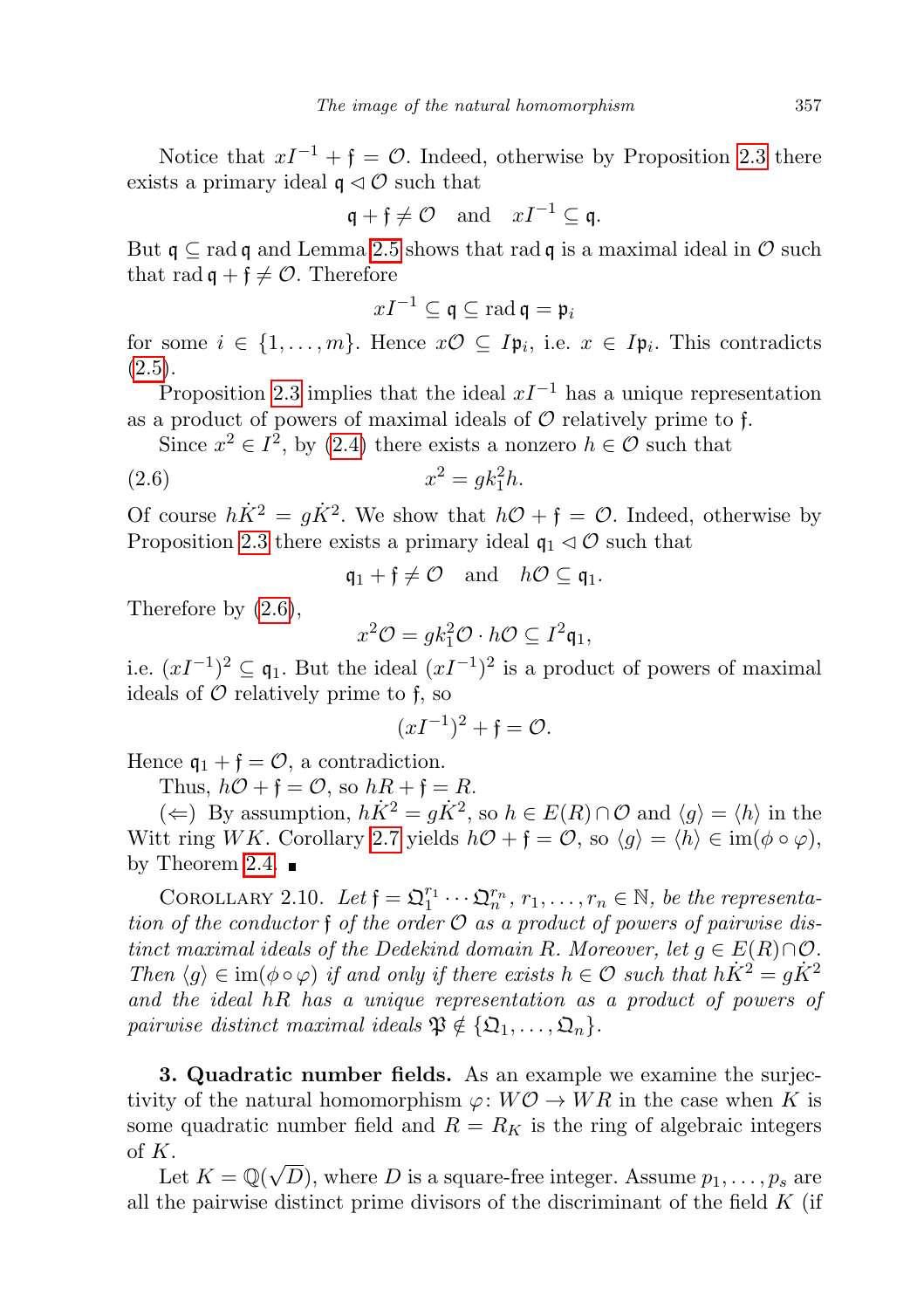Notice that $xI^{-1} + \mathfrak{f} = \mathcal{O}$. Indeed, otherwise by Proposition 2.3 there exists a primary ideal $\mathfrak{q} \lhd \mathcal{O}$ such that

$$\mathfrak{q} + \mathfrak{f} \neq \mathcal{O} \quad \text{and} \quad xI^{-1} \subseteq \mathfrak{q}.$$

But $\mathfrak{q} \subseteq \operatorname{rad} \mathfrak{q}$ and Lemma 2.5 shows that $\operatorname{rad} \mathfrak{q}$ is a maximal ideal in $\mathcal{O}$ such that $\operatorname{rad} \mathfrak{q} + \mathfrak{f} \neq \mathcal{O}$. Therefore

$$xI^{-1} \subseteq \mathfrak{q} \subseteq \operatorname{rad} \mathfrak{q} = \mathfrak{p}_i$$

for some $i \in \{1, \ldots, m\}$. Hence $x\mathcal{O} \subseteq I\mathfrak{p}_i$, i.e. $x \in I\mathfrak{p}_i$. This contradicts (2.5).

Proposition 2.3 implies that the ideal $xI^{-1}$ has a unique representation as a product of powers of maximal ideals of $\mathcal{O}$ relatively prime to $\mathfrak{f}$.

Since $x^2 \in I^2$, by (2.4) there exists a nonzero $h \in \mathcal{O}$ such that

$$x^2 = gk_1^2 h. \tag{2.6}$$

Of course $h\dot{K}^2 = g\dot{K}^2$. We show that $h\mathcal{O} + \mathfrak{f} = \mathcal{O}$. Indeed, otherwise by Proposition 2.3 there exists a primary ideal $\mathfrak{q}_1 \lhd \mathcal{O}$ such that

$$\mathfrak{q}_1 + \mathfrak{f} \neq \mathcal{O} \quad \text{and} \quad h\mathcal{O} \subseteq \mathfrak{q}_1.$$

Therefore by (2.6),

$$x^2\mathcal{O} = gk_1^2\mathcal{O} \cdot h\mathcal{O} \subseteq I^2\mathfrak{q}_1,$$

i.e. $(xI^{-1})^2 \subseteq \mathfrak{q}_1$. But the ideal $(xI^{-1})^2$ is a product of powers of maximal ideals of $\mathcal{O}$ relatively prime to $\mathfrak{f}$, so

$$(xI^{-1})^2 + \mathfrak{f} = \mathcal{O}.$$

Hence $\mathfrak{q}_1 + \mathfrak{f} = \mathcal{O}$, a contradiction.

Thus, $h\mathcal{O} + \mathfrak{f} = \mathcal{O}$, so $hR + \mathfrak{f} = R$.

($\Leftarrow$) By assumption, $h\dot{K}^2 = g\dot{K}^2$, so $h \in E(R) \cap \mathcal{O}$ and $\langle g \rangle = \langle h \rangle$ in the Witt ring $WK$. Corollary 2.7 yields $h\mathcal{O} + \mathfrak{f} = \mathcal{O}$, so $\langle g \rangle = \langle h \rangle \in \operatorname{im}(\phi \circ \varphi)$, by Theorem 2.4. ∎

Corollary 2.10. *Let $\mathfrak{f} = \mathfrak{Q}_1^{r_1} \cdots \mathfrak{Q}_n^{r_n}$, $r_1, \ldots, r_n \in \mathbb{N}$, be the representation of the conductor $\mathfrak{f}$ of the order $\mathcal{O}$ as a product of powers of pairwise distinct maximal ideals of the Dedekind domain $R$. Moreover, let $g \in E(R) \cap \mathcal{O}$. Then $\langle g \rangle \in \operatorname{im}(\phi \circ \varphi)$ if and only if there exists $h \in \mathcal{O}$ such that $h\dot{K}^2 = g\dot{K}^2$ and the ideal $hR$ has a unique representation as a product of powers of pairwise distinct maximal ideals $\mathfrak{P} \notin \{\mathfrak{Q}_1, \ldots, \mathfrak{Q}_n\}$.*

**3. Quadratic number fields.** As an example we examine the surjectivity of the natural homomorphism $\varphi\colon W\mathcal{O} \to WR$ in the case when $K$ is some quadratic number field and $R = R_K$ is the ring of algebraic integers of $K$.

Let $K = \mathbb{Q}(\sqrt{D})$, where $D$ is a square-free integer. Assume $p_1, \ldots, p_s$ are all the pairwise distinct prime divisors of the discriminant of the field $K$ (if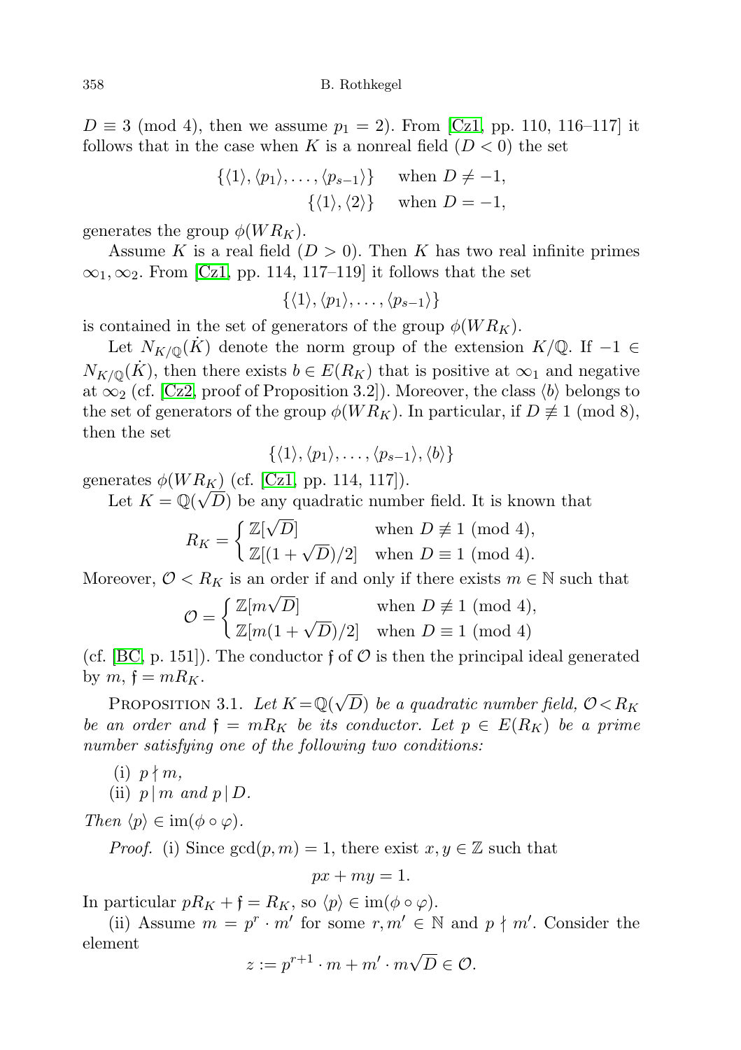$D \equiv 3 \pmod 4$, then we assume $p_1 = 2$). From [Cz1, pp. 110, 116–117] it follows that in the case when $K$ is a nonreal field ($D < 0$) the set

$$\begin{aligned} \{\langle 1\rangle, \langle p_1\rangle, \ldots, \langle p_{s-1}\rangle\} \quad &\text{when } D \neq -1,\\ \{\langle 1\rangle, \langle 2\rangle\} \quad &\text{when } D = -1,\end{aligned}$$

generates the group $\phi(WR_K)$.

Assume $K$ is a real field ($D > 0$). Then $K$ has two real infinite primes $\infty_1, \infty_2$. From [Cz1, pp. 114, 117–119] it follows that the set

$$\{\langle 1\rangle, \langle p_1\rangle, \ldots, \langle p_{s-1}\rangle\}$$

is contained in the set of generators of the group $\phi(WR_K)$.

Let $N_{K/\mathbb{Q}}(\dot{K})$ denote the norm group of the extension $K/\mathbb{Q}$. If $-1 \in N_{K/\mathbb{Q}}(\dot{K})$, then there exists $b \in E(R_K)$ that is positive at $\infty_1$ and negative at $\infty_2$ (cf. [Cz2, proof of Proposition 3.2]). Moreover, the class $\langle b\rangle$ belongs to the set of generators of the group $\phi(WR_K)$. In particular, if $D \not\equiv 1 \pmod 8$, then the set

$$\{\langle 1\rangle, \langle p_1\rangle, \ldots, \langle p_{s-1}\rangle, \langle b\rangle\}$$

generates $\phi(WR_K)$ (cf. [Cz1, pp. 114, 117]).

Let $K = \mathbb{Q}(\sqrt{D})$ be any quadratic number field. It is known that

$$R_K = \begin{cases} \mathbb{Z}[\sqrt{D}] & \text{when } D \not\equiv 1 \pmod 4,\\ \mathbb{Z}[(1+\sqrt{D})/2] & \text{when } D \equiv 1 \pmod 4.\end{cases}$$

Moreover, $\mathcal{O} < R_K$ is an order if and only if there exists $m \in \mathbb{N}$ such that

$$\mathcal{O} = \begin{cases} \mathbb{Z}[m\sqrt{D}] & \text{when } D \not\equiv 1 \pmod 4,\\ \mathbb{Z}[m(1+\sqrt{D})/2] & \text{when } D \equiv 1 \pmod 4\end{cases}$$

(cf. [BC, p. 151]). The conductor $\mathfrak{f}$ of $\mathcal{O}$ is then the principal ideal generated by $m$, $\mathfrak{f} = mR_K$.

**Proposition 3.1.** *Let $K = \mathbb{Q}(\sqrt{D})$ be a quadratic number field, $\mathcal{O} < R_K$ be an order and $\mathfrak{f} = mR_K$ be its conductor. Let $p \in E(R_K)$ be a prime number satisfying one of the following two conditions:*

(i) $p \nmid m$,

(ii) $p \mid m$ *and* $p \mid D$.

*Then $\langle p\rangle \in \operatorname{im}(\phi \circ \varphi)$.*

*Proof.* (i) Since $\gcd(p, m) = 1$, there exist $x, y \in \mathbb{Z}$ such that

$$px + my = 1.$$

In particular $pR_K + \mathfrak{f} = R_K$, so $\langle p\rangle \in \operatorname{im}(\phi \circ \varphi)$.

(ii) Assume $m = p^r \cdot m'$ for some $r, m' \in \mathbb{N}$ and $p \nmid m'$. Consider the element

$$z := p^{r+1} \cdot m + m' \cdot m\sqrt{D} \in \mathcal{O}.$$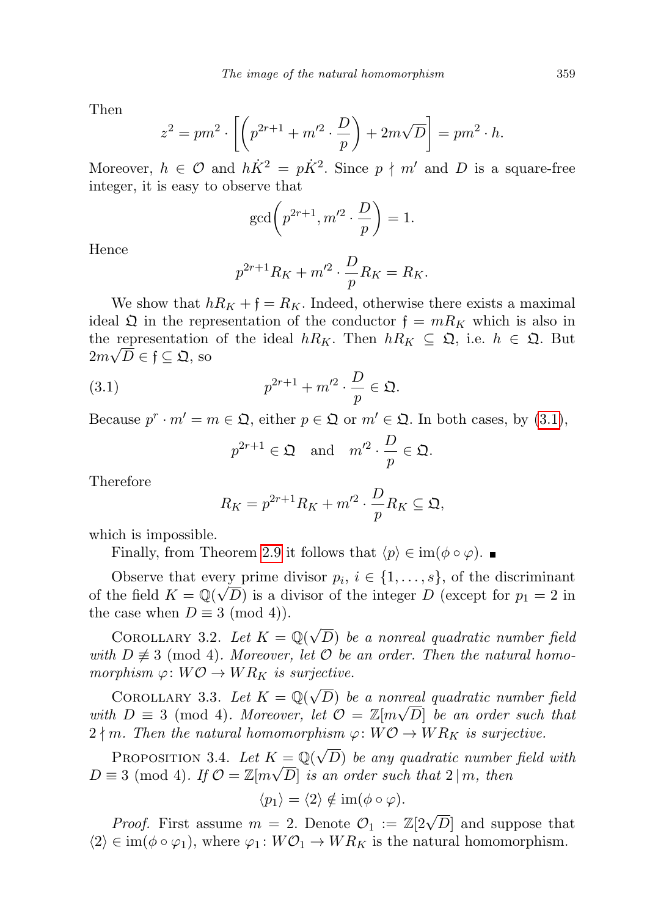Then

$$z^2 = pm^2 \cdot \left[\left(p^{2r+1} + m'^2 \cdot \frac{D}{p}\right) + 2m\sqrt{D}\right] = pm^2 \cdot h.$$

Moreover, $h \in \mathcal{O}$ and $h\dot{K}^2 = p\dot{K}^2$. Since $p \nmid m'$ and $D$ is a square-free integer, it is easy to observe that

$$\gcd\left(p^{2r+1}, m'^2 \cdot \frac{D}{p}\right) = 1.$$

Hence

$$p^{2r+1}R_K + m'^2 \cdot \frac{D}{p}R_K = R_K.$$

We show that $hR_K + \mathfrak{f} = R_K$. Indeed, otherwise there exists a maximal ideal $\mathfrak{Q}$ in the representation of the conductor $\mathfrak{f} = mR_K$ which is also in the representation of the ideal $hR_K$. Then $hR_K \subseteq \mathfrak{Q}$, i.e. $h \in \mathfrak{Q}$. But $2m\sqrt{D} \in \mathfrak{f} \subseteq \mathfrak{Q}$, so

$$p^{2r+1} + m'^2 \cdot \frac{D}{p} \in \mathfrak{Q}. \tag{3.1}$$

Because $p^r \cdot m' = m \in \mathfrak{Q}$, either $p \in \mathfrak{Q}$ or $m' \in \mathfrak{Q}$. In both cases, by (3.1),

$$p^{2r+1} \in \mathfrak{Q} \quad \text{and} \quad m'^2 \cdot \frac{D}{p} \in \mathfrak{Q}.$$

Therefore

$$R_K = p^{2r+1}R_K + m'^2 \cdot \frac{D}{p}R_K \subseteq \mathfrak{Q},$$

which is impossible.

Finally, from Theorem 2.9 it follows that $\langle p \rangle \in \operatorname{im}(\phi \circ \varphi)$. ∎

Observe that every prime divisor $p_i$, $i \in \{1, \ldots, s\}$, of the discriminant of the field $K = \mathbb{Q}(\sqrt{D})$ is a divisor of the integer $D$ (except for $p_1 = 2$ in the case when $D \equiv 3 \pmod 4$).

Corollary 3.2. *Let $K = \mathbb{Q}(\sqrt{D})$ be a nonreal quadratic number field with $D \not\equiv 3 \pmod 4$. Moreover, let $\mathcal{O}$ be an order. Then the natural homomorphism $\varphi\colon W\mathcal{O} \to WR_K$ is surjective.*

Corollary 3.3. *Let $K = \mathbb{Q}(\sqrt{D})$ be a nonreal quadratic number field with $D \equiv 3 \pmod 4$. Moreover, let $\mathcal{O} = \mathbb{Z}[m\sqrt{D}]$ be an order such that $2 \nmid m$. Then the natural homomorphism $\varphi\colon W\mathcal{O} \to WR_K$ is surjective.*

Proposition 3.4. *Let $K = \mathbb{Q}(\sqrt{D})$ be any quadratic number field with $D \equiv 3 \pmod 4$. If $\mathcal{O} = \mathbb{Z}[m\sqrt{D}]$ is an order such that $2 \mid m$, then*

$$\langle p_1 \rangle = \langle 2 \rangle \notin \operatorname{im}(\phi \circ \varphi).$$

*Proof.* First assume $m = 2$. Denote $\mathcal{O}_1 := \mathbb{Z}[2\sqrt{D}]$ and suppose that $\langle 2 \rangle \in \operatorname{im}(\phi \circ \varphi_1)$, where $\varphi_1\colon W\mathcal{O}_1 \to WR_K$ is the natural homomorphism.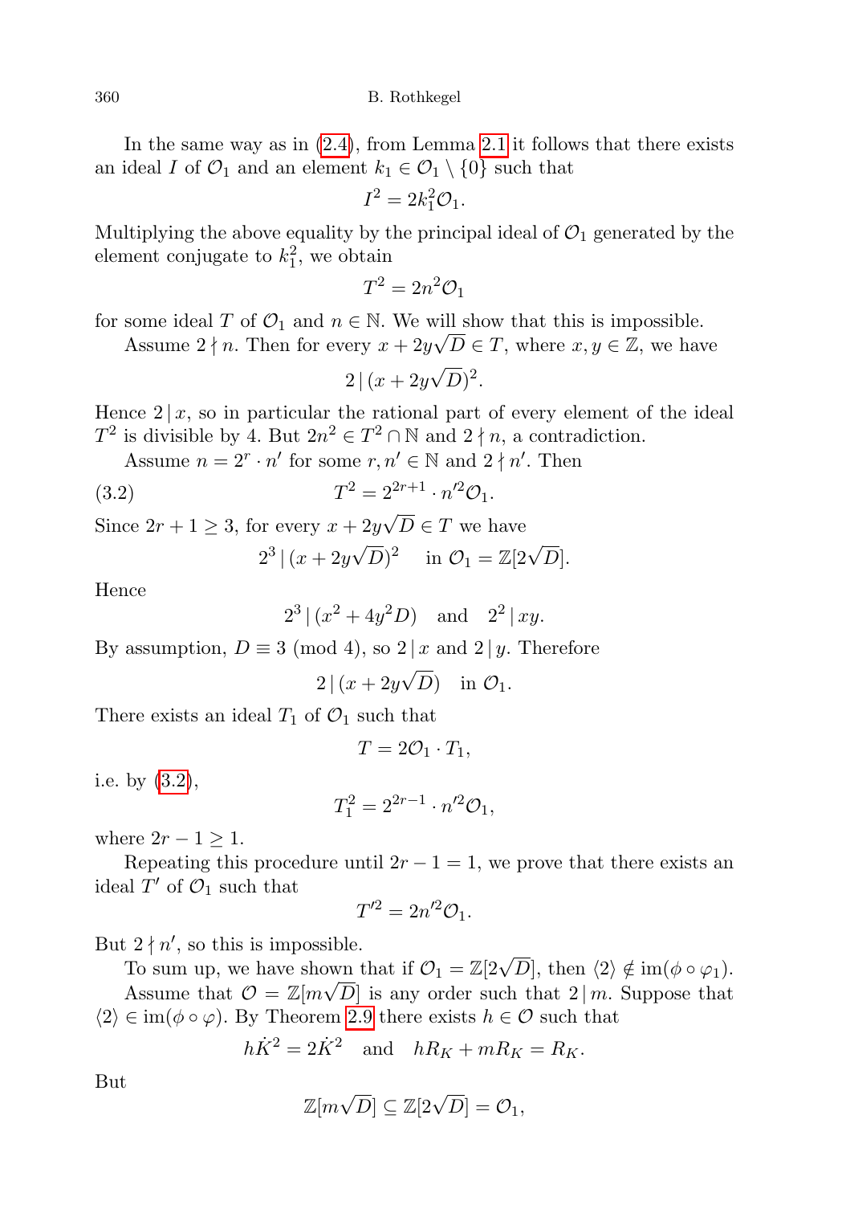In the same way as in (2.4), from Lemma 2.1 it follows that there exists an ideal $I$ of $\mathcal{O}_1$ and an element $k_1 \in \mathcal{O}_1 \setminus \{0\}$ such that

$$I^2 = 2k_1^2\mathcal{O}_1.$$

Multiplying the above equality by the principal ideal of $\mathcal{O}_1$ generated by the element conjugate to $k_1^2$, we obtain

$$T^2 = 2n^2\mathcal{O}_1$$

for some ideal $T$ of $\mathcal{O}_1$ and $n \in \mathbb{N}$. We will show that this is impossible.

Assume $2 \nmid n$. Then for every $x + 2y\sqrt{D} \in T$, where $x, y \in \mathbb{Z}$, we have

$$2 \,|\, (x + 2y\sqrt{D})^2.$$

Hence $2 \,|\, x$, so in particular the rational part of every element of the ideal $T^2$ is divisible by 4. But $2n^2 \in T^2 \cap \mathbb{N}$ and $2 \nmid n$, a contradiction.

Assume $n = 2^r \cdot n'$ for some $r, n' \in \mathbb{N}$ and $2 \nmid n'$. Then

$$T^2 = 2^{2r+1} \cdot n'^2\mathcal{O}_1. \tag{3.2}$$

Since $2r + 1 \geq 3$, for every $x + 2y\sqrt{D} \in T$ we have

$$2^3 \,|\, (x + 2y\sqrt{D})^2 \quad \text{in } \mathcal{O}_1 = \mathbb{Z}[2\sqrt{D}].$$

Hence

$$2^3 \,|\, (x^2 + 4y^2D) \quad \text{and} \quad 2^2 \,|\, xy.$$

By assumption, $D \equiv 3 \pmod 4$, so $2 \,|\, x$ and $2 \,|\, y$. Therefore

$$2 \,|\, (x + 2y\sqrt{D}) \quad \text{in } \mathcal{O}_1.$$

There exists an ideal $T_1$ of $\mathcal{O}_1$ such that

$$T = 2\mathcal{O}_1 \cdot T_1,$$

i.e. by (3.2),

$$T_1^2 = 2^{2r-1} \cdot n'^2\mathcal{O}_1,$$

where $2r - 1 \geq 1$.

Repeating this procedure until $2r - 1 = 1$, we prove that there exists an ideal $T'$ of $\mathcal{O}_1$ such that

$$T'^2 = 2n'^2\mathcal{O}_1.$$

But $2 \nmid n'$, so this is impossible.

To sum up, we have shown that if $\mathcal{O}_1 = \mathbb{Z}[2\sqrt{D}]$, then $\langle 2 \rangle \notin \operatorname{im}(\phi \circ \varphi_1)$.

Assume that $\mathcal{O} = \mathbb{Z}[m\sqrt{D}]$ is any order such that $2 \,|\, m$. Suppose that $\langle 2 \rangle \in \operatorname{im}(\phi \circ \varphi)$. By Theorem 2.9 there exists $h \in \mathcal{O}$ such that

$$h\dot{K}^2 = 2\dot{K}^2 \quad \text{and} \quad hR_K + mR_K = R_K.$$

But

$$\mathbb{Z}[m\sqrt{D}] \subseteq \mathbb{Z}[2\sqrt{D}] = \mathcal{O}_1,$$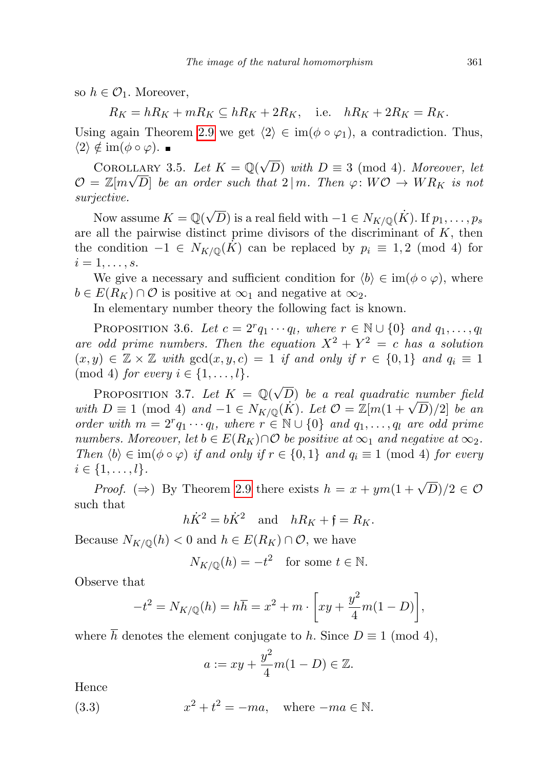so $h \in \mathcal{O}_1$. Moreover,

$$R_K = hR_K + mR_K \subseteq hR_K + 2R_K, \quad \text{i.e.} \quad hR_K + 2R_K = R_K.$$

Using again Theorem 2.9 we get $\langle 2\rangle \in \operatorname{im}(\phi \circ \varphi_1)$, a contradiction. Thus, $\langle 2\rangle \notin \operatorname{im}(\phi \circ \varphi)$. ∎

Corollary 3.5. *Let $K = \mathbb{Q}(\sqrt{D})$ with $D \equiv 3 \pmod 4$. Moreover, let $\mathcal{O} = \mathbb{Z}[m\sqrt{D}]$ be an order such that $2 \mid m$. Then $\varphi\colon W\mathcal{O} \to WR_K$ is not surjective.*

Now assume $K = \mathbb{Q}(\sqrt{D})$ is a real field with $-1 \in N_{K/\mathbb{Q}}(\dot{K})$. If $p_1, \ldots, p_s$ are all the pairwise distinct prime divisors of the discriminant of $K$, then the condition $-1 \in N_{K/\mathbb{Q}}(\dot{K})$ can be replaced by $p_i \equiv 1, 2 \pmod 4$ for $i = 1, \ldots, s$.

We give a necessary and sufficient condition for $\langle b\rangle \in \operatorname{im}(\phi \circ \varphi)$, where $b \in E(R_K) \cap \mathcal{O}$ is positive at $\infty_1$ and negative at $\infty_2$.

In elementary number theory the following fact is known.

Proposition 3.6. *Let $c = 2^r q_1 \cdots q_l$, where $r \in \mathbb{N} \cup \{0\}$ and $q_1, \ldots, q_l$ are odd prime numbers. Then the equation $X^2 + Y^2 = c$ has a solution $(x, y) \in \mathbb{Z} \times \mathbb{Z}$ with $\gcd(x, y, c) = 1$ if and only if $r \in \{0, 1\}$ and $q_i \equiv 1 \pmod 4$ for every $i \in \{1, \ldots, l\}$.*

Proposition 3.7. *Let $K = \mathbb{Q}(\sqrt{D})$ be a real quadratic number field with $D \equiv 1 \pmod 4$ and $-1 \in N_{K/\mathbb{Q}}(\dot{K})$. Let $\mathcal{O} = \mathbb{Z}[m(1+\sqrt{D})/2]$ be an order with $m = 2^r q_1 \cdots q_l$, where $r \in \mathbb{N} \cup \{0\}$ and $q_1, \ldots, q_l$ are odd prime numbers. Moreover, let $b \in E(R_K) \cap \mathcal{O}$ be positive at $\infty_1$ and negative at $\infty_2$. Then $\langle b\rangle \in \operatorname{im}(\phi \circ \varphi)$ if and only if $r \in \{0, 1\}$ and $q_i \equiv 1 \pmod 4$ for every $i \in \{1, \ldots, l\}$.*

*Proof.* ($\Rightarrow$) By Theorem 2.9 there exists $h = x + ym(1+\sqrt{D})/2 \in \mathcal{O}$ such that

$$h\dot{K}^2 = b\dot{K}^2 \quad \text{and} \quad hR_K + \mathfrak{f} = R_K.$$

Because $N_{K/\mathbb{Q}}(h) < 0$ and $h \in E(R_K) \cap \mathcal{O}$, we have

$$N_{K/\mathbb{Q}}(h) = -t^2 \quad \text{for some } t \in \mathbb{N}.$$

Observe that

$$-t^2 = N_{K/\mathbb{Q}}(h) = h\overline{h} = x^2 + m \cdot \left[xy + \frac{y^2}{4}m(1-D)\right],$$

where $\overline{h}$ denotes the element conjugate to $h$. Since $D \equiv 1 \pmod 4$,

$$a := xy + \frac{y^2}{4}m(1-D) \in \mathbb{Z}.$$

Hence

$$x^2 + t^2 = -ma, \quad \text{where } -ma \in \mathbb{N}. \tag{3.3}$$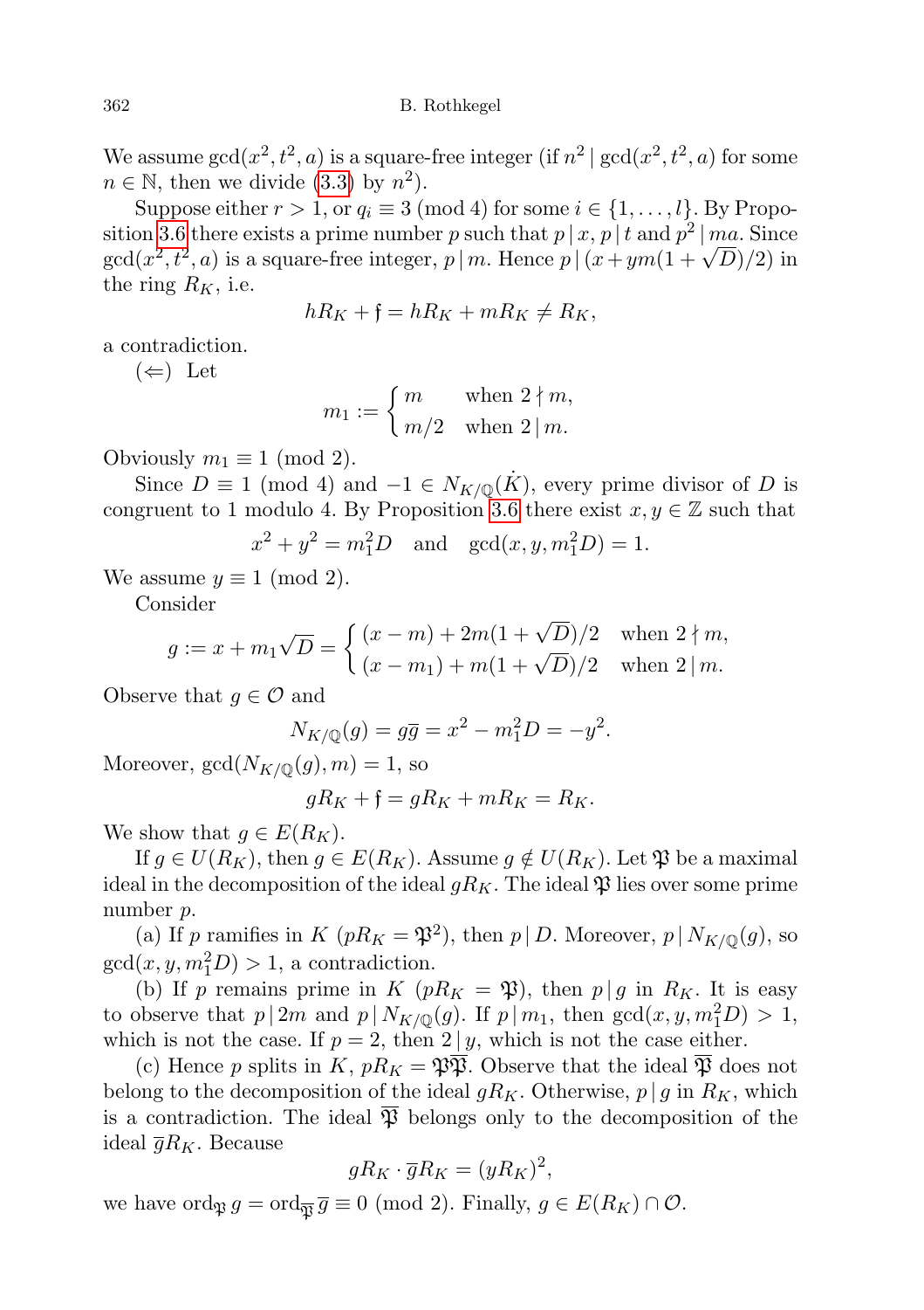We assume $\gcd(x^2, t^2, a)$ is a square-free integer (if $n^2 \mid \gcd(x^2, t^2, a)$ for some $n \in \mathbb{N}$, then we divide (3.3) by $n^2$).

Suppose either $r > 1$, or $q_i \equiv 3 \pmod 4$ for some $i \in \{1, \ldots, l\}$. By Proposition 3.6 there exists a prime number $p$ such that $p \mid x$, $p \mid t$ and $p^2 \mid ma$. Since $\gcd(x^2, t^2, a)$ is a square-free integer, $p \mid m$. Hence $p \mid (x + ym(1+\sqrt{D})/2)$ in the ring $R_K$, i.e.

$$hR_K + \mathfrak{f} = hR_K + mR_K \neq R_K,$$

a contradiction.

($\Leftarrow$) Let

$$m_1 := \begin{cases} m & \text{when } 2 \nmid m, \\ m/2 & \text{when } 2 \mid m. \end{cases}$$

Obviously $m_1 \equiv 1 \pmod 2$.

Since $D \equiv 1 \pmod 4$ and $-1 \in N_{K/\mathbb{Q}}(\dot{K})$, every prime divisor of $D$ is congruent to 1 modulo 4. By Proposition 3.6 there exist $x, y \in \mathbb{Z}$ such that

$$x^2 + y^2 = m_1^2 D \quad \text{and} \quad \gcd(x, y, m_1^2 D) = 1.$$

We assume $y \equiv 1 \pmod 2$.

Consider

$$g := x + m_1\sqrt{D} = \begin{cases} (x - m) + 2m(1+\sqrt{D})/2 & \text{when } 2 \nmid m, \\ (x - m_1) + m(1+\sqrt{D})/2 & \text{when } 2 \mid m. \end{cases}$$

Observe that $g \in \mathcal{O}$ and

$$N_{K/\mathbb{Q}}(g) = g\overline{g} = x^2 - m_1^2 D = -y^2.$$

Moreover, $\gcd(N_{K/\mathbb{Q}}(g), m) = 1$, so

$$gR_K + \mathfrak{f} = gR_K + mR_K = R_K.$$

We show that $g \in E(R_K)$.

If $g \in U(R_K)$, then $g \in E(R_K)$. Assume $g \notin U(R_K)$. Let $\mathfrak{P}$ be a maximal ideal in the decomposition of the ideal $gR_K$. The ideal $\mathfrak{P}$ lies over some prime number $p$.

(a) If $p$ ramifies in $K$ ($pR_K = \mathfrak{P}^2$), then $p \mid D$. Moreover, $p \mid N_{K/\mathbb{Q}}(g)$, so $\gcd(x, y, m_1^2 D) > 1$, a contradiction.

(b) If $p$ remains prime in $K$ ($pR_K = \mathfrak{P}$), then $p \mid g$ in $R_K$. It is easy to observe that $p \mid 2m$ and $p \mid N_{K/\mathbb{Q}}(g)$. If $p \mid m_1$, then $\gcd(x, y, m_1^2 D) > 1$, which is not the case. If $p = 2$, then $2 \mid y$, which is not the case either.

(c) Hence $p$ splits in $K$, $pR_K = \mathfrak{P}\overline{\mathfrak{P}}$. Observe that the ideal $\overline{\mathfrak{P}}$ does not belong to the decomposition of the ideal $gR_K$. Otherwise, $p \mid g$ in $R_K$, which is a contradiction. The ideal $\overline{\mathfrak{P}}$ belongs only to the decomposition of the ideal $\overline{g}R_K$. Because

$$gR_K \cdot \overline{g}R_K = (yR_K)^2,$$

we have $\operatorname{ord}_{\mathfrak{P}} g = \operatorname{ord}_{\overline{\mathfrak{P}}} \overline{g} \equiv 0 \pmod 2$. Finally, $g \in E(R_K) \cap \mathcal{O}$.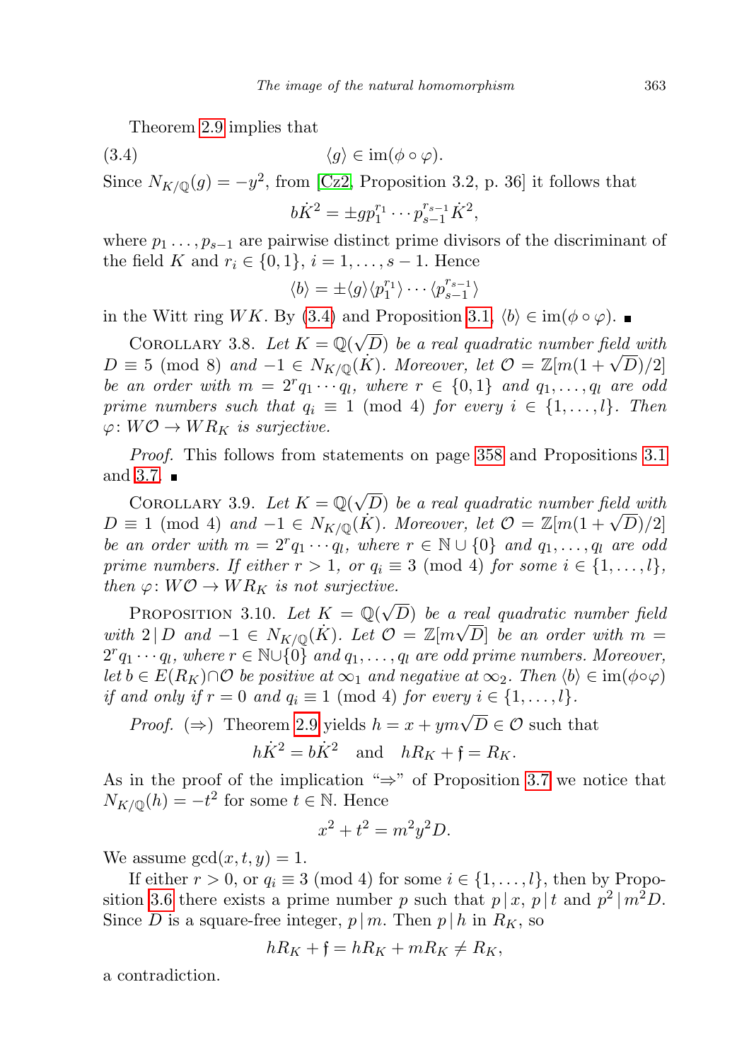Theorem 2.9 implies that

$$\langle g\rangle \in \operatorname{im}(\phi\circ\varphi). \tag{3.4}$$

Since $N_{K/\mathbb{Q}}(g) = -y^2$, from [Cz2, Proposition 3.2, p. 36] it follows that

$$b\dot{K}^2 = \pm g p_1^{r_1}\cdots p_{s-1}^{r_{s-1}}\dot{K}^2,$$

where $p_1\ldots,p_{s-1}$ are pairwise distinct prime divisors of the discriminant of the field $K$ and $r_i\in\{0,1\}$, $i=1,\ldots,s-1$. Hence

$$\langle b\rangle = \pm\langle g\rangle\langle p_1^{r_1}\rangle\cdots\langle p_{s-1}^{r_{s-1}}\rangle$$

in the Witt ring $WK$. By (3.4) and Proposition 3.1, $\langle b\rangle\in\operatorname{im}(\phi\circ\varphi)$. ∎

Corollary 3.8. *Let $K=\mathbb{Q}(\sqrt{D})$ be a real quadratic number field with $D\equiv 5 \pmod 8$ and $-1\in N_{K/\mathbb{Q}}(\dot{K})$. Moreover, let $\mathcal{O}=\mathbb{Z}[m(1+\sqrt{D})/2]$ be an order with $m=2^r q_1\cdots q_l$, where $r\in\{0,1\}$ and $q_1,\ldots,q_l$ are odd prime numbers such that $q_i\equiv 1 \pmod 4$ for every $i\in\{1,\ldots,l\}$. Then $\varphi\colon W\mathcal{O}\to WR_K$ is surjective.*

*Proof.* This follows from statements on page 358 and Propositions 3.1 and 3.7. ∎

Corollary 3.9. *Let $K=\mathbb{Q}(\sqrt{D})$ be a real quadratic number field with $D\equiv 1 \pmod 4$ and $-1\in N_{K/\mathbb{Q}}(\dot{K})$. Moreover, let $\mathcal{O}=\mathbb{Z}[m(1+\sqrt{D})/2]$ be an order with $m=2^r q_1\cdots q_l$, where $r\in\mathbb{N}\cup\{0\}$ and $q_1,\ldots,q_l$ are odd prime numbers. If either $r>1$, or $q_i\equiv 3 \pmod 4$ for some $i\in\{1,\ldots,l\}$, then $\varphi\colon W\mathcal{O}\to WR_K$ is not surjective.*

Proposition 3.10. *Let $K=\mathbb{Q}(\sqrt{D})$ be a real quadratic number field with $2\,|\,D$ and $-1\in N_{K/\mathbb{Q}}(\dot{K})$. Let $\mathcal{O}=\mathbb{Z}[m\sqrt{D}]$ be an order with $m=2^r q_1\cdots q_l$, where $r\in\mathbb{N}\cup\{0\}$ and $q_1,\ldots,q_l$ are odd prime numbers. Moreover, let $b\in E(R_K)\cap\mathcal{O}$ be positive at $\infty_1$ and negative at $\infty_2$. Then $\langle b\rangle\in\operatorname{im}(\phi\circ\varphi)$ if and only if $r=0$ and $q_i\equiv 1 \pmod 4$ for every $i\in\{1,\ldots,l\}$.*

*Proof.* ($\Rightarrow$) Theorem 2.9 yields $h=x+ym\sqrt{D}\in\mathcal{O}$ such that

$$h\dot{K}^2 = b\dot{K}^2 \quad\text{and}\quad hR_K+\mathfrak{f}=R_K.$$

As in the proof of the implication "$\Rightarrow$" of Proposition 3.7 we notice that $N_{K/\mathbb{Q}}(h)=-t^2$ for some $t\in\mathbb{N}$. Hence

$$x^2+t^2=m^2y^2D.$$

We assume $\gcd(x,t,y)=1$.

If either $r>0$, or $q_i\equiv 3 \pmod 4$ for some $i\in\{1,\ldots,l\}$, then by Proposition 3.6 there exists a prime number $p$ such that $p\,|\,x$, $p\,|\,t$ and $p^2\,|\,m^2D$. Since $D$ is a square-free integer, $p\,|\,m$. Then $p\,|\,h$ in $R_K$, so

$$hR_K+\mathfrak{f}=hR_K+mR_K\neq R_K,$$

a contradiction.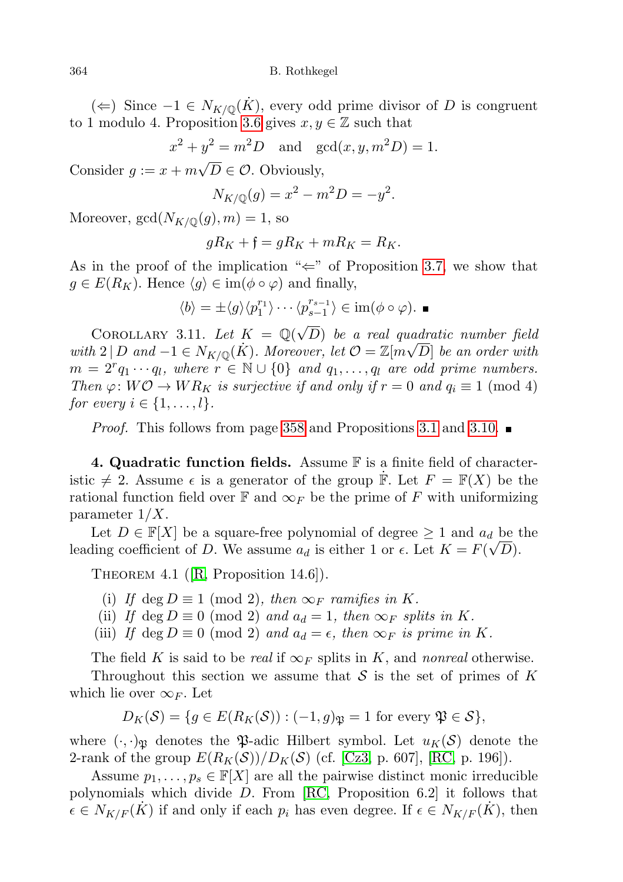($\Leftarrow$) Since $-1 \in N_{K/\mathbb{Q}}(\dot{K})$, every odd prime divisor of $D$ is congruent to 1 modulo 4. Proposition 3.6 gives $x, y \in \mathbb{Z}$ such that

$$x^2 + y^2 = m^2 D \quad \text{and} \quad \gcd(x, y, m^2 D) = 1.$$

Consider $g := x + m\sqrt{D} \in \mathcal{O}$. Obviously,

$$N_{K/\mathbb{Q}}(g) = x^2 - m^2 D = -y^2.$$

Moreover, $\gcd(N_{K/\mathbb{Q}}(g), m) = 1$, so

$$gR_K + \mathfrak{f} = gR_K + mR_K = R_K.$$

As in the proof of the implication "$\Leftarrow$" of Proposition 3.7, we show that $g \in E(R_K)$. Hence $\langle g \rangle \in \operatorname{im}(\phi \circ \varphi)$ and finally,

$$\langle b \rangle = \pm \langle g \rangle \langle p_1^{r_1} \rangle \cdots \langle p_{s-1}^{r_{s-1}} \rangle \in \operatorname{im}(\phi \circ \varphi). \ \blacksquare$$

Corollary 3.11. *Let $K = \mathbb{Q}(\sqrt{D})$ be a real quadratic number field with $2 \mid D$ and $-1 \in N_{K/\mathbb{Q}}(\dot{K})$. Moreover, let $\mathcal{O} = \mathbb{Z}[m\sqrt{D}]$ be an order with $m = 2^r q_1 \cdots q_l$, where $r \in \mathbb{N} \cup \{0\}$ and $q_1, \ldots, q_l$ are odd prime numbers. Then $\varphi \colon W\mathcal{O} \to WR_K$ is surjective if and only if $r = 0$ and $q_i \equiv 1 \pmod 4$ for every $i \in \{1, \ldots, l\}$.*

*Proof.* This follows from page 358 and Propositions 3.1 and 3.10. $\blacksquare$

**4. Quadratic function fields.** Assume $\mathbb{F}$ is a finite field of characteristic $\neq 2$. Assume $\epsilon$ is a generator of the group $\dot{\mathbb{F}}$. Let $F = \mathbb{F}(X)$ be the rational function field over $\mathbb{F}$ and $\infty_F$ be the prime of $F$ with uniformizing parameter $1/X$.

Let $D \in \mathbb{F}[X]$ be a square-free polynomial of degree $\geq 1$ and $a_d$ be the leading coefficient of $D$. We assume $a_d$ is either 1 or $\epsilon$. Let $K = F(\sqrt{D})$.

Theorem 4.1 ([R, Proposition 14.6]).

(i) *If $\deg D \equiv 1 \pmod 2$, then $\infty_F$ ramifies in $K$.*
(ii) *If $\deg D \equiv 0 \pmod 2$ and $a_d = 1$, then $\infty_F$ splits in $K$.*
(iii) *If $\deg D \equiv 0 \pmod 2$ and $a_d = \epsilon$, then $\infty_F$ is prime in $K$.*

The field $K$ is said to be *real* if $\infty_F$ splits in $K$, and *nonreal* otherwise.

Throughout this section we assume that $\mathcal{S}$ is the set of primes of $K$ which lie over $\infty_F$. Let

$$D_K(\mathcal{S}) = \{g \in E(R_K(\mathcal{S})) : (-1, g)_{\mathfrak{P}} = 1 \text{ for every } \mathfrak{P} \in \mathcal{S}\},$$

where $(\cdot,\cdot)_{\mathfrak{P}}$ denotes the $\mathfrak{P}$-adic Hilbert symbol. Let $u_K(\mathcal{S})$ denote the 2-rank of the group $E(R_K(\mathcal{S}))/D_K(\mathcal{S})$ (cf. [Cz3, p. 607], [RC, p. 196]).

Assume $p_1, \ldots, p_s \in \mathbb{F}[X]$ are all the pairwise distinct monic irreducible polynomials which divide $D$. From [RC, Proposition 6.2] it follows that $\epsilon \in N_{K/F}(\dot{K})$ if and only if each $p_i$ has even degree. If $\epsilon \in N_{K/F}(\dot{K})$, then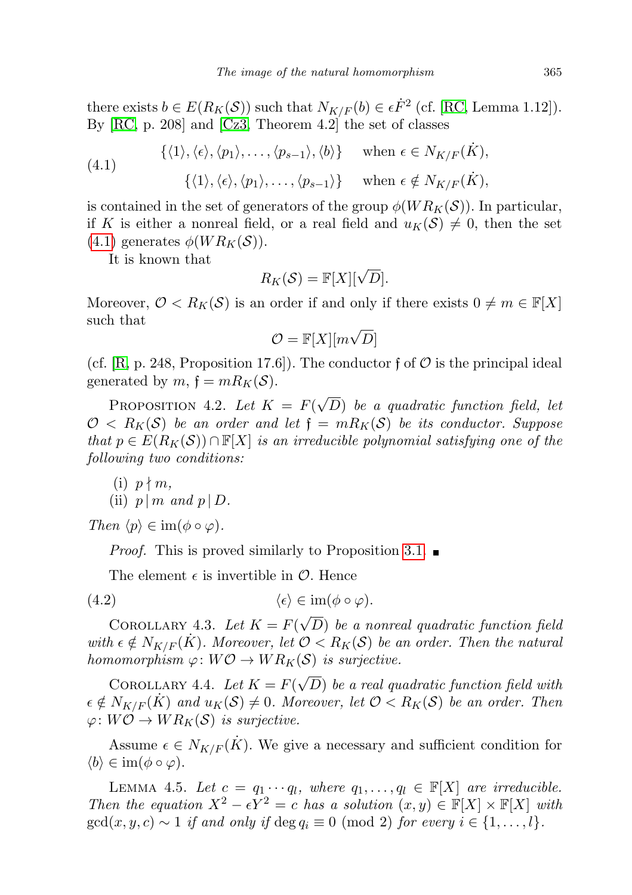there exists $b \in E(R_K(\mathcal{S}))$ such that $N_{K/F}(b) \in \epsilon \dot{F}^2$ (cf. [RC, Lemma 1.12]). By [RC, p. 208] and [Cz3, Theorem 4.2] the set of classes

$$
(4.1) \qquad \begin{aligned} &\{\langle 1\rangle, \langle \epsilon\rangle, \langle p_1\rangle, \ldots, \langle p_{s-1}\rangle, \langle b\rangle\} \quad \text{when } \epsilon \in N_{K/F}(\dot{K}), \\ &\{\langle 1\rangle, \langle \epsilon\rangle, \langle p_1\rangle, \ldots, \langle p_{s-1}\rangle\} \quad \text{when } \epsilon \notin N_{K/F}(\dot{K}), \end{aligned}
$$

is contained in the set of generators of the group $\phi(WR_K(\mathcal{S}))$. In particular, if $K$ is either a nonreal field, or a real field and $u_K(\mathcal{S}) \neq 0$, then the set (4.1) generates $\phi(WR_K(\mathcal{S}))$.

It is known that

$$
R_K(\mathcal{S}) = \mathbb{F}[X][\sqrt{D}].
$$

Moreover, $\mathcal{O} < R_K(\mathcal{S})$ is an order if and only if there exists $0 \neq m \in \mathbb{F}[X]$ such that

$$
\mathcal{O} = \mathbb{F}[X][m\sqrt{D}]
$$

(cf. [R, p. 248, Proposition 17.6]). The conductor $\mathfrak{f}$ of $\mathcal{O}$ is the principal ideal generated by $m$, $\mathfrak{f} = mR_K(\mathcal{S})$.

Proposition 4.2. *Let $K = F(\sqrt{D})$ be a quadratic function field, let $\mathcal{O} < R_K(\mathcal{S})$ be an order and let $\mathfrak{f} = mR_K(\mathcal{S})$ be its conductor. Suppose that $p \in E(R_K(\mathcal{S})) \cap \mathbb{F}[X]$ is an irreducible polynomial satisfying one of the following two conditions:*

(i) $p \nmid m$,
(ii) $p \mid m$ *and* $p \mid D$.

*Then $\langle p\rangle \in \operatorname{im}(\phi \circ \varphi)$.*

*Proof.* This is proved similarly to Proposition 3.1. ∎

The element $\epsilon$ is invertible in $\mathcal{O}$. Hence

$$
(4.2) \qquad \langle \epsilon\rangle \in \operatorname{im}(\phi \circ \varphi).
$$

Corollary 4.3. *Let $K = F(\sqrt{D})$ be a nonreal quadratic function field with $\epsilon \notin N_{K/F}(\dot{K})$. Moreover, let $\mathcal{O} < R_K(\mathcal{S})$ be an order. Then the natural homomorphism $\varphi \colon W\mathcal{O} \to WR_K(\mathcal{S})$ is surjective.*

Corollary 4.4. *Let $K = F(\sqrt{D})$ be a real quadratic function field with $\epsilon \notin N_{K/F}(\dot{K})$ and $u_K(\mathcal{S}) \neq 0$. Moreover, let $\mathcal{O} < R_K(\mathcal{S})$ be an order. Then $\varphi \colon W\mathcal{O} \to WR_K(\mathcal{S})$ is surjective.*

Assume $\epsilon \in N_{K/F}(\dot{K})$. We give a necessary and sufficient condition for $\langle b\rangle \in \operatorname{im}(\phi \circ \varphi)$.

Lemma 4.5. *Let $c = q_1 \cdots q_l$, where $q_1, \ldots, q_l \in \mathbb{F}[X]$ are irreducible. Then the equation $X^2 - \epsilon Y^2 = c$ has a solution $(x, y) \in \mathbb{F}[X] \times \mathbb{F}[X]$ with $\gcd(x, y, c) \sim 1$ if and only if $\deg q_i \equiv 0 \pmod 2$ for every $i \in \{1, \ldots, l\}$.*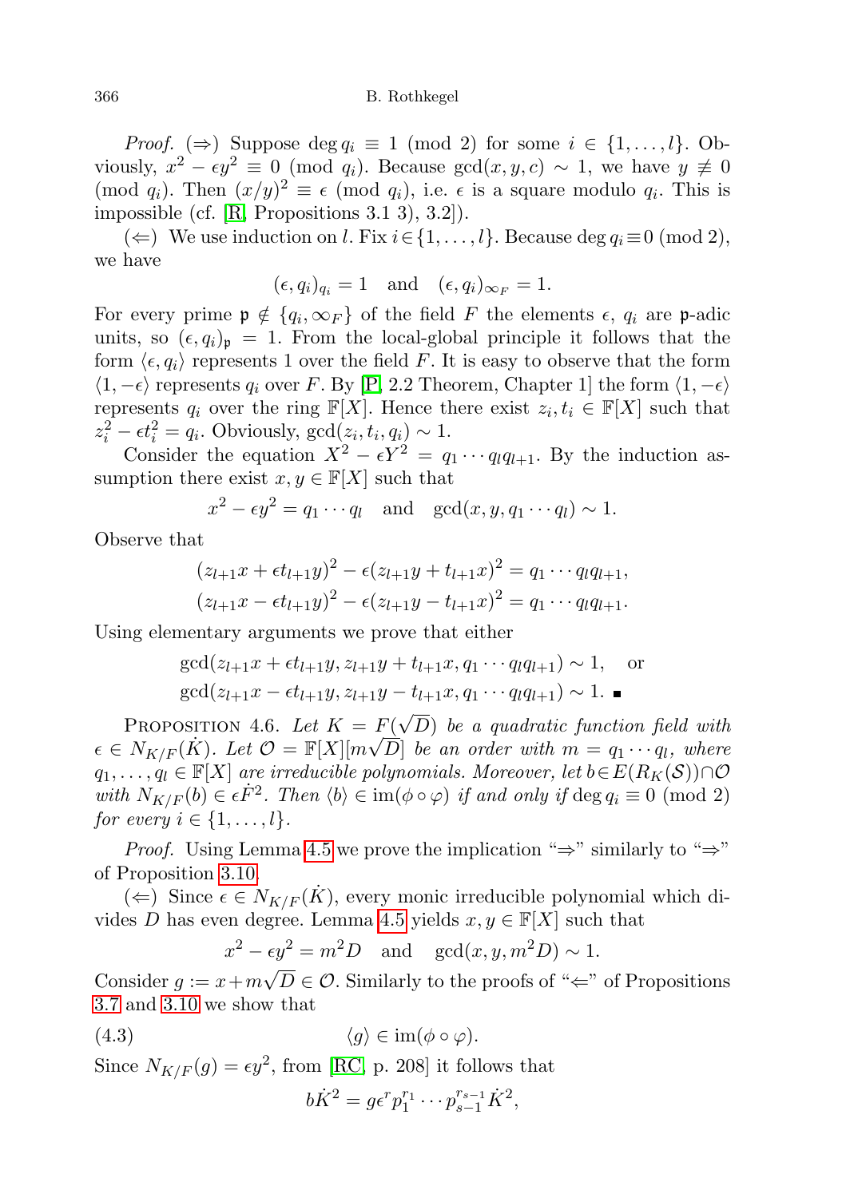*Proof.* (⇒) Suppose $\deg q_i \equiv 1 \pmod 2$ for some $i \in \{1, \dots, l\}$. Obviously, $x^2 - \epsilon y^2 \equiv 0 \pmod{q_i}$. Because $\gcd(x, y, c) \sim 1$, we have $y \not\equiv 0 \pmod{q_i}$. Then $(x/y)^2 \equiv \epsilon \pmod{q_i}$, i.e. $\epsilon$ is a square modulo $q_i$. This is impossible (cf. [R, Propositions 3.1 3), 3.2]).

(⇐) We use induction on $l$. Fix $i \in \{1, \dots, l\}$. Because $\deg q_i \equiv 0 \pmod 2$, we have

$$(\epsilon, q_i)_{q_i} = 1 \quad \text{and} \quad (\epsilon, q_i)_{\infty_F} = 1.$$

For every prime $\mathfrak{p} \notin \{q_i, \infty_F\}$ of the field $F$ the elements $\epsilon$, $q_i$ are $\mathfrak{p}$-adic units, so $(\epsilon, q_i)_{\mathfrak{p}} = 1$. From the local-global principle it follows that the form $\langle \epsilon, q_i \rangle$ represents 1 over the field $F$. It is easy to observe that the form $\langle 1, -\epsilon \rangle$ represents $q_i$ over $F$. By [P, 2.2 Theorem, Chapter 1] the form $\langle 1, -\epsilon \rangle$ represents $q_i$ over the ring $\mathbb{F}[X]$. Hence there exist $z_i, t_i \in \mathbb{F}[X]$ such that $z_i^2 - \epsilon t_i^2 = q_i$. Obviously, $\gcd(z_i, t_i, q_i) \sim 1$.

Consider the equation $X^2 - \epsilon Y^2 = q_1 \cdots q_l q_{l+1}$. By the induction assumption there exist $x, y \in \mathbb{F}[X]$ such that

$$x^2 - \epsilon y^2 = q_1 \cdots q_l \quad \text{and} \quad \gcd(x, y, q_1 \cdots q_l) \sim 1.$$

Observe that

$$(z_{l+1}x + \epsilon t_{l+1}y)^2 - \epsilon(z_{l+1}y + t_{l+1}x)^2 = q_1 \cdots q_l q_{l+1},$$
$$(z_{l+1}x - \epsilon t_{l+1}y)^2 - \epsilon(z_{l+1}y - t_{l+1}x)^2 = q_1 \cdots q_l q_{l+1}.$$

Using elementary arguments we prove that either

$$\gcd(z_{l+1}x + \epsilon t_{l+1}y, z_{l+1}y + t_{l+1}x, q_1 \cdots q_l q_{l+1}) \sim 1, \quad \text{or}$$
$$\gcd(z_{l+1}x - \epsilon t_{l+1}y, z_{l+1}y - t_{l+1}x, q_1 \cdots q_l q_{l+1}) \sim 1. \ \blacksquare$$

Proposition 4.6. *Let $K = F(\sqrt{D})$ be a quadratic function field with $\epsilon \in N_{K/F}(\dot{K})$. Let $\mathcal{O} = \mathbb{F}[X][m\sqrt{D}]$ be an order with $m = q_1 \cdots q_l$, where $q_1, \dots, q_l \in \mathbb{F}[X]$ are irreducible polynomials. Moreover, let $b \in E(R_K(\mathcal{S})) \cap \mathcal{O}$ with $N_{K/F}(b) \in \epsilon \dot{F}^2$. Then $\langle b \rangle \in \operatorname{im}(\phi \circ \varphi)$ if and only if $\deg q_i \equiv 0 \pmod 2$ for every $i \in \{1, \dots, l\}$.*

*Proof.* Using Lemma 4.5 we prove the implication "⇒" similarly to "⇒" of Proposition 3.10.

(⇐) Since $\epsilon \in N_{K/F}(\dot{K})$, every monic irreducible polynomial which divides $D$ has even degree. Lemma 4.5 yields $x, y \in \mathbb{F}[X]$ such that

$$x^2 - \epsilon y^2 = m^2 D \quad \text{and} \quad \gcd(x, y, m^2 D) \sim 1.$$

Consider $g := x + m\sqrt{D} \in \mathcal{O}$. Similarly to the proofs of "⇐" of Propositions 3.7 and 3.10 we show that

$$\langle g \rangle \in \operatorname{im}(\phi \circ \varphi). \tag{4.3}$$

Since $N_{K/F}(g) = \epsilon y^2$, from [RC, p. 208] it follows that

$$b\dot{K}^2 = g\epsilon^r p_1^{r_1} \cdots p_{s-1}^{r_{s-1}} \dot{K}^2,$$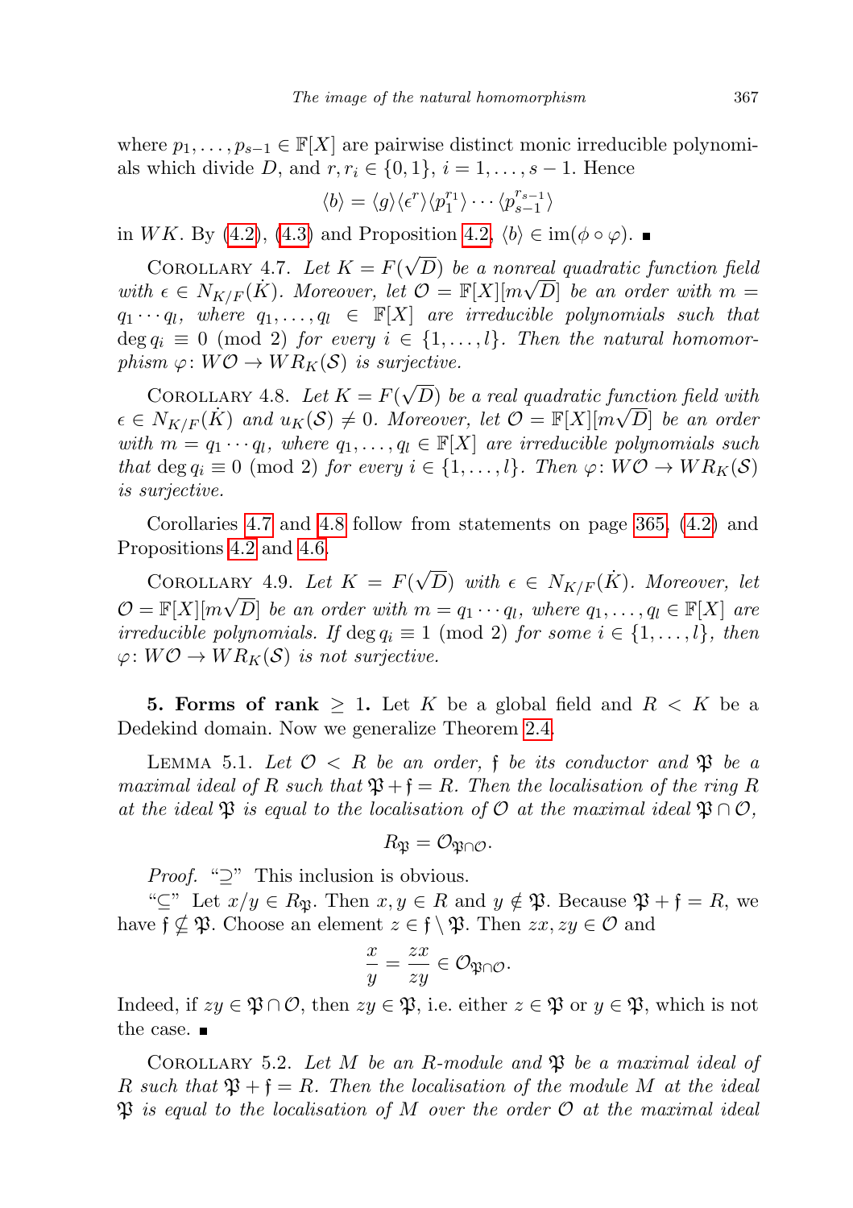where $p_1, \dots, p_{s-1} \in \mathbb{F}[X]$ are pairwise distinct monic irreducible polynomials which divide $D$, and $r, r_i \in \{0,1\}$, $i = 1, \dots, s-1$. Hence

$$\langle b \rangle = \langle g \rangle \langle \epsilon^r \rangle \langle p_1^{r_1} \rangle \cdots \langle p_{s-1}^{r_{s-1}} \rangle$$

in $WK$. By (4.2), (4.3) and Proposition 4.2, $\langle b \rangle \in \operatorname{im}(\phi \circ \varphi)$. ∎

Corollary 4.7. *Let $K = F(\sqrt{D})$ be a nonreal quadratic function field with $\epsilon \in N_{K/F}(\dot{K})$. Moreover, let $\mathcal{O} = \mathbb{F}[X][m\sqrt{D}]$ be an order with $m = q_1 \cdots q_l$, where $q_1, \dots, q_l \in \mathbb{F}[X]$ are irreducible polynomials such that $\deg q_i \equiv 0 \pmod 2$ for every $i \in \{1, \dots, l\}$. Then the natural homomorphism $\varphi\colon W\mathcal{O} \to WR_K(\mathcal{S})$ is surjective.*

Corollary 4.8. *Let $K = F(\sqrt{D})$ be a real quadratic function field with $\epsilon \in N_{K/F}(\dot{K})$ and $u_K(\mathcal{S}) \neq 0$. Moreover, let $\mathcal{O} = \mathbb{F}[X][m\sqrt{D}]$ be an order with $m = q_1 \cdots q_l$, where $q_1, \dots, q_l \in \mathbb{F}[X]$ are irreducible polynomials such that $\deg q_i \equiv 0 \pmod 2$ for every $i \in \{1, \dots, l\}$. Then $\varphi\colon W\mathcal{O} \to WR_K(\mathcal{S})$ is surjective.*

Corollaries 4.7 and 4.8 follow from statements on page 365, (4.2) and Propositions 4.2 and 4.6.

Corollary 4.9. *Let $K = F(\sqrt{D})$ with $\epsilon \in N_{K/F}(\dot{K})$. Moreover, let $\mathcal{O} = \mathbb{F}[X][m\sqrt{D}]$ be an order with $m = q_1 \cdots q_l$, where $q_1, \dots, q_l \in \mathbb{F}[X]$ are irreducible polynomials. If $\deg q_i \equiv 1 \pmod 2$ for some $i \in \{1, \dots, l\}$, then $\varphi\colon W\mathcal{O} \to WR_K(\mathcal{S})$ is not surjective.*

## 5. Forms of rank $\geq 1$.

Let $K$ be a global field and $R < K$ be a Dedekind domain. Now we generalize Theorem 2.4.

Lemma 5.1. *Let $\mathcal{O} < R$ be an order, $\mathfrak{f}$ be its conductor and $\mathfrak{P}$ be a maximal ideal of $R$ such that $\mathfrak{P} + \mathfrak{f} = R$. Then the localisation of the ring $R$ at the ideal $\mathfrak{P}$ is equal to the localisation of $\mathcal{O}$ at the maximal ideal $\mathfrak{P} \cap \mathcal{O}$,*

$$R_{\mathfrak{P}} = \mathcal{O}_{\mathfrak{P} \cap \mathcal{O}}.$$

*Proof.* "$\supseteq$" This inclusion is obvious.

"$\subseteq$" Let $x/y \in R_{\mathfrak{P}}$. Then $x, y \in R$ and $y \notin \mathfrak{P}$. Because $\mathfrak{P} + \mathfrak{f} = R$, we have $\mathfrak{f} \not\subseteq \mathfrak{P}$. Choose an element $z \in \mathfrak{f} \setminus \mathfrak{P}$. Then $zx, zy \in \mathcal{O}$ and

$$\frac{x}{y} = \frac{zx}{zy} \in \mathcal{O}_{\mathfrak{P} \cap \mathcal{O}}.$$

Indeed, if $zy \in \mathfrak{P} \cap \mathcal{O}$, then $zy \in \mathfrak{P}$, i.e. either $z \in \mathfrak{P}$ or $y \in \mathfrak{P}$, which is not the case. ∎

Corollary 5.2. *Let $M$ be an $R$-module and $\mathfrak{P}$ be a maximal ideal of $R$ such that $\mathfrak{P} + \mathfrak{f} = R$. Then the localisation of the module $M$ at the ideal $\mathfrak{P}$ is equal to the localisation of $M$ over the order $\mathcal{O}$ at the maximal ideal*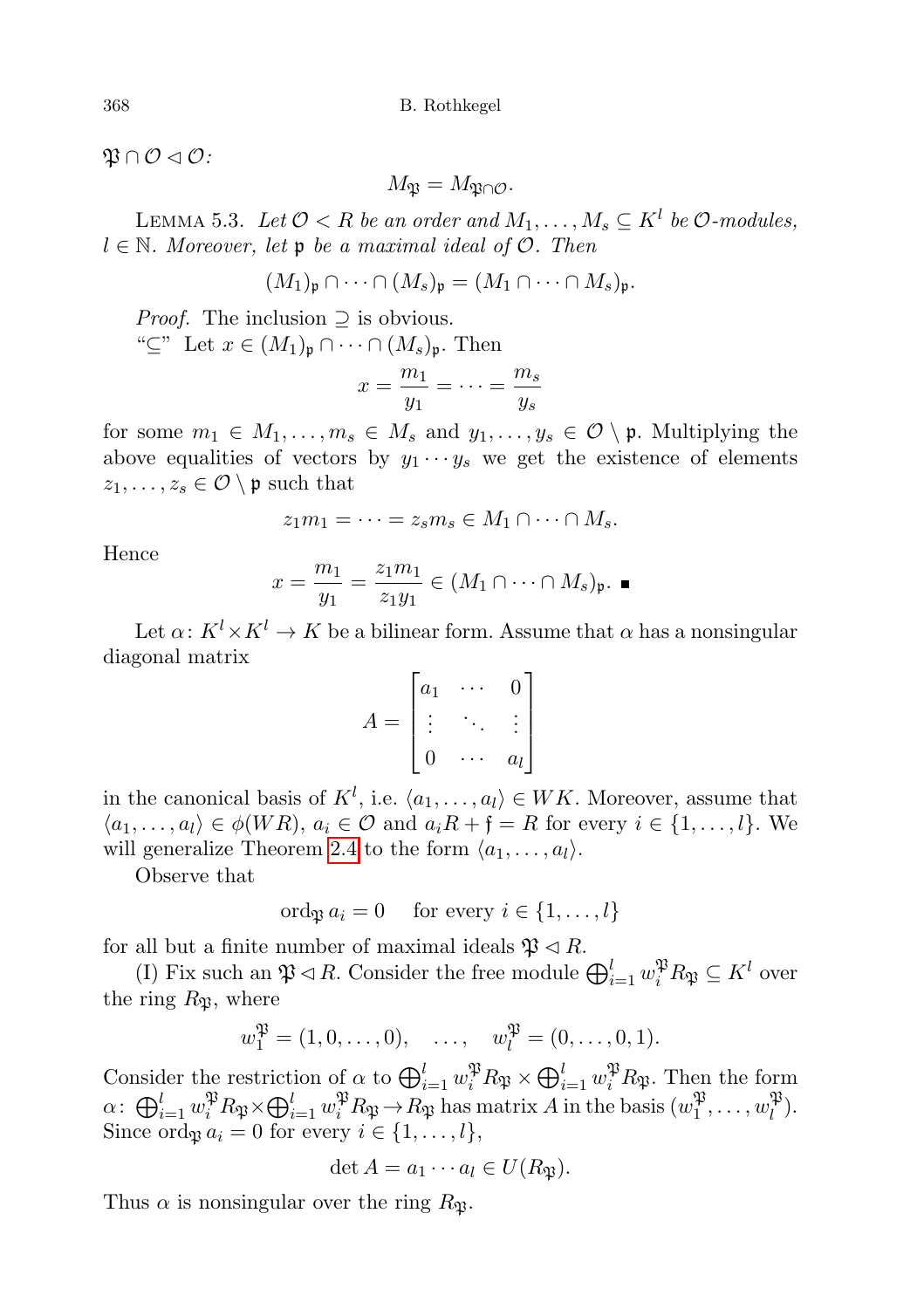$\mathfrak{P} \cap \mathcal{O} \lhd \mathcal{O}$:

$$M_{\mathfrak{P}} = M_{\mathfrak{P}\cap\mathcal{O}}.$$

Lemma 5.3. *Let $\mathcal{O} < R$ be an order and $M_1, \ldots, M_s \subseteq K^l$ be $\mathcal{O}$-modules, $l \in \mathbb{N}$. Moreover, let $\mathfrak{p}$ be a maximal ideal of $\mathcal{O}$. Then*

$$(M_1)_{\mathfrak{p}} \cap \cdots \cap (M_s)_{\mathfrak{p}} = (M_1 \cap \cdots \cap M_s)_{\mathfrak{p}}.$$

*Proof.* The inclusion $\supseteq$ is obvious.

"$\subseteq$" Let $x \in (M_1)_{\mathfrak{p}} \cap \cdots \cap (M_s)_{\mathfrak{p}}$. Then

$$x = \frac{m_1}{y_1} = \cdots = \frac{m_s}{y_s}$$

for some $m_1 \in M_1, \ldots, m_s \in M_s$ and $y_1, \ldots, y_s \in \mathcal{O} \setminus \mathfrak{p}$. Multiplying the above equalities of vectors by $y_1 \cdots y_s$ we get the existence of elements $z_1, \ldots, z_s \in \mathcal{O} \setminus \mathfrak{p}$ such that

$$z_1 m_1 = \cdots = z_s m_s \in M_1 \cap \cdots \cap M_s.$$

Hence

$$x = \frac{m_1}{y_1} = \frac{z_1 m_1}{z_1 y_1} \in (M_1 \cap \cdots \cap M_s)_{\mathfrak{p}}. \blacksquare$$

Let $\alpha\colon K^l \times K^l \to K$ be a bilinear form. Assume that $\alpha$ has a nonsingular diagonal matrix

$$A = \begin{bmatrix} a_1 & \cdots & 0 \\ \vdots & \ddots & \vdots \\ 0 & \cdots & a_l \end{bmatrix}$$

in the canonical basis of $K^l$, i.e. $\langle a_1, \ldots, a_l \rangle \in WK$. Moreover, assume that $\langle a_1, \ldots, a_l \rangle \in \phi(WR)$, $a_i \in \mathcal{O}$ and $a_i R + \mathfrak{f} = R$ for every $i \in \{1, \ldots, l\}$. We will generalize Theorem 2.4 to the form $\langle a_1, \ldots, a_l \rangle$.

Observe that

$$\operatorname{ord}_{\mathfrak{P}} a_i = 0 \quad \text{for every } i \in \{1, \ldots, l\}$$

for all but a finite number of maximal ideals $\mathfrak{P} \lhd R$.

(I) Fix such an $\mathfrak{P} \lhd R$. Consider the free module $\bigoplus_{i=1}^{l} w_i^{\mathfrak{P}} R_{\mathfrak{P}} \subseteq K^l$ over the ring $R_{\mathfrak{P}}$, where

$$w_1^{\mathfrak{P}} = (1, 0, \ldots, 0), \quad \ldots, \quad w_l^{\mathfrak{P}} = (0, \ldots, 0, 1).$$

Consider the restriction of $\alpha$ to $\bigoplus_{i=1}^{l} w_i^{\mathfrak{P}} R_{\mathfrak{P}} \times \bigoplus_{i=1}^{l} w_i^{\mathfrak{P}} R_{\mathfrak{P}}$. Then the form $\alpha\colon \bigoplus_{i=1}^{l} w_i^{\mathfrak{P}} R_{\mathfrak{P}} \times \bigoplus_{i=1}^{l} w_i^{\mathfrak{P}} R_{\mathfrak{P}} \to R_{\mathfrak{P}}$ has matrix $A$ in the basis $(w_1^{\mathfrak{P}}, \ldots, w_l^{\mathfrak{P}})$. Since $\operatorname{ord}_{\mathfrak{P}} a_i = 0$ for every $i \in \{1, \ldots, l\}$,

$$\det A = a_1 \cdots a_l \in U(R_{\mathfrak{P}}).$$

Thus $\alpha$ is nonsingular over the ring $R_{\mathfrak{P}}$.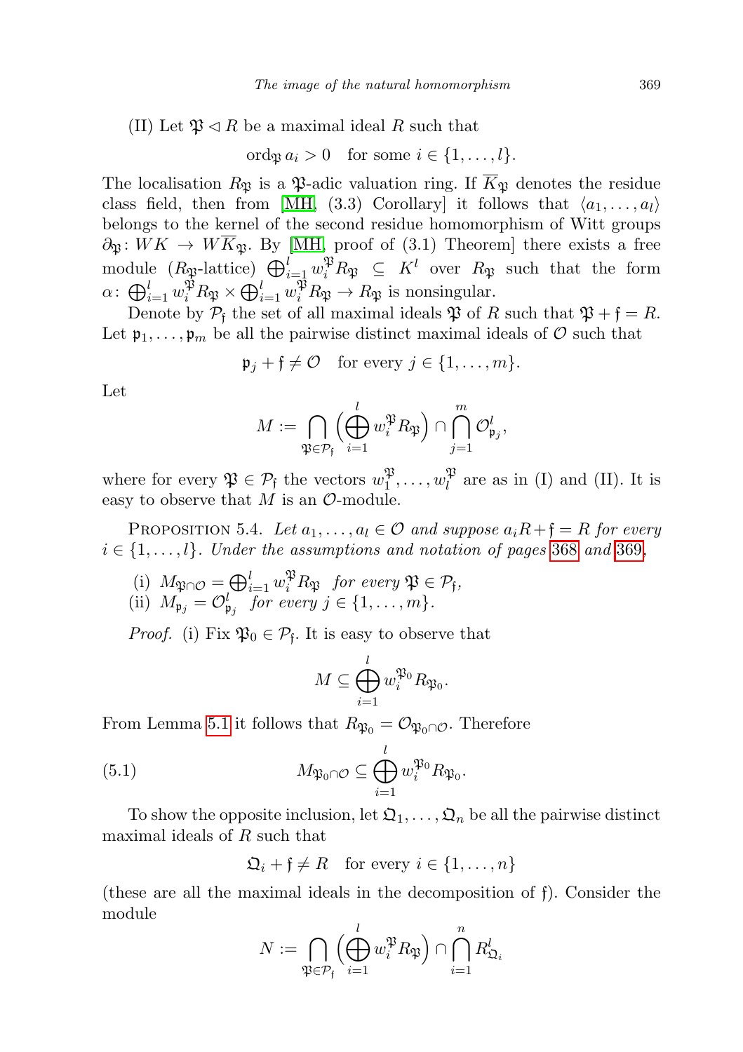(II) Let $\mathfrak{P} \lhd R$ be a maximal ideal $R$ such that

$$\operatorname{ord}_{\mathfrak{P}} a_i > 0 \quad \text{for some } i \in \{1, \ldots, l\}.$$

The localisation $R_{\mathfrak{P}}$ is a $\mathfrak{P}$-adic valuation ring. If $\overline{K}_{\mathfrak{P}}$ denotes the residue class field, then from [MH, (3.3) Corollary] it follows that $\langle a_1, \ldots, a_l \rangle$ belongs to the kernel of the second residue homomorphism of Witt groups $\partial_{\mathfrak{P}} \colon WK \to W\overline{K}_{\mathfrak{P}}$. By [MH, proof of (3.1) Theorem] there exists a free module ($R_{\mathfrak{P}}$-lattice) $\bigoplus_{i=1}^{l} w_i^{\mathfrak{P}} R_{\mathfrak{P}} \subseteq K^l$ over $R_{\mathfrak{P}}$ such that the form $\alpha \colon \bigoplus_{i=1}^{l} w_i^{\mathfrak{P}} R_{\mathfrak{P}} \times \bigoplus_{i=1}^{l} w_i^{\mathfrak{P}} R_{\mathfrak{P}} \to R_{\mathfrak{P}}$ is nonsingular.

Denote by $\mathcal{P}_{\mathfrak{f}}$ the set of all maximal ideals $\mathfrak{P}$ of $R$ such that $\mathfrak{P} + \mathfrak{f} = R$. Let $\mathfrak{p}_1, \ldots, \mathfrak{p}_m$ be all the pairwise distinct maximal ideals of $\mathcal{O}$ such that

$$\mathfrak{p}_j + \mathfrak{f} \neq \mathcal{O} \quad \text{for every } j \in \{1, \ldots, m\}.$$

Let

$$M := \bigcap_{\mathfrak{P} \in \mathcal{P}_{\mathfrak{f}}} \Big( \bigoplus_{i=1}^{l} w_i^{\mathfrak{P}} R_{\mathfrak{P}} \Big) \cap \bigcap_{j=1}^{m} \mathcal{O}_{\mathfrak{p}_j}^{l},$$

where for every $\mathfrak{P} \in \mathcal{P}_{\mathfrak{f}}$ the vectors $w_1^{\mathfrak{P}}, \ldots, w_l^{\mathfrak{P}}$ are as in (I) and (II). It is easy to observe that $M$ is an $\mathcal{O}$-module.

Proposition 5.4. *Let $a_1, \ldots, a_l \in \mathcal{O}$ and suppose $a_i R + \mathfrak{f} = R$ for every $i \in \{1, \ldots, l\}$. Under the assumptions and notation of pages 368 and 369,*

(i) $M_{\mathfrak{P} \cap \mathcal{O}} = \bigoplus_{i=1}^{l} w_i^{\mathfrak{P}} R_{\mathfrak{P}}$ *for every* $\mathfrak{P} \in \mathcal{P}_{\mathfrak{f}}$,
(ii) $M_{\mathfrak{p}_j} = \mathcal{O}_{\mathfrak{p}_j}^{l}$ *for every* $j \in \{1, \ldots, m\}$.

*Proof.* (i) Fix $\mathfrak{P}_0 \in \mathcal{P}_{\mathfrak{f}}$. It is easy to observe that

$$M \subseteq \bigoplus_{i=1}^{l} w_i^{\mathfrak{P}_0} R_{\mathfrak{P}_0}.$$

From Lemma 5.1 it follows that $R_{\mathfrak{P}_0} = \mathcal{O}_{\mathfrak{P}_0 \cap \mathcal{O}}$. Therefore

$$M_{\mathfrak{P}_0 \cap \mathcal{O}} \subseteq \bigoplus_{i=1}^{l} w_i^{\mathfrak{P}_0} R_{\mathfrak{P}_0}. \tag{5.1}$$

To show the opposite inclusion, let $\mathfrak{Q}_1, \ldots, \mathfrak{Q}_n$ be all the pairwise distinct maximal ideals of $R$ such that

$$\mathfrak{Q}_i + \mathfrak{f} \neq R \quad \text{for every } i \in \{1, \ldots, n\}$$

(these are all the maximal ideals in the decomposition of $\mathfrak{f}$). Consider the module

$$N := \bigcap_{\mathfrak{P} \in \mathcal{P}_{\mathfrak{f}}} \Big( \bigoplus_{i=1}^{l} w_i^{\mathfrak{P}} R_{\mathfrak{P}} \Big) \cap \bigcap_{i=1}^{n} R_{\mathfrak{Q}_i}^{l}$$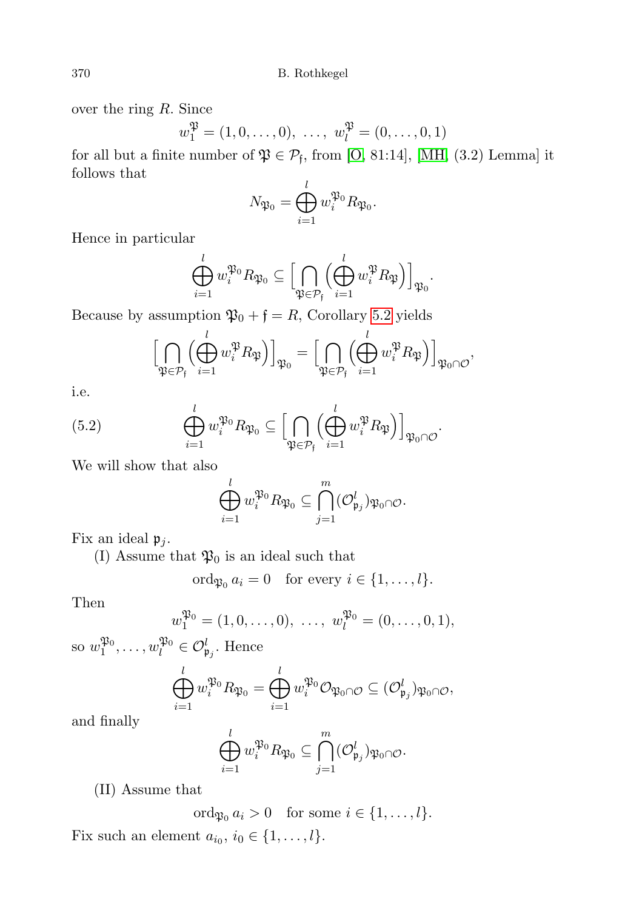over the ring $R$. Since

$$w_1^{\mathfrak{P}} = (1, 0, \dots, 0), \ \dots, \ w_l^{\mathfrak{P}} = (0, \dots, 0, 1)$$

for all but a finite number of $\mathfrak{P} \in \mathcal{P}_{\mathfrak{f}}$, from [O, 81:14], [MH, (3.2) Lemma] it follows that

$$N_{\mathfrak{P}_0} = \bigoplus_{i=1}^{l} w_i^{\mathfrak{P}_0} R_{\mathfrak{P}_0}.$$

Hence in particular

$$\bigoplus_{i=1}^{l} w_i^{\mathfrak{P}_0} R_{\mathfrak{P}_0} \subseteq \Big[ \bigcap_{\mathfrak{P} \in \mathcal{P}_{\mathfrak{f}}} \Big( \bigoplus_{i=1}^{l} w_i^{\mathfrak{P}} R_{\mathfrak{P}} \Big) \Big]_{\mathfrak{P}_0}.$$

Because by assumption $\mathfrak{P}_0 + \mathfrak{f} = R$, Corollary 5.2 yields

$$\Big[ \bigcap_{\mathfrak{P} \in \mathcal{P}_{\mathfrak{f}}} \Big( \bigoplus_{i=1}^{l} w_i^{\mathfrak{P}} R_{\mathfrak{P}} \Big) \Big]_{\mathfrak{P}_0} = \Big[ \bigcap_{\mathfrak{P} \in \mathcal{P}_{\mathfrak{f}}} \Big( \bigoplus_{i=1}^{l} w_i^{\mathfrak{P}} R_{\mathfrak{P}} \Big) \Big]_{\mathfrak{P}_0 \cap \mathcal{O}},$$

i.e.

$$\bigoplus_{i=1}^{l} w_i^{\mathfrak{P}_0} R_{\mathfrak{P}_0} \subseteq \Big[ \bigcap_{\mathfrak{P} \in \mathcal{P}_{\mathfrak{f}}} \Big( \bigoplus_{i=1}^{l} w_i^{\mathfrak{P}} R_{\mathfrak{P}} \Big) \Big]_{\mathfrak{P}_0 \cap \mathcal{O}}. \tag{5.2}$$

We will show that also

$$\bigoplus_{i=1}^{l} w_i^{\mathfrak{P}_0} R_{\mathfrak{P}_0} \subseteq \bigcap_{j=1}^{m} (\mathcal{O}_{\mathfrak{p}_j}^{l})_{\mathfrak{P}_0 \cap \mathcal{O}}.$$

Fix an ideal $\mathfrak{p}_j$.

(I) Assume that $\mathfrak{P}_0$ is an ideal such that

$$\operatorname{ord}_{\mathfrak{P}_0} a_i = 0 \quad \text{for every } i \in \{1, \dots, l\}.$$

Then

$$w_1^{\mathfrak{P}_0} = (1, 0, \dots, 0), \ \dots, \ w_l^{\mathfrak{P}_0} = (0, \dots, 0, 1),$$

so $w_1^{\mathfrak{P}_0}, \dots, w_l^{\mathfrak{P}_0} \in \mathcal{O}_{\mathfrak{p}_j}^{l}$. Hence

$$\bigoplus_{i=1}^{l} w_i^{\mathfrak{P}_0} R_{\mathfrak{P}_0} = \bigoplus_{i=1}^{l} w_i^{\mathfrak{P}_0} \mathcal{O}_{\mathfrak{P}_0 \cap \mathcal{O}} \subseteq (\mathcal{O}_{\mathfrak{p}_j}^{l})_{\mathfrak{P}_0 \cap \mathcal{O}},$$

and finally

$$\bigoplus_{i=1}^{l} w_i^{\mathfrak{P}_0} R_{\mathfrak{P}_0} \subseteq \bigcap_{j=1}^{m} (\mathcal{O}_{\mathfrak{p}_j}^{l})_{\mathfrak{P}_0 \cap \mathcal{O}}.$$

(II) Assume that

$$\operatorname{ord}_{\mathfrak{P}_0} a_i > 0 \quad \text{for some } i \in \{1, \dots, l\}.$$

Fix such an element $a_{i_0}$, $i_0 \in \{1, \dots, l\}$.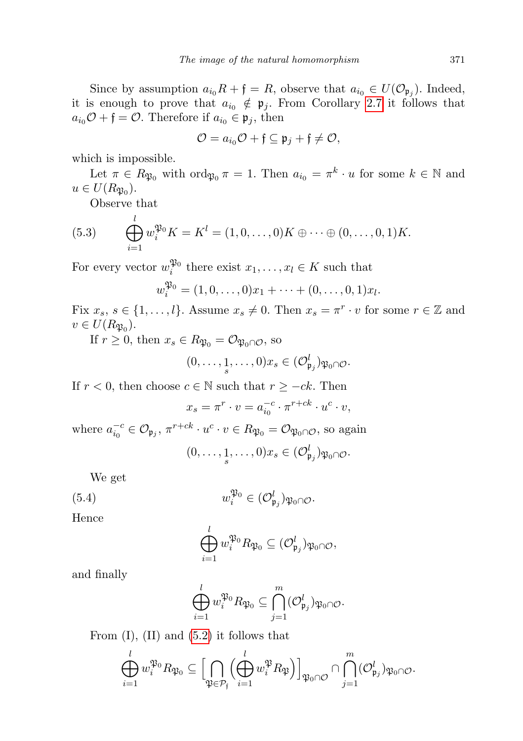Since by assumption $a_{i_0}R + \mathfrak{f} = R$, observe that $a_{i_0} \in U(\mathcal{O}_{\mathfrak{p}_j})$. Indeed, it is enough to prove that $a_{i_0} \notin \mathfrak{p}_j$. From Corollary 2.7 it follows that $a_{i_0}\mathcal{O} + \mathfrak{f} = \mathcal{O}$. Therefore if $a_{i_0} \in \mathfrak{p}_j$, then

$$\mathcal{O} = a_{i_0}\mathcal{O} + \mathfrak{f} \subseteq \mathfrak{p}_j + \mathfrak{f} \neq \mathcal{O},$$

which is impossible.

Let $\pi \in R_{\mathfrak{P}_0}$ with $\operatorname{ord}_{\mathfrak{P}_0} \pi = 1$. Then $a_{i_0} = \pi^k \cdot u$ for some $k \in \mathbb{N}$ and $u \in U(R_{\mathfrak{P}_0})$.

Observe that

$$\bigoplus_{i=1}^{l} w_i^{\mathfrak{P}_0} K = K^l = (1, 0, \ldots, 0)K \oplus \cdots \oplus (0, \ldots, 0, 1)K. \tag{5.3}$$

For every vector $w_i^{\mathfrak{P}_0}$ there exist $x_1, \ldots, x_l \in K$ such that

$$w_i^{\mathfrak{P}_0} = (1, 0, \ldots, 0)x_1 + \cdots + (0, \ldots, 0, 1)x_l.$$

Fix $x_s$, $s \in \{1, \ldots, l\}$. Assume $x_s \neq 0$. Then $x_s = \pi^r \cdot v$ for some $r \in \mathbb{Z}$ and $v \in U(R_{\mathfrak{P}_0})$.

If $r \geq 0$, then $x_s \in R_{\mathfrak{P}_0} = \mathcal{O}_{\mathfrak{P}_0 \cap \mathcal{O}}$, so

$$(0, \ldots, \underset{s}{1}, \ldots, 0)x_s \in (\mathcal{O}^l_{\mathfrak{p}_j})_{\mathfrak{P}_0 \cap \mathcal{O}}.$$

If $r < 0$, then choose $c \in \mathbb{N}$ such that $r \geq -ck$. Then

$$x_s = \pi^r \cdot v = a_{i_0}^{-c} \cdot \pi^{r+ck} \cdot u^c \cdot v,$$

where $a_{i_0}^{-c} \in \mathcal{O}_{\mathfrak{p}_j}$, $\pi^{r+ck} \cdot u^c \cdot v \in R_{\mathfrak{P}_0} = \mathcal{O}_{\mathfrak{P}_0 \cap \mathcal{O}}$, so again

$$(0, \ldots, \underset{s}{1}, \ldots, 0)x_s \in (\mathcal{O}^l_{\mathfrak{p}_j})_{\mathfrak{P}_0 \cap \mathcal{O}}.$$

We get

$$w_i^{\mathfrak{P}_0} \in (\mathcal{O}^l_{\mathfrak{p}_j})_{\mathfrak{P}_0 \cap \mathcal{O}}. \tag{5.4}$$

Hence

$$\bigoplus_{i=1}^{l} w_i^{\mathfrak{P}_0} R_{\mathfrak{P}_0} \subseteq (\mathcal{O}^l_{\mathfrak{p}_j})_{\mathfrak{P}_0 \cap \mathcal{O}},$$

and finally

$$\bigoplus_{i=1}^{l} w_i^{\mathfrak{P}_0} R_{\mathfrak{P}_0} \subseteq \bigcap_{j=1}^{m} (\mathcal{O}^l_{\mathfrak{p}_j})_{\mathfrak{P}_0 \cap \mathcal{O}}.$$

From (I), (II) and (5.2) it follows that

$$\bigoplus_{i=1}^{l} w_i^{\mathfrak{P}_0} R_{\mathfrak{P}_0} \subseteq \Big[ \bigcap_{\mathfrak{P} \in \mathcal{P}_{\mathfrak{f}}} \Big( \bigoplus_{i=1}^{l} w_i^{\mathfrak{P}} R_{\mathfrak{P}} \Big) \Big]_{\mathfrak{P}_0 \cap \mathcal{O}} \cap \bigcap_{j=1}^{m} (\mathcal{O}^l_{\mathfrak{p}_j})_{\mathfrak{P}_0 \cap \mathcal{O}}.$$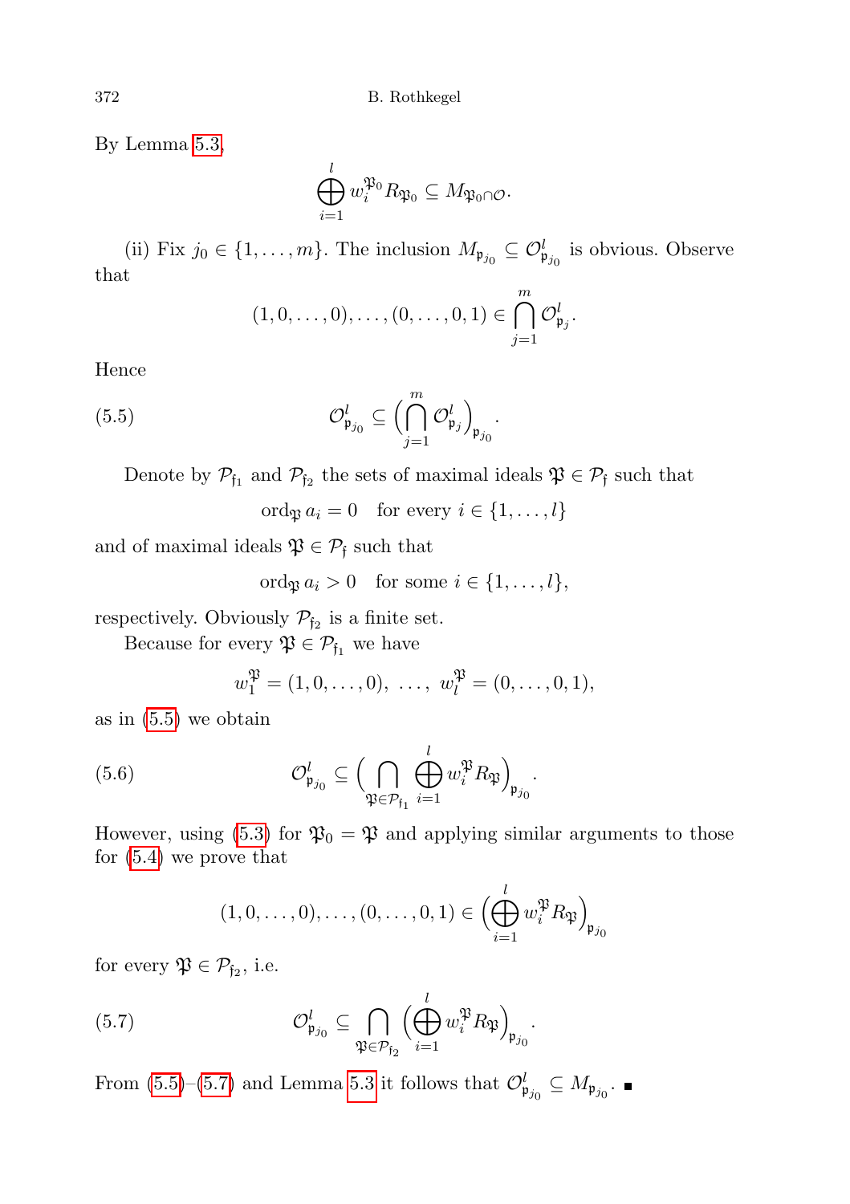By Lemma 5.3,

$$\bigoplus_{i=1}^{l} w_i^{\mathfrak{P}_0} R_{\mathfrak{P}_0} \subseteq M_{\mathfrak{P}_0 \cap \mathcal{O}}.$$

(ii) Fix $j_0 \in \{1, \ldots, m\}$. The inclusion $M_{\mathfrak{p}_{j_0}} \subseteq \mathcal{O}^l_{\mathfrak{p}_{j_0}}$ is obvious. Observe that

$$(1, 0, \ldots, 0), \ldots, (0, \ldots, 0, 1) \in \bigcap_{j=1}^{m} \mathcal{O}^l_{\mathfrak{p}_j}.$$

Hence

$$\mathcal{O}^l_{\mathfrak{p}_{j_0}} \subseteq \Big( \bigcap_{j=1}^{m} \mathcal{O}^l_{\mathfrak{p}_j} \Big)_{\mathfrak{p}_{j_0}}. \tag{5.5}$$

Denote by $\mathcal{P}_{\mathfrak{f}_1}$ and $\mathcal{P}_{\mathfrak{f}_2}$ the sets of maximal ideals $\mathfrak{P} \in \mathcal{P}_{\mathfrak{f}}$ such that

$$\operatorname{ord}_{\mathfrak{P}} a_i = 0 \quad \text{for every } i \in \{1, \ldots, l\}$$

and of maximal ideals $\mathfrak{P} \in \mathcal{P}_{\mathfrak{f}}$ such that

$$\operatorname{ord}_{\mathfrak{P}} a_i > 0 \quad \text{for some } i \in \{1, \ldots, l\},$$

respectively. Obviously $\mathcal{P}_{\mathfrak{f}_2}$ is a finite set.

Because for every $\mathfrak{P} \in \mathcal{P}_{\mathfrak{f}_1}$ we have

$$w_1^{\mathfrak{P}} = (1, 0, \ldots, 0), \ \ldots, \ w_l^{\mathfrak{P}} = (0, \ldots, 0, 1),$$

as in (5.5) we obtain

$$\mathcal{O}^l_{\mathfrak{p}_{j_0}} \subseteq \Big( \bigcap_{\mathfrak{P} \in \mathcal{P}_{\mathfrak{f}_1}} \bigoplus_{i=1}^{l} w_i^{\mathfrak{P}} R_{\mathfrak{P}} \Big)_{\mathfrak{p}_{j_0}}. \tag{5.6}$$

However, using (5.3) for $\mathfrak{P}_0 = \mathfrak{P}$ and applying similar arguments to those for (5.4) we prove that

$$(1, 0, \ldots, 0), \ldots, (0, \ldots, 0, 1) \in \Big( \bigoplus_{i=1}^{l} w_i^{\mathfrak{P}} R_{\mathfrak{P}} \Big)_{\mathfrak{p}_{j_0}}$$

for every $\mathfrak{P} \in \mathcal{P}_{\mathfrak{f}_2}$, i.e.

$$\mathcal{O}^l_{\mathfrak{p}_{j_0}} \subseteq \bigcap_{\mathfrak{P} \in \mathcal{P}_{\mathfrak{f}_2}} \Big( \bigoplus_{i=1}^{l} w_i^{\mathfrak{P}} R_{\mathfrak{P}} \Big)_{\mathfrak{p}_{j_0}}. \tag{5.7}$$

From (5.5)–(5.7) and Lemma 5.3 it follows that $\mathcal{O}^l_{\mathfrak{p}_{j_0}} \subseteq M_{\mathfrak{p}_{j_0}}$. ∎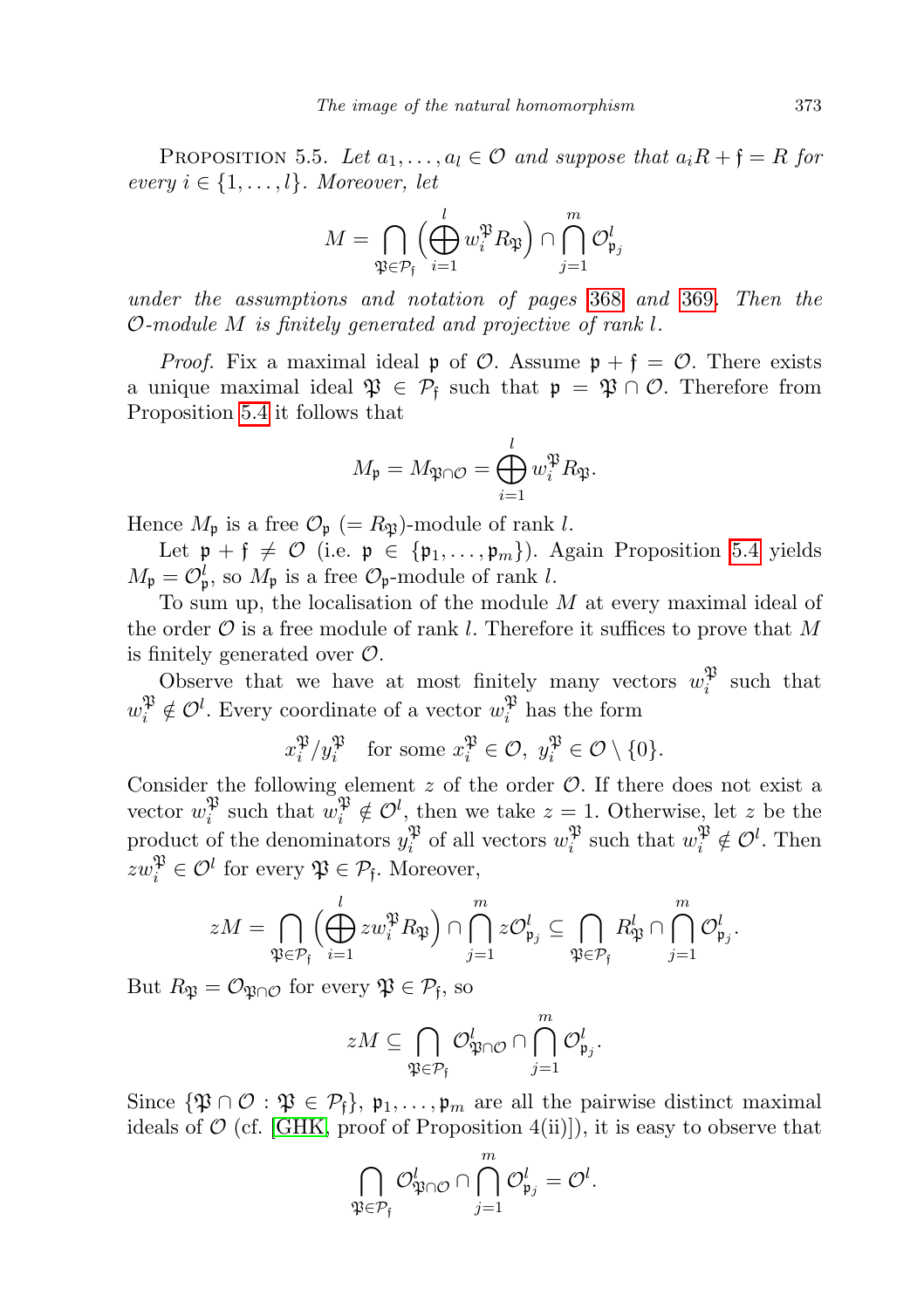Proposition 5.5. *Let $a_1, \dots, a_l \in \mathcal{O}$ and suppose that $a_i R + \mathfrak{f} = R$ for every $i \in \{1, \dots, l\}$. Moreover, let*

$$M = \bigcap_{\mathfrak{P} \in \mathcal{P}_{\mathfrak{f}}} \Big( \bigoplus_{i=1}^{l} w_i^{\mathfrak{P}} R_{\mathfrak{P}} \Big) \cap \bigcap_{j=1}^{m} \mathcal{O}_{\mathfrak{p}_j}^{l}$$

*under the assumptions and notation of pages 368 and 369. Then the $\mathcal{O}$-module $M$ is finitely generated and projective of rank $l$.*

*Proof.* Fix a maximal ideal $\mathfrak{p}$ of $\mathcal{O}$. Assume $\mathfrak{p} + \mathfrak{f} = \mathcal{O}$. There exists a unique maximal ideal $\mathfrak{P} \in \mathcal{P}_{\mathfrak{f}}$ such that $\mathfrak{p} = \mathfrak{P} \cap \mathcal{O}$. Therefore from Proposition 5.4 it follows that

$$M_{\mathfrak{p}} = M_{\mathfrak{P} \cap \mathcal{O}} = \bigoplus_{i=1}^{l} w_i^{\mathfrak{P}} R_{\mathfrak{P}}.$$

Hence $M_{\mathfrak{p}}$ is a free $\mathcal{O}_{\mathfrak{p}}$ $(= R_{\mathfrak{P}})$-module of rank $l$.

Let $\mathfrak{p} + \mathfrak{f} \neq \mathcal{O}$ (i.e. $\mathfrak{p} \in \{\mathfrak{p}_1, \dots, \mathfrak{p}_m\}$). Again Proposition 5.4 yields $M_{\mathfrak{p}} = \mathcal{O}_{\mathfrak{p}}^{l}$, so $M_{\mathfrak{p}}$ is a free $\mathcal{O}_{\mathfrak{p}}$-module of rank $l$.

To sum up, the localisation of the module $M$ at every maximal ideal of the order $\mathcal{O}$ is a free module of rank $l$. Therefore it suffices to prove that $M$ is finitely generated over $\mathcal{O}$.

Observe that we have at most finitely many vectors $w_i^{\mathfrak{P}}$ such that $w_i^{\mathfrak{P}} \notin \mathcal{O}^l$. Every coordinate of a vector $w_i^{\mathfrak{P}}$ has the form

$$x_i^{\mathfrak{P}}/y_i^{\mathfrak{P}} \quad \text{for some } x_i^{\mathfrak{P}} \in \mathcal{O},\ y_i^{\mathfrak{P}} \in \mathcal{O} \setminus \{0\}.$$

Consider the following element $z$ of the order $\mathcal{O}$. If there does not exist a vector $w_i^{\mathfrak{P}}$ such that $w_i^{\mathfrak{P}} \notin \mathcal{O}^l$, then we take $z = 1$. Otherwise, let $z$ be the product of the denominators $y_i^{\mathfrak{P}}$ of all vectors $w_i^{\mathfrak{P}}$ such that $w_i^{\mathfrak{P}} \notin \mathcal{O}^l$. Then $z w_i^{\mathfrak{P}} \in \mathcal{O}^l$ for every $\mathfrak{P} \in \mathcal{P}_{\mathfrak{f}}$. Moreover,

$$zM = \bigcap_{\mathfrak{P} \in \mathcal{P}_{\mathfrak{f}}} \Big( \bigoplus_{i=1}^{l} z w_i^{\mathfrak{P}} R_{\mathfrak{P}} \Big) \cap \bigcap_{j=1}^{m} z\mathcal{O}_{\mathfrak{p}_j}^{l} \subseteq \bigcap_{\mathfrak{P} \in \mathcal{P}_{\mathfrak{f}}} R_{\mathfrak{P}}^{l} \cap \bigcap_{j=1}^{m} \mathcal{O}_{\mathfrak{p}_j}^{l}.$$

But $R_{\mathfrak{P}} = \mathcal{O}_{\mathfrak{P} \cap \mathcal{O}}$ for every $\mathfrak{P} \in \mathcal{P}_{\mathfrak{f}}$, so

$$zM \subseteq \bigcap_{\mathfrak{P} \in \mathcal{P}_{\mathfrak{f}}} \mathcal{O}_{\mathfrak{P} \cap \mathcal{O}}^{l} \cap \bigcap_{j=1}^{m} \mathcal{O}_{\mathfrak{p}_j}^{l}.$$

Since $\{\mathfrak{P} \cap \mathcal{O} : \mathfrak{P} \in \mathcal{P}_{\mathfrak{f}}\}$, $\mathfrak{p}_1, \dots, \mathfrak{p}_m$ are all the pairwise distinct maximal ideals of $\mathcal{O}$ (cf. [GHK, proof of Proposition 4(ii)]), it is easy to observe that

$$\bigcap_{\mathfrak{P} \in \mathcal{P}_{\mathfrak{f}}} \mathcal{O}_{\mathfrak{P} \cap \mathcal{O}}^{l} \cap \bigcap_{j=1}^{m} \mathcal{O}_{\mathfrak{p}_j}^{l} = \mathcal{O}^{l}.$$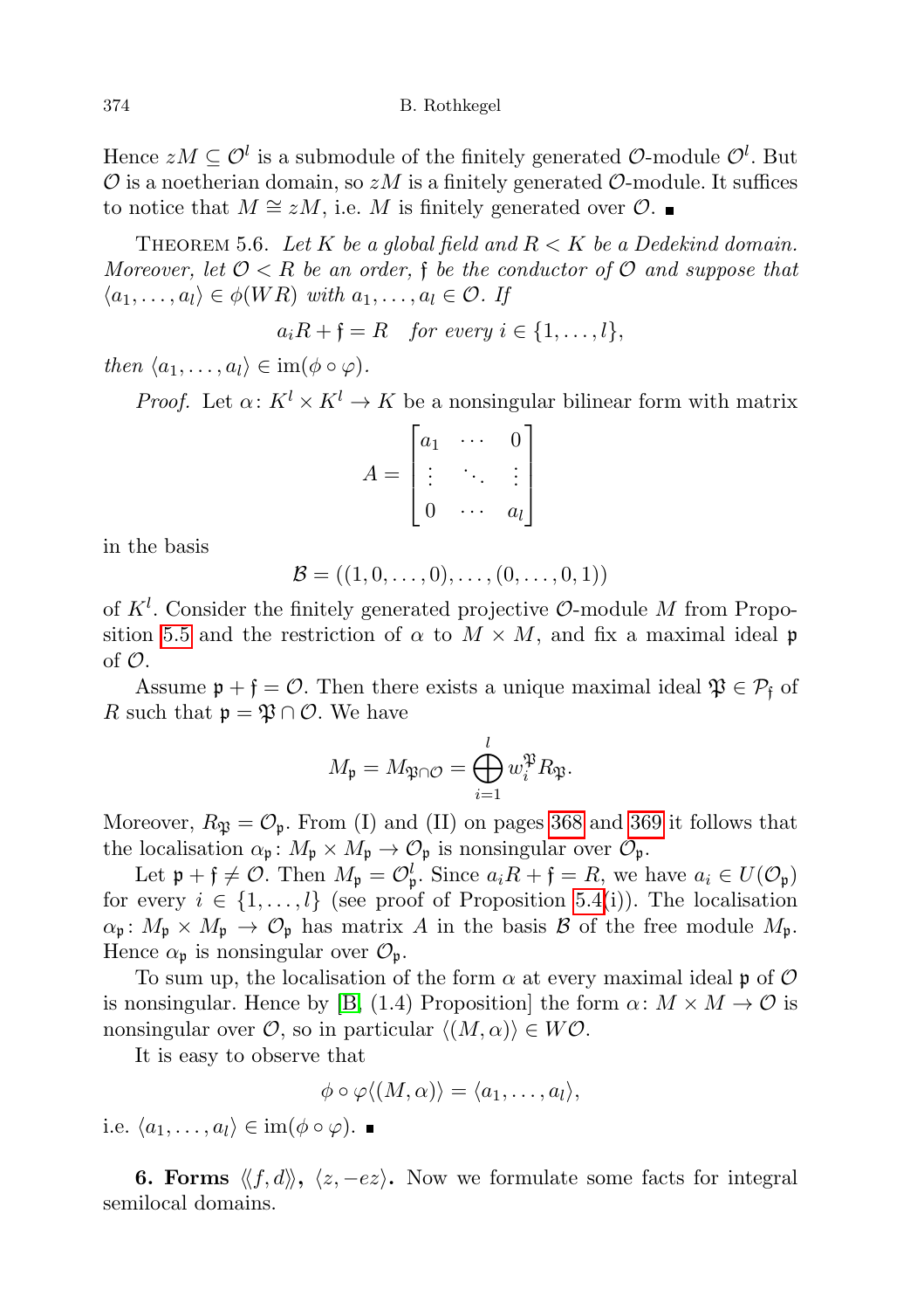Hence $zM \subseteq \mathcal{O}^l$ is a submodule of the finitely generated $\mathcal{O}$-module $\mathcal{O}^l$. But $\mathcal{O}$ is a noetherian domain, so $zM$ is a finitely generated $\mathcal{O}$-module. It suffices to notice that $M \cong zM$, i.e. $M$ is finitely generated over $\mathcal{O}$. ∎

THEOREM 5.6. *Let $K$ be a global field and $R < K$ be a Dedekind domain. Moreover, let $\mathcal{O} < R$ be an order, $\mathfrak{f}$ be the conductor of $\mathcal{O}$ and suppose that $\langle a_1, \ldots, a_l \rangle \in \phi(WR)$ with $a_1, \ldots, a_l \in \mathcal{O}$. If*

$$a_i R + \mathfrak{f} = R \quad \text{for every } i \in \{1, \ldots, l\},$$

*then $\langle a_1, \ldots, a_l \rangle \in \operatorname{im}(\phi \circ \varphi)$.*

*Proof.* Let $\alpha \colon K^l \times K^l \to K$ be a nonsingular bilinear form with matrix

$$A = \begin{bmatrix} a_1 & \cdots & 0 \\ \vdots & \ddots & \vdots \\ 0 & \cdots & a_l \end{bmatrix}$$

in the basis

$$\mathcal{B} = ((1, 0, \ldots, 0), \ldots, (0, \ldots, 0, 1))$$

of $K^l$. Consider the finitely generated projective $\mathcal{O}$-module $M$ from Proposition 5.5 and the restriction of $\alpha$ to $M \times M$, and fix a maximal ideal $\mathfrak{p}$ of $\mathcal{O}$.

Assume $\mathfrak{p} + \mathfrak{f} = \mathcal{O}$. Then there exists a unique maximal ideal $\mathfrak{P} \in \mathcal{P}_{\mathfrak{f}}$ of $R$ such that $\mathfrak{p} = \mathfrak{P} \cap \mathcal{O}$. We have

$$M_{\mathfrak{p}} = M_{\mathfrak{P} \cap \mathcal{O}} = \bigoplus_{i=1}^{l} w_i^{\mathfrak{P}} R_{\mathfrak{P}}.$$

Moreover, $R_{\mathfrak{P}} = \mathcal{O}_{\mathfrak{p}}$. From (I) and (II) on pages 368 and 369 it follows that the localisation $\alpha_{\mathfrak{p}} \colon M_{\mathfrak{p}} \times M_{\mathfrak{p}} \to \mathcal{O}_{\mathfrak{p}}$ is nonsingular over $\mathcal{O}_{\mathfrak{p}}$.

Let $\mathfrak{p} + \mathfrak{f} \neq \mathcal{O}$. Then $M_{\mathfrak{p}} = \mathcal{O}_{\mathfrak{p}}^l$. Since $a_i R + \mathfrak{f} = R$, we have $a_i \in U(\mathcal{O}_{\mathfrak{p}})$ for every $i \in \{1, \ldots, l\}$ (see proof of Proposition 5.4(i)). The localisation $\alpha_{\mathfrak{p}} \colon M_{\mathfrak{p}} \times M_{\mathfrak{p}} \to \mathcal{O}_{\mathfrak{p}}$ has matrix $A$ in the basis $\mathcal{B}$ of the free module $M_{\mathfrak{p}}$. Hence $\alpha_{\mathfrak{p}}$ is nonsingular over $\mathcal{O}_{\mathfrak{p}}$.

To sum up, the localisation of the form $\alpha$ at every maximal ideal $\mathfrak{p}$ of $\mathcal{O}$ is nonsingular. Hence by [B, (1.4) Proposition] the form $\alpha \colon M \times M \to \mathcal{O}$ is nonsingular over $\mathcal{O}$, so in particular $\langle (M, \alpha) \rangle \in W\mathcal{O}$.

It is easy to observe that

$$\phi \circ \varphi \langle (M, \alpha) \rangle = \langle a_1, \ldots, a_l \rangle,$$

i.e. $\langle a_1, \ldots, a_l \rangle \in \operatorname{im}(\phi \circ \varphi)$. ∎

**6. Forms $\langle\langle f, d \rangle\rangle$, $\langle z, -ez \rangle$.** Now we formulate some facts for integral semilocal domains.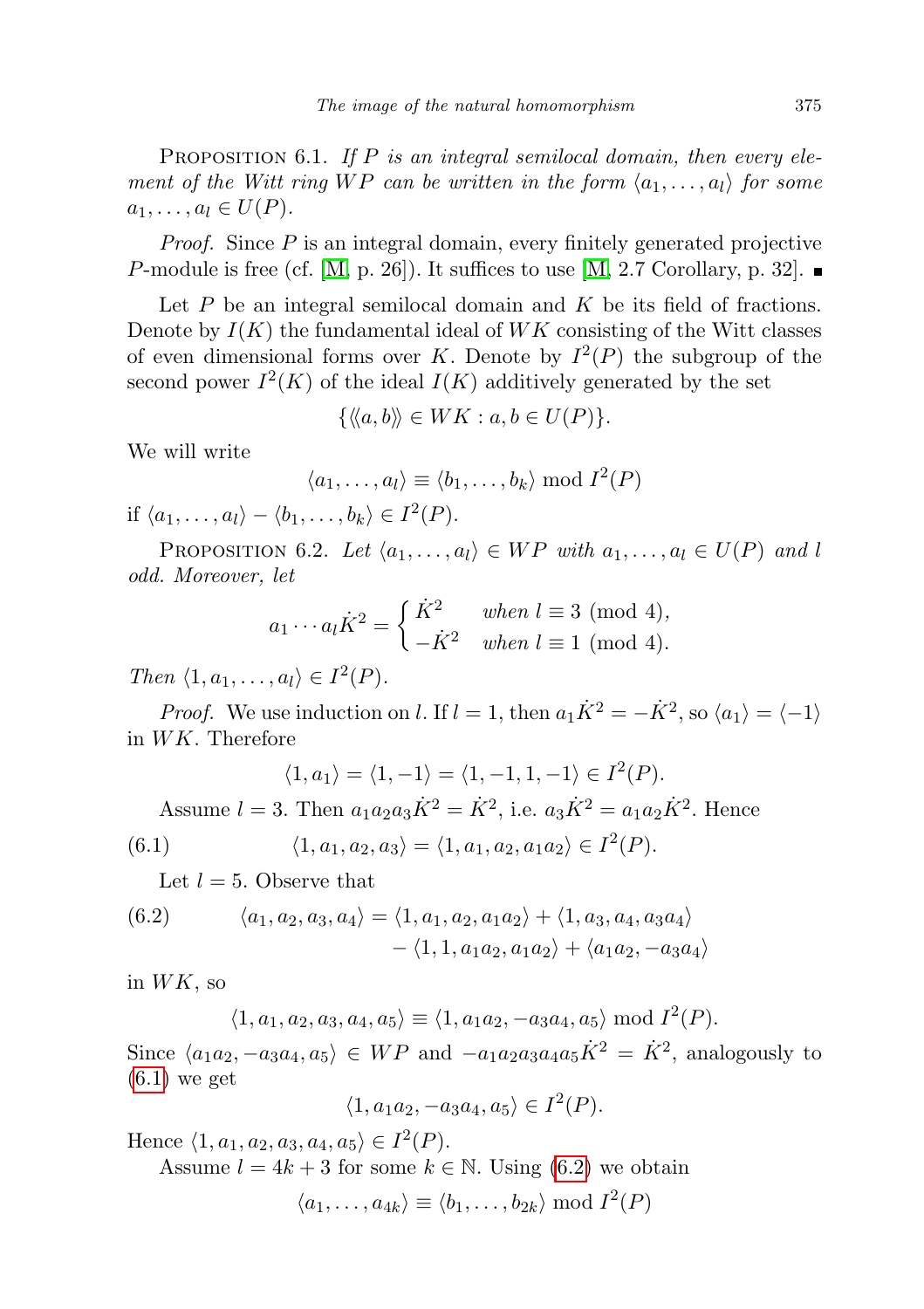Proposition 6.1. *If $P$ is an integral semilocal domain, then every element of the Witt ring $WP$ can be written in the form $\langle a_1, \ldots, a_l \rangle$ for some $a_1, \ldots, a_l \in U(P)$.*

*Proof.* Since $P$ is an integral domain, every finitely generated projective $P$-module is free (cf. [M, p. 26]). It suffices to use [M, 2.7 Corollary, p. 32]. ∎

Let $P$ be an integral semilocal domain and $K$ be its field of fractions. Denote by $I(K)$ the fundamental ideal of $WK$ consisting of the Witt classes of even dimensional forms over $K$. Denote by $I^2(P)$ the subgroup of the second power $I^2(K)$ of the ideal $I(K)$ additively generated by the set

$$\{\langle\langle a, b\rangle\rangle \in WK : a, b \in U(P)\}.$$

We will write

$$\langle a_1, \ldots, a_l \rangle \equiv \langle b_1, \ldots, b_k \rangle \bmod I^2(P)$$

if $\langle a_1, \ldots, a_l \rangle - \langle b_1, \ldots, b_k \rangle \in I^2(P)$.

Proposition 6.2. *Let $\langle a_1, \ldots, a_l \rangle \in WP$ with $a_1, \ldots, a_l \in U(P)$ and $l$ odd. Moreover, let*

$$a_1 \cdots a_l \dot{K}^2 = \begin{cases} \dot{K}^2 & \text{when } l \equiv 3 \pmod 4, \\ -\dot{K}^2 & \text{when } l \equiv 1 \pmod 4. \end{cases}$$

*Then $\langle 1, a_1, \ldots, a_l \rangle \in I^2(P)$.*

*Proof.* We use induction on $l$. If $l = 1$, then $a_1 \dot{K}^2 = -\dot{K}^2$, so $\langle a_1 \rangle = \langle -1 \rangle$ in $WK$. Therefore

$$\langle 1, a_1 \rangle = \langle 1, -1 \rangle = \langle 1, -1, 1, -1 \rangle \in I^2(P).$$

Assume $l = 3$. Then $a_1 a_2 a_3 \dot{K}^2 = \dot{K}^2$, i.e. $a_3 \dot{K}^2 = a_1 a_2 \dot{K}^2$. Hence

$$\langle 1, a_1, a_2, a_3 \rangle = \langle 1, a_1, a_2, a_1 a_2 \rangle \in I^2(P). \tag{6.1}$$

Let $l = 5$. Observe that

$$\begin{aligned} \langle a_1, a_2, a_3, a_4 \rangle = \langle 1, a_1, a_2, a_1 a_2 \rangle + \langle 1, a_3, a_4, a_3 a_4 \rangle \\ - \langle 1, 1, a_1 a_2, a_1 a_2 \rangle + \langle a_1 a_2, -a_3 a_4 \rangle \end{aligned} \tag{6.2}$$

in $WK$, so

$$\langle 1, a_1, a_2, a_3, a_4, a_5 \rangle \equiv \langle 1, a_1 a_2, -a_3 a_4, a_5 \rangle \bmod I^2(P).$$

Since $\langle a_1 a_2, -a_3 a_4, a_5 \rangle \in WP$ and $-a_1 a_2 a_3 a_4 a_5 \dot{K}^2 = \dot{K}^2$, analogously to (6.1) we get

$$\langle 1, a_1 a_2, -a_3 a_4, a_5 \rangle \in I^2(P).$$

Hence $\langle 1, a_1, a_2, a_3, a_4, a_5 \rangle \in I^2(P)$.

Assume $l = 4k + 3$ for some $k \in \mathbb{N}$. Using (6.2) we obtain

$$\langle a_1, \ldots, a_{4k} \rangle \equiv \langle b_1, \ldots, b_{2k} \rangle \bmod I^2(P)$$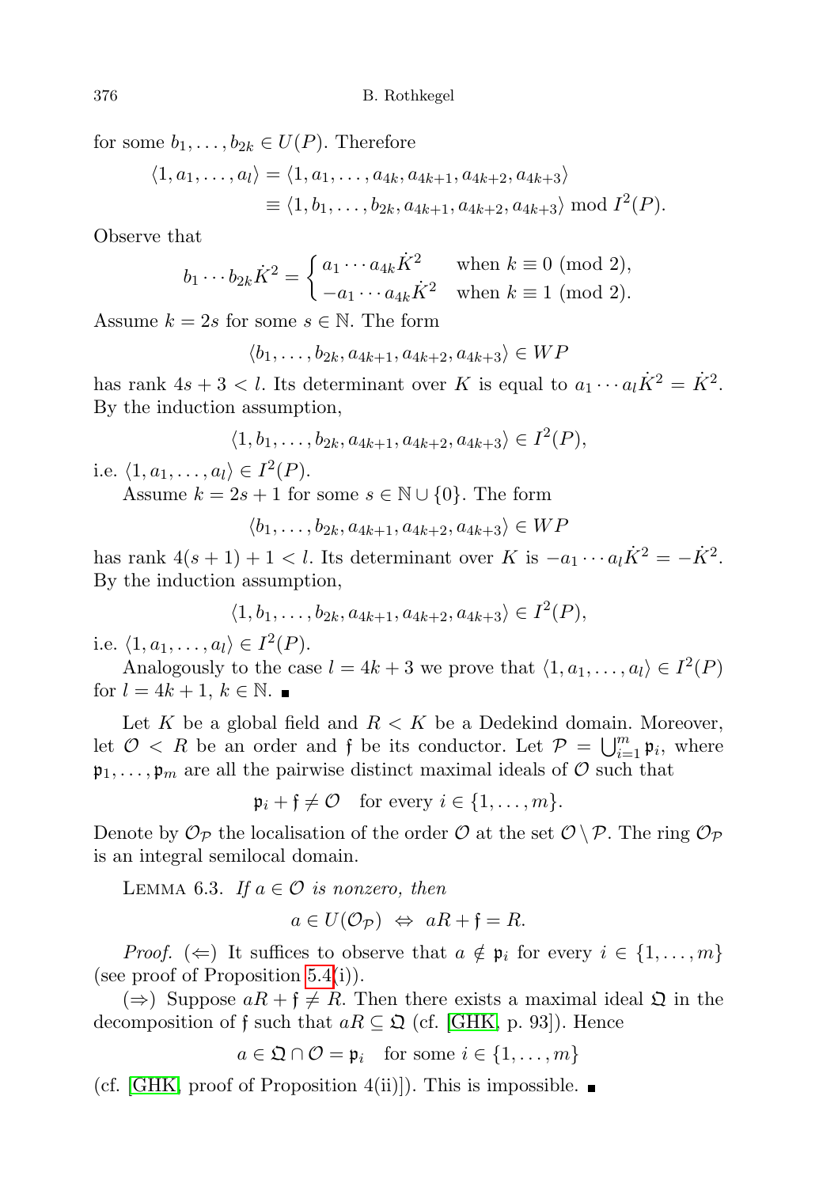for some $b_1, \ldots, b_{2k} \in U(P)$. Therefore

$$\begin{aligned}\langle 1, a_1, \ldots, a_l\rangle &= \langle 1, a_1, \ldots, a_{4k}, a_{4k+1}, a_{4k+2}, a_{4k+3}\rangle \\ &\equiv \langle 1, b_1, \ldots, b_{2k}, a_{4k+1}, a_{4k+2}, a_{4k+3}\rangle \bmod I^2(P).\end{aligned}$$

Observe that

$$b_1 \cdots b_{2k}\dot{K}^2 = \begin{cases} a_1 \cdots a_{4k}\dot{K}^2 & \text{when } k \equiv 0 \pmod 2, \\ -a_1 \cdots a_{4k}\dot{K}^2 & \text{when } k \equiv 1 \pmod 2. \end{cases}$$

Assume $k = 2s$ for some $s \in \mathbb{N}$. The form

$$\langle b_1, \ldots, b_{2k}, a_{4k+1}, a_{4k+2}, a_{4k+3}\rangle \in WP$$

has rank $4s + 3 < l$. Its determinant over $K$ is equal to $a_1 \cdots a_l \dot{K}^2 = \dot{K}^2$. By the induction assumption,

$$\langle 1, b_1, \ldots, b_{2k}, a_{4k+1}, a_{4k+2}, a_{4k+3}\rangle \in I^2(P),$$

i.e. $\langle 1, a_1, \ldots, a_l\rangle \in I^2(P)$.

Assume $k = 2s + 1$ for some $s \in \mathbb{N} \cup \{0\}$. The form

$$\langle b_1, \ldots, b_{2k}, a_{4k+1}, a_{4k+2}, a_{4k+3}\rangle \in WP$$

has rank $4(s + 1) + 1 < l$. Its determinant over $K$ is $-a_1 \cdots a_l \dot{K}^2 = -\dot{K}^2$. By the induction assumption,

$$\langle 1, b_1, \ldots, b_{2k}, a_{4k+1}, a_{4k+2}, a_{4k+3}\rangle \in I^2(P),$$

i.e. $\langle 1, a_1, \ldots, a_l\rangle \in I^2(P)$.

Analogously to the case $l = 4k + 3$ we prove that $\langle 1, a_1, \ldots, a_l\rangle \in I^2(P)$ for $l = 4k + 1$, $k \in \mathbb{N}$. ∎

Let $K$ be a global field and $R < K$ be a Dedekind domain. Moreover, let $\mathcal{O} < R$ be an order and $\mathfrak{f}$ be its conductor. Let $\mathcal{P} = \bigcup_{i=1}^{m} \mathfrak{p}_i$, where $\mathfrak{p}_1, \ldots, \mathfrak{p}_m$ are all the pairwise distinct maximal ideals of $\mathcal{O}$ such that

$$\mathfrak{p}_i + \mathfrak{f} \neq \mathcal{O} \quad \text{for every } i \in \{1, \ldots, m\}.$$

Denote by $\mathcal{O}_{\mathcal{P}}$ the localisation of the order $\mathcal{O}$ at the set $\mathcal{O} \setminus \mathcal{P}$. The ring $\mathcal{O}_{\mathcal{P}}$ is an integral semilocal domain.

Lemma 6.3. *If $a \in \mathcal{O}$ is nonzero, then*

$$a \in U(\mathcal{O}_{\mathcal{P}}) \;\Leftrightarrow\; aR + \mathfrak{f} = R.$$

*Proof.* ($\Leftarrow$) It suffices to observe that $a \notin \mathfrak{p}_i$ for every $i \in \{1, \ldots, m\}$ (see proof of Proposition 5.4(i)).

($\Rightarrow$) Suppose $aR + \mathfrak{f} \neq R$. Then there exists a maximal ideal $\mathfrak{Q}$ in the decomposition of $\mathfrak{f}$ such that $aR \subseteq \mathfrak{Q}$ (cf. [GHK, p. 93]). Hence

$$a \in \mathfrak{Q} \cap \mathcal{O} = \mathfrak{p}_i \quad \text{for some } i \in \{1, \ldots, m\}$$

(cf. [GHK, proof of Proposition 4(ii)]). This is impossible. ∎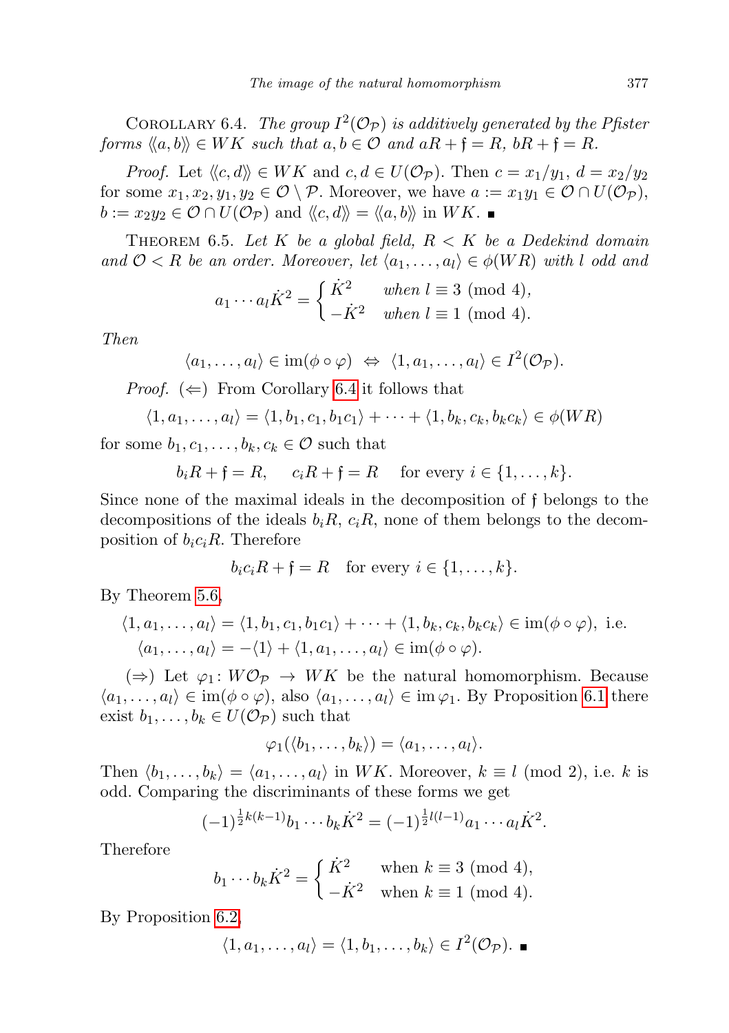Corollary 6.4. *The group $I^2(\mathcal{O}_\mathcal{P})$ is additively generated by the Pfister forms $\langle\langle a,b\rangle\rangle \in WK$ such that $a,b\in\mathcal{O}$ and $aR+\mathfrak{f}=R$, $bR+\mathfrak{f}=R$.*

*Proof.* Let $\langle\langle c,d\rangle\rangle \in WK$ and $c,d\in U(\mathcal{O}_\mathcal{P})$. Then $c=x_1/y_1$, $d=x_2/y_2$ for some $x_1,x_2,y_1,y_2\in\mathcal{O}\setminus\mathcal{P}$. Moreover, we have $a:=x_1y_1\in\mathcal{O}\cap U(\mathcal{O}_\mathcal{P})$, $b:=x_2y_2\in\mathcal{O}\cap U(\mathcal{O}_\mathcal{P})$ and $\langle\langle c,d\rangle\rangle=\langle\langle a,b\rangle\rangle$ in $WK$. ∎

Theorem 6.5. *Let $K$ be a global field, $R<K$ be a Dedekind domain and $\mathcal{O}<R$ be an order. Moreover, let $\langle a_1,\dots,a_l\rangle\in\phi(WR)$ with $l$ odd and*

$$a_1\cdots a_l\dot K^2=\begin{cases}\dot K^2 & \text{when } l\equiv 3 \pmod 4,\\ -\dot K^2 & \text{when } l\equiv 1 \pmod 4.\end{cases}$$

*Then*

$$\langle a_1,\dots,a_l\rangle\in \operatorname{im}(\phi\circ\varphi)\ \Leftrightarrow\ \langle 1,a_1,\dots,a_l\rangle\in I^2(\mathcal{O}_\mathcal{P}).$$

*Proof.* ($\Leftarrow$) From Corollary 6.4 it follows that

$$\langle 1,a_1,\dots,a_l\rangle=\langle 1,b_1,c_1,b_1c_1\rangle+\dots+\langle 1,b_k,c_k,b_kc_k\rangle\in\phi(WR)$$

for some $b_1,c_1,\dots,b_k,c_k\in\mathcal{O}$ such that

$$b_iR+\mathfrak{f}=R,\qquad c_iR+\mathfrak{f}=R\qquad \text{for every } i\in\{1,\dots,k\}.$$

Since none of the maximal ideals in the decomposition of $\mathfrak{f}$ belongs to the decompositions of the ideals $b_iR$, $c_iR$, none of them belongs to the decomposition of $b_ic_iR$. Therefore

$$b_ic_iR+\mathfrak{f}=R\quad \text{for every } i\in\{1,\dots,k\}.$$

By Theorem 5.6,

$$\begin{aligned}\langle 1,a_1,\dots,a_l\rangle&=\langle 1,b_1,c_1,b_1c_1\rangle+\dots+\langle 1,b_k,c_k,b_kc_k\rangle\in\operatorname{im}(\phi\circ\varphi),\ \text{i.e.}\\ \langle a_1,\dots,a_l\rangle&=-\langle 1\rangle+\langle 1,a_1,\dots,a_l\rangle\in\operatorname{im}(\phi\circ\varphi).\end{aligned}$$

($\Rightarrow$) Let $\varphi_1\colon W\mathcal{O}_\mathcal{P}\to WK$ be the natural homomorphism. Because $\langle a_1,\dots,a_l\rangle\in\operatorname{im}(\phi\circ\varphi)$, also $\langle a_1,\dots,a_l\rangle\in\operatorname{im}\varphi_1$. By Proposition 6.1 there exist $b_1,\dots,b_k\in U(\mathcal{O}_\mathcal{P})$ such that

$$\varphi_1(\langle b_1,\dots,b_k\rangle)=\langle a_1,\dots,a_l\rangle.$$

Then $\langle b_1,\dots,b_k\rangle=\langle a_1,\dots,a_l\rangle$ in $WK$. Moreover, $k\equiv l \pmod 2$, i.e. $k$ is odd. Comparing the discriminants of these forms we get

$$(-1)^{\frac12 k(k-1)}b_1\cdots b_k\dot K^2=(-1)^{\frac12 l(l-1)}a_1\cdots a_l\dot K^2.$$

Therefore

$$b_1\cdots b_k\dot K^2=\begin{cases}\dot K^2 & \text{when } k\equiv 3 \pmod 4,\\ -\dot K^2 & \text{when } k\equiv 1 \pmod 4.\end{cases}$$

By Proposition 6.2,

$$\langle 1,a_1,\dots,a_l\rangle=\langle 1,b_1,\dots,b_k\rangle\in I^2(\mathcal{O}_\mathcal{P}).\ ∎$$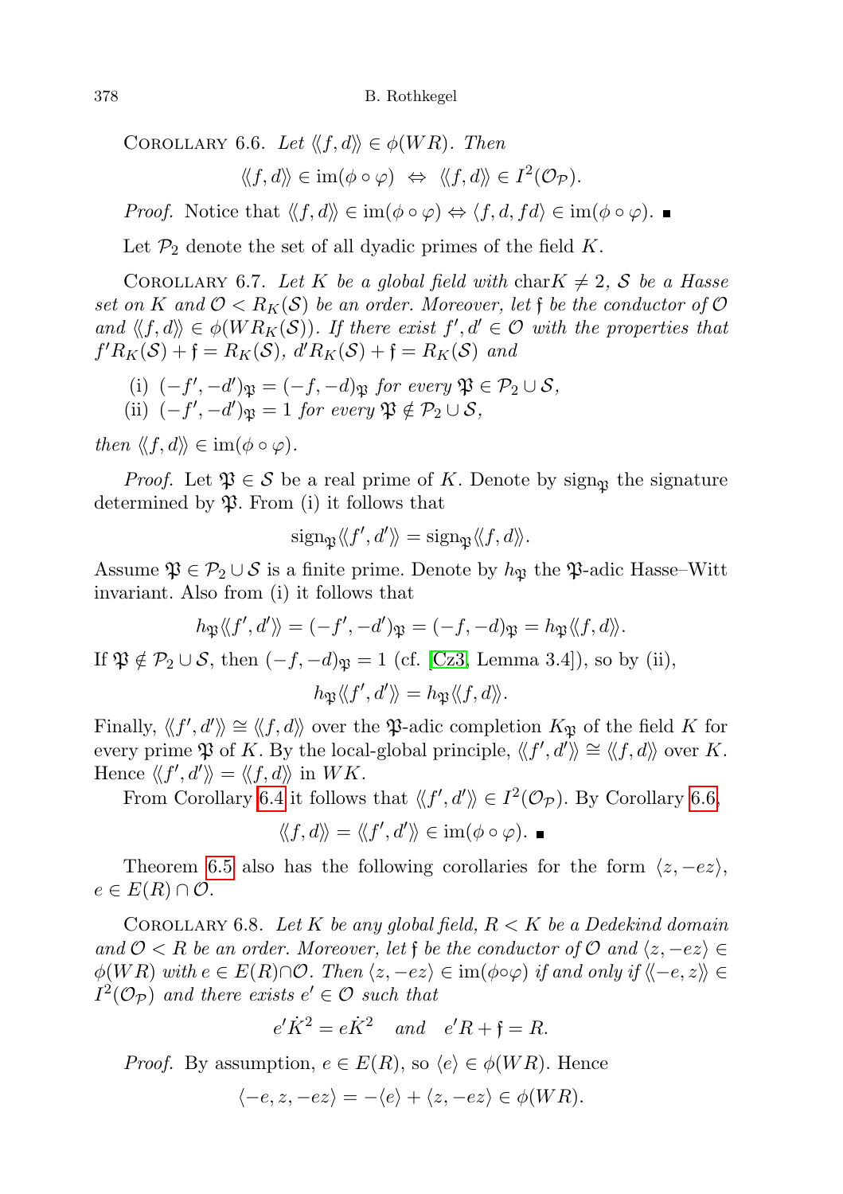Corollary 6.6. *Let $\langle\langle f, d\rangle\rangle \in \phi(WR)$. Then*

$$\langle\langle f, d\rangle\rangle \in \operatorname{im}(\phi \circ \varphi) \;\Leftrightarrow\; \langle\langle f, d\rangle\rangle \in I^2(\mathcal{O}_{\mathcal{P}}).$$

*Proof.* Notice that $\langle\langle f, d\rangle\rangle \in \operatorname{im}(\phi \circ \varphi) \Leftrightarrow \langle f, d, fd\rangle \in \operatorname{im}(\phi \circ \varphi)$. ∎

Let $\mathcal{P}_2$ denote the set of all dyadic primes of the field $K$.

Corollary 6.7. *Let $K$ be a global field with $\operatorname{char} K \neq 2$, $\mathcal{S}$ be a Hasse set on $K$ and $\mathcal{O} < R_K(\mathcal{S})$ be an order. Moreover, let $\mathfrak{f}$ be the conductor of $\mathcal{O}$ and $\langle\langle f, d\rangle\rangle \in \phi(WR_K(\mathcal{S}))$. If there exist $f', d' \in \mathcal{O}$ with the properties that $f'R_K(\mathcal{S}) + \mathfrak{f} = R_K(\mathcal{S})$, $d'R_K(\mathcal{S}) + \mathfrak{f} = R_K(\mathcal{S})$ and*

(i) *$(-f', -d')_{\mathfrak{P}} = (-f, -d)_{\mathfrak{P}}$ for every $\mathfrak{P} \in \mathcal{P}_2 \cup \mathcal{S}$,*
(ii) *$(-f', -d')_{\mathfrak{P}} = 1$ for every $\mathfrak{P} \notin \mathcal{P}_2 \cup \mathcal{S}$,*

*then $\langle\langle f, d\rangle\rangle \in \operatorname{im}(\phi \circ \varphi)$.*

*Proof.* Let $\mathfrak{P} \in \mathcal{S}$ be a real prime of $K$. Denote by $\operatorname{sign}_{\mathfrak{P}}$ the signature determined by $\mathfrak{P}$. From (i) it follows that

$$\operatorname{sign}_{\mathfrak{P}}\langle\langle f', d'\rangle\rangle = \operatorname{sign}_{\mathfrak{P}}\langle\langle f, d\rangle\rangle.$$

Assume $\mathfrak{P} \in \mathcal{P}_2 \cup \mathcal{S}$ is a finite prime. Denote by $h_{\mathfrak{P}}$ the $\mathfrak{P}$-adic Hasse–Witt invariant. Also from (i) it follows that

$$h_{\mathfrak{P}}\langle\langle f', d'\rangle\rangle = (-f', -d')_{\mathfrak{P}} = (-f, -d)_{\mathfrak{P}} = h_{\mathfrak{P}}\langle\langle f, d\rangle\rangle.$$

If $\mathfrak{P} \notin \mathcal{P}_2 \cup \mathcal{S}$, then $(-f, -d)_{\mathfrak{P}} = 1$ (cf. [Cz3, Lemma 3.4]), so by (ii),

$$h_{\mathfrak{P}}\langle\langle f', d'\rangle\rangle = h_{\mathfrak{P}}\langle\langle f, d\rangle\rangle.$$

Finally, $\langle\langle f', d'\rangle\rangle \cong \langle\langle f, d\rangle\rangle$ over the $\mathfrak{P}$-adic completion $K_{\mathfrak{P}}$ of the field $K$ for every prime $\mathfrak{P}$ of $K$. By the local-global principle, $\langle\langle f', d'\rangle\rangle \cong \langle\langle f, d\rangle\rangle$ over $K$. Hence $\langle\langle f', d'\rangle\rangle = \langle\langle f, d\rangle\rangle$ in $WK$.

From Corollary 6.4 it follows that $\langle\langle f', d'\rangle\rangle \in I^2(\mathcal{O}_{\mathcal{P}})$. By Corollary 6.6,

$$\langle\langle f, d\rangle\rangle = \langle\langle f', d'\rangle\rangle \in \operatorname{im}(\phi \circ \varphi). \; ∎$$

Theorem 6.5 also has the following corollaries for the form $\langle z, -ez\rangle$, $e \in E(R) \cap \mathcal{O}$.

Corollary 6.8. *Let $K$ be any global field, $R < K$ be a Dedekind domain and $\mathcal{O} < R$ be an order. Moreover, let $\mathfrak{f}$ be the conductor of $\mathcal{O}$ and $\langle z, -ez\rangle \in \phi(WR)$ with $e \in E(R) \cap \mathcal{O}$. Then $\langle z, -ez\rangle \in \operatorname{im}(\phi\circ\varphi)$ if and only if $\langle\langle -e, z\rangle\rangle \in I^2(\mathcal{O}_{\mathcal{P}})$ and there exists $e' \in \mathcal{O}$ such that*

$$e'\dot{K}^2 = e\dot{K}^2 \quad \textit{and} \quad e'R + \mathfrak{f} = R.$$

*Proof.* By assumption, $e \in E(R)$, so $\langle e\rangle \in \phi(WR)$. Hence

$$\langle -e, z, -ez\rangle = -\langle e\rangle + \langle z, -ez\rangle \in \phi(WR).$$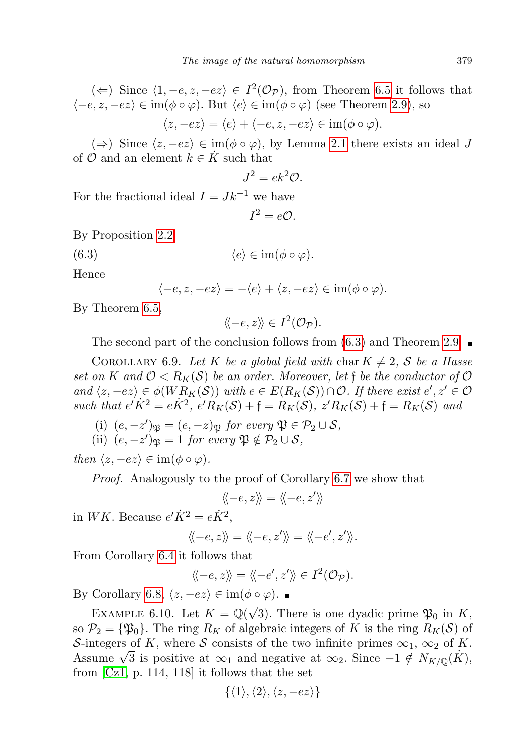(⇐) Since $\langle 1, -e, z, -ez\rangle \in I^2(\mathcal{O}_{\mathcal{P}})$, from Theorem 6.5 it follows that $\langle -e, z, -ez\rangle \in \operatorname{im}(\phi\circ\varphi)$. But $\langle e\rangle \in \operatorname{im}(\phi\circ\varphi)$ (see Theorem 2.9), so

$$\langle z, -ez\rangle = \langle e\rangle + \langle -e, z, -ez\rangle \in \operatorname{im}(\phi\circ\varphi).$$

(⇒) Since $\langle z, -ez\rangle \in \operatorname{im}(\phi\circ\varphi)$, by Lemma 2.1 there exists an ideal $J$ of $\mathcal{O}$ and an element $k \in \dot{K}$ such that

$$J^2 = ek^2\mathcal{O}.$$

For the fractional ideal $I = Jk^{-1}$ we have

$$I^2 = e\mathcal{O}.$$

By Proposition 2.2,

$$\langle e\rangle \in \operatorname{im}(\phi\circ\varphi). \tag{6.3}$$

Hence

$$\langle -e, z, -ez\rangle = -\langle e\rangle + \langle z, -ez\rangle \in \operatorname{im}(\phi\circ\varphi).$$

By Theorem 6.5,

$$\langle\langle -e, z\rangle\rangle \in I^2(\mathcal{O}_{\mathcal{P}}).$$

The second part of the conclusion follows from (6.3) and Theorem 2.9. ∎

Corollary 6.9. *Let $K$ be a global field with $\operatorname{char} K \neq 2$, $\mathcal{S}$ be a Hasse set on $K$ and $\mathcal{O} < R_K(\mathcal{S})$ be an order. Moreover, let $\mathfrak{f}$ be the conductor of $\mathcal{O}$ and $\langle z, -ez\rangle \in \phi(WR_K(\mathcal{S}))$ with $e \in E(R_K(\mathcal{S})) \cap \mathcal{O}$. If there exist $e', z' \in \mathcal{O}$ such that $e'\dot{K}^2 = e\dot{K}^2$, $e'R_K(\mathcal{S}) + \mathfrak{f} = R_K(\mathcal{S})$, $z'R_K(\mathcal{S}) + \mathfrak{f} = R_K(\mathcal{S})$ and*

(i) *$(e, -z')_{\mathfrak{P}} = (e, -z)_{\mathfrak{P}}$ for every $\mathfrak{P} \in \mathcal{P}_2 \cup \mathcal{S}$,*
(ii) *$(e, -z')_{\mathfrak{P}} = 1$ for every $\mathfrak{P} \notin \mathcal{P}_2 \cup \mathcal{S}$,*

*then $\langle z, -ez\rangle \in \operatorname{im}(\phi\circ\varphi)$.*

*Proof.* Analogously to the proof of Corollary 6.7 we show that

$$\langle\langle -e, z\rangle\rangle = \langle\langle -e, z'\rangle\rangle$$

in $WK$. Because $e'\dot{K}^2 = e\dot{K}^2$,

$$\langle\langle -e, z\rangle\rangle = \langle\langle -e, z'\rangle\rangle = \langle\langle -e', z'\rangle\rangle.$$

From Corollary 6.4 it follows that

$$\langle\langle -e, z\rangle\rangle = \langle\langle -e', z'\rangle\rangle \in I^2(\mathcal{O}_{\mathcal{P}}).$$

By Corollary 6.8, $\langle z, -ez\rangle \in \operatorname{im}(\phi\circ\varphi)$. ∎

Example 6.10. Let $K = \mathbb{Q}(\sqrt{3})$. There is one dyadic prime $\mathfrak{P}_0$ in $K$, so $\mathcal{P}_2 = \{\mathfrak{P}_0\}$. The ring $R_K$ of algebraic integers of $K$ is the ring $R_K(\mathcal{S})$ of $\mathcal{S}$-integers of $K$, where $\mathcal{S}$ consists of the two infinite primes $\infty_1$, $\infty_2$ of $K$. Assume $\sqrt{3}$ is positive at $\infty_1$ and negative at $\infty_2$. Since $-1 \notin N_{K/\mathbb{Q}}(\dot{K})$, from [Cz1, p. 114, 118] it follows that the set

$$\{\langle 1\rangle, \langle 2\rangle, \langle z, -ez\rangle\}$$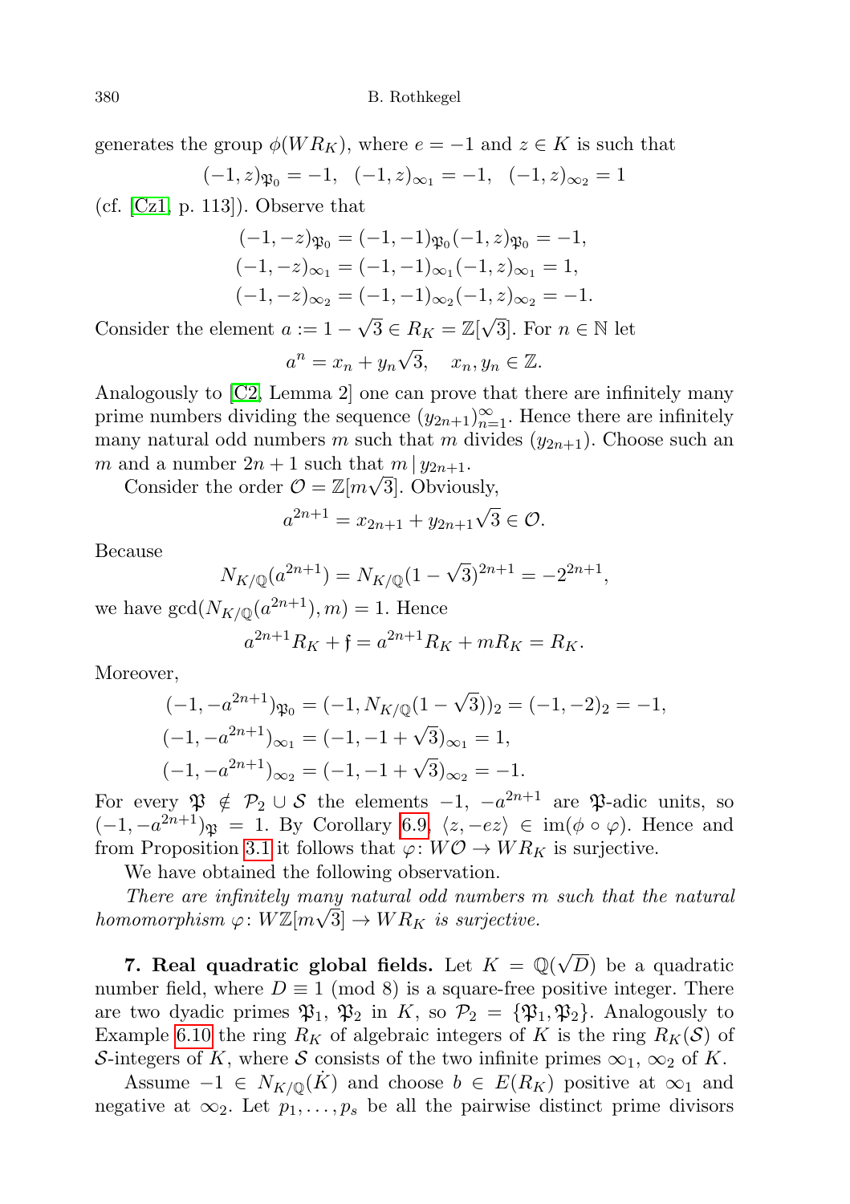generates the group $\phi(WR_K)$, where $e=-1$ and $z \in K$ is such that

$$(-1,z)_{\mathfrak{P}_0} = -1, \quad (-1,z)_{\infty_1} = -1, \quad (-1,z)_{\infty_2} = 1$$

(cf. [Cz1, p. 113]). Observe that

$$\begin{aligned}
(-1,-z)_{\mathfrak{P}_0} &= (-1,-1)_{\mathfrak{P}_0}(-1,z)_{\mathfrak{P}_0} = -1,\\
(-1,-z)_{\infty_1} &= (-1,-1)_{\infty_1}(-1,z)_{\infty_1} = 1,\\
(-1,-z)_{\infty_2} &= (-1,-1)_{\infty_2}(-1,z)_{\infty_2} = -1.
\end{aligned}$$

Consider the element $a := 1-\sqrt{3} \in R_K = \mathbb{Z}[\sqrt{3}]$. For $n \in \mathbb{N}$ let

$$a^n = x_n + y_n\sqrt{3}, \quad x_n, y_n \in \mathbb{Z}.$$

Analogously to [C2, Lemma 2] one can prove that there are infinitely many prime numbers dividing the sequence $(y_{2n+1})_{n=1}^{\infty}$. Hence there are infinitely many natural odd numbers $m$ such that $m$ divides $(y_{2n+1})$. Choose such an $m$ and a number $2n+1$ such that $m \mid y_{2n+1}$.

Consider the order $\mathcal{O} = \mathbb{Z}[m\sqrt{3}]$. Obviously,

$$a^{2n+1} = x_{2n+1} + y_{2n+1}\sqrt{3} \in \mathcal{O}.$$

Because

$$N_{K/\mathbb{Q}}(a^{2n+1}) = N_{K/\mathbb{Q}}(1-\sqrt{3})^{2n+1} = -2^{2n+1},$$

we have $\gcd(N_{K/\mathbb{Q}}(a^{2n+1}), m) = 1$. Hence

$$a^{2n+1}R_K + \mathfrak{f} = a^{2n+1}R_K + mR_K = R_K.$$

Moreover,

$$\begin{aligned}
(-1,-a^{2n+1})_{\mathfrak{P}_0} &= (-1, N_{K/\mathbb{Q}}(1-\sqrt{3}))_2 = (-1,-2)_2 = -1,\\
(-1,-a^{2n+1})_{\infty_1} &= (-1,-1+\sqrt{3})_{\infty_1} = 1,\\
(-1,-a^{2n+1})_{\infty_2} &= (-1,-1+\sqrt{3})_{\infty_2} = -1.
\end{aligned}$$

For every $\mathfrak{P} \notin \mathcal{P}_2 \cup \mathcal{S}$ the elements $-1$, $-a^{2n+1}$ are $\mathfrak{P}$-adic units, so $(-1,-a^{2n+1})_{\mathfrak{P}} = 1$. By Corollary 6.9, $\langle z, -ez\rangle \in \operatorname{im}(\phi \circ \varphi)$. Hence and from Proposition 3.1 it follows that $\varphi\colon W\mathcal{O} \to WR_K$ is surjective.

We have obtained the following observation.

*There are infinitely many natural odd numbers $m$ such that the natural homomorphism $\varphi\colon W\mathbb{Z}[m\sqrt{3}] \to WR_K$ is surjective.*

**7. Real quadratic global fields.** Let $K = \mathbb{Q}(\sqrt{D})$ be a quadratic number field, where $D \equiv 1 \pmod 8$ is a square-free positive integer. There are two dyadic primes $\mathfrak{P}_1$, $\mathfrak{P}_2$ in $K$, so $\mathcal{P}_2 = \{\mathfrak{P}_1, \mathfrak{P}_2\}$. Analogously to Example 6.10 the ring $R_K$ of algebraic integers of $K$ is the ring $R_K(\mathcal{S})$ of $\mathcal{S}$-integers of $K$, where $\mathcal{S}$ consists of the two infinite primes $\infty_1$, $\infty_2$ of $K$.

Assume $-1 \in N_{K/\mathbb{Q}}(\dot{K})$ and choose $b \in E(R_K)$ positive at $\infty_1$ and negative at $\infty_2$. Let $p_1, \ldots, p_s$ be all the pairwise distinct prime divisors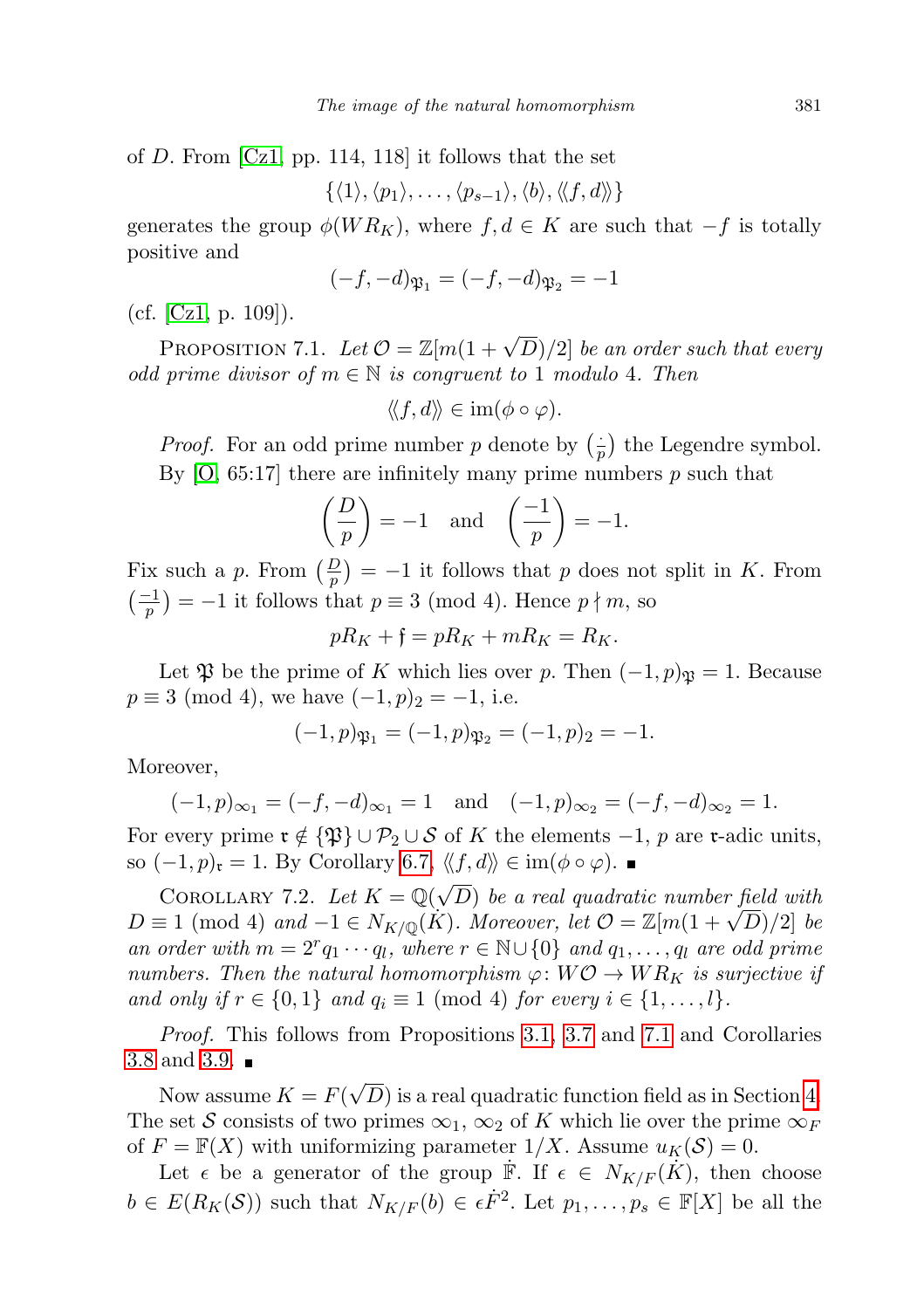of $D$. From [Cz1, pp. 114, 118] it follows that the set

$$\{\langle 1\rangle, \langle p_1\rangle, \ldots, \langle p_{s-1}\rangle, \langle b\rangle, \langle\langle f, d\rangle\rangle\}$$

generates the group $\phi(WR_K)$, where $f, d \in K$ are such that $-f$ is totally positive and

$$(-f, -d)_{\mathfrak{P}_1} = (-f, -d)_{\mathfrak{P}_2} = -1$$

(cf. [Cz1, p. 109]).

Proposition 7.1. *Let $\mathcal{O} = \mathbb{Z}[m(1+\sqrt{D})/2]$ be an order such that every odd prime divisor of $m \in \mathbb{N}$ is congruent to 1 modulo 4. Then*

$$\langle\langle f, d\rangle\rangle \in \operatorname{im}(\phi \circ \varphi).$$

*Proof.* For an odd prime number $p$ denote by $\left(\frac{\cdot}{p}\right)$ the Legendre symbol. By [O, 65:17] there are infinitely many prime numbers $p$ such that

$$\left(\frac{D}{p}\right) = -1 \quad \text{and} \quad \left(\frac{-1}{p}\right) = -1.$$

Fix such a $p$. From $\left(\frac{D}{p}\right) = -1$ it follows that $p$ does not split in $K$. From $\left(\frac{-1}{p}\right) = -1$ it follows that $p \equiv 3 \pmod 4$. Hence $p \nmid m$, so

$$pR_K + \mathfrak{f} = pR_K + mR_K = R_K.$$

Let $\mathfrak{P}$ be the prime of $K$ which lies over $p$. Then $(-1, p)_{\mathfrak{P}} = 1$. Because $p \equiv 3 \pmod 4$, we have $(-1, p)_2 = -1$, i.e.

$$(-1, p)_{\mathfrak{P}_1} = (-1, p)_{\mathfrak{P}_2} = (-1, p)_2 = -1.$$

Moreover,

$$(-1, p)_{\infty_1} = (-f, -d)_{\infty_1} = 1 \quad \text{and} \quad (-1, p)_{\infty_2} = (-f, -d)_{\infty_2} = 1.$$

For every prime $\mathfrak{r} \notin \{\mathfrak{P}\} \cup \mathcal{P}_2 \cup \mathcal{S}$ of $K$ the elements $-1$, $p$ are $\mathfrak{r}$-adic units, so $(-1, p)_{\mathfrak{r}} = 1$. By Corollary 6.7, $\langle\langle f, d\rangle\rangle \in \operatorname{im}(\phi \circ \varphi)$. ∎

Corollary 7.2. *Let $K = \mathbb{Q}(\sqrt{D})$ be a real quadratic number field with $D \equiv 1 \pmod 4$ and $-1 \in N_{K/\mathbb{Q}}(\dot{K})$. Moreover, let $\mathcal{O} = \mathbb{Z}[m(1+\sqrt{D})/2]$ be an order with $m = 2^r q_1 \cdots q_l$, where $r \in \mathbb{N} \cup \{0\}$ and $q_1, \ldots, q_l$ are odd prime numbers. Then the natural homomorphism $\varphi \colon W\mathcal{O} \to WR_K$ is surjective if and only if $r \in \{0, 1\}$ and $q_i \equiv 1 \pmod 4$ for every $i \in \{1, \ldots, l\}$.*

*Proof.* This follows from Propositions 3.1, 3.7 and 7.1 and Corollaries 3.8 and 3.9. ∎

Now assume $K = F(\sqrt{D})$ is a real quadratic function field as in Section 4. The set $\mathcal{S}$ consists of two primes $\infty_1$, $\infty_2$ of $K$ which lie over the prime $\infty_F$ of $F = \mathbb{F}(X)$ with uniformizing parameter $1/X$. Assume $u_K(\mathcal{S}) = 0$.

Let $\epsilon$ be a generator of the group $\dot{\mathbb{F}}$. If $\epsilon \in N_{K/F}(\dot{K})$, then choose $b \in E(R_K(\mathcal{S}))$ such that $N_{K/F}(b) \in \epsilon \dot{F}^2$. Let $p_1, \ldots, p_s \in \mathbb{F}[X]$ be all the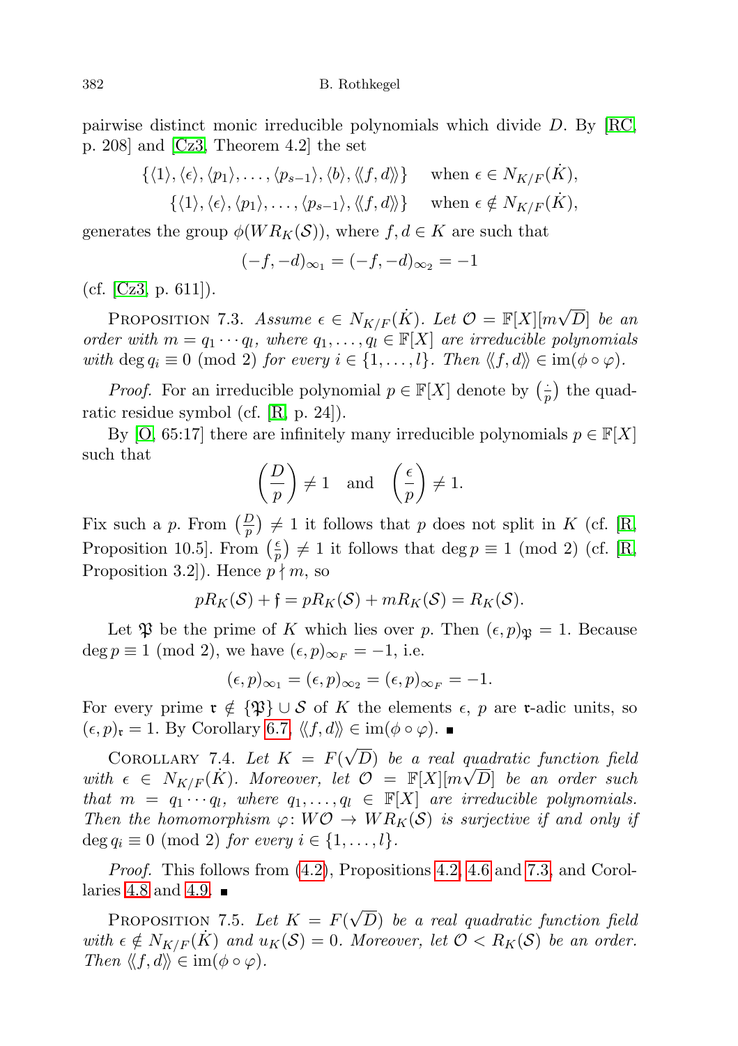pairwise distinct monic irreducible polynomials which divide $D$. By [RC, p. 208] and [Cz3, Theorem 4.2] the set

$$\{\langle 1\rangle, \langle \epsilon\rangle, \langle p_1\rangle, \ldots, \langle p_{s-1}\rangle, \langle b\rangle, \langle\!\langle f, d\rangle\!\rangle\} \quad \text{when } \epsilon \in N_{K/F}(\dot{K}),$$
$$\{\langle 1\rangle, \langle \epsilon\rangle, \langle p_1\rangle, \ldots, \langle p_{s-1}\rangle, \langle\!\langle f, d\rangle\!\rangle\} \quad \text{when } \epsilon \notin N_{K/F}(\dot{K}),$$

generates the group $\phi(WR_K(\mathcal{S}))$, where $f, d \in K$ are such that

$$(-f, -d)_{\infty_1} = (-f, -d)_{\infty_2} = -1$$

(cf. [Cz3, p. 611]).

Proposition 7.3. *Assume $\epsilon \in N_{K/F}(\dot{K})$. Let $\mathcal{O} = \mathbb{F}[X][m\sqrt{D}]$ be an order with $m = q_1 \cdots q_l$, where $q_1, \ldots, q_l \in \mathbb{F}[X]$ are irreducible polynomials with $\deg q_i \equiv 0 \pmod 2$ for every $i \in \{1, \ldots, l\}$. Then $\langle\!\langle f, d\rangle\!\rangle \in \operatorname{im}(\phi \circ \varphi)$.*

*Proof.* For an irreducible polynomial $p \in \mathbb{F}[X]$ denote by $\left(\frac{\cdot}{p}\right)$ the quadratic residue symbol (cf. [R, p. 24]).

By [O, 65:17] there are infinitely many irreducible polynomials $p \in \mathbb{F}[X]$ such that

$$\left(\frac{D}{p}\right) \neq 1 \quad \text{and} \quad \left(\frac{\epsilon}{p}\right) \neq 1.$$

Fix such a $p$. From $\left(\frac{D}{p}\right) \neq 1$ it follows that $p$ does not split in $K$ (cf. [R, Proposition 10.5]. From $\left(\frac{\epsilon}{p}\right) \neq 1$ it follows that $\deg p \equiv 1 \pmod 2$ (cf. [R, Proposition 3.2]). Hence $p \nmid m$, so

$$pR_K(\mathcal{S}) + \mathfrak{f} = pR_K(\mathcal{S}) + mR_K(\mathcal{S}) = R_K(\mathcal{S}).$$

Let $\mathfrak{P}$ be the prime of $K$ which lies over $p$. Then $(\epsilon, p)_{\mathfrak{P}} = 1$. Because $\deg p \equiv 1 \pmod 2$, we have $(\epsilon, p)_{\infty_F} = -1$, i.e.

$$(\epsilon, p)_{\infty_1} = (\epsilon, p)_{\infty_2} = (\epsilon, p)_{\infty_F} = -1.$$

For every prime $\mathfrak{r} \notin \{\mathfrak{P}\} \cup \mathcal{S}$ of $K$ the elements $\epsilon$, $p$ are $\mathfrak{r}$-adic units, so $(\epsilon, p)_{\mathfrak{r}} = 1$. By Corollary 6.7, $\langle\!\langle f, d\rangle\!\rangle \in \operatorname{im}(\phi \circ \varphi)$. ∎

Corollary 7.4. *Let $K = F(\sqrt{D})$ be a real quadratic function field with $\epsilon \in N_{K/F}(\dot{K})$. Moreover, let $\mathcal{O} = \mathbb{F}[X][m\sqrt{D}]$ be an order such that $m = q_1 \cdots q_l$, where $q_1, \ldots, q_l \in \mathbb{F}[X]$ are irreducible polynomials. Then the homomorphism $\varphi\colon W\mathcal{O} \to WR_K(\mathcal{S})$ is surjective if and only if $\deg q_i \equiv 0 \pmod 2$ for every $i \in \{1, \ldots, l\}$.*

*Proof.* This follows from (4.2), Propositions 4.2, 4.6 and 7.3, and Corollaries 4.8 and 4.9. ∎

Proposition 7.5. *Let $K = F(\sqrt{D})$ be a real quadratic function field with $\epsilon \notin N_{K/F}(\dot{K})$ and $u_K(\mathcal{S}) = 0$. Moreover, let $\mathcal{O} < R_K(\mathcal{S})$ be an order. Then $\langle\!\langle f, d\rangle\!\rangle \in \operatorname{im}(\phi \circ \varphi)$.*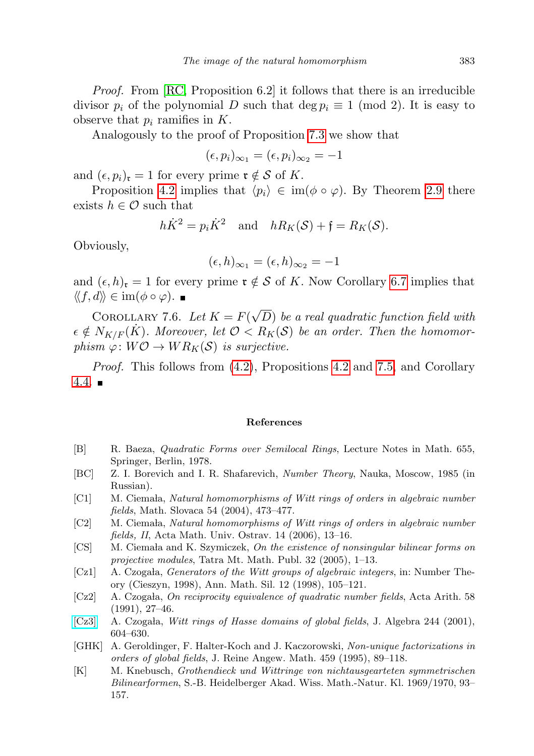*Proof.* From [RC, Proposition 6.2] it follows that there is an irreducible divisor $p_i$ of the polynomial $D$ such that $\deg p_i \equiv 1 \pmod 2$. It is easy to observe that $p_i$ ramifies in $K$.

Analogously to the proof of Proposition 7.3 we show that

$$(\epsilon, p_i)_{\infty_1} = (\epsilon, p_i)_{\infty_2} = -1$$

and $(\epsilon, p_i)_{\mathfrak{r}} = 1$ for every prime $\mathfrak{r} \notin \mathcal{S}$ of $K$.

Proposition 4.2 implies that $\langle p_i \rangle \in \operatorname{im}(\phi \circ \varphi)$. By Theorem 2.9 there exists $h \in \mathcal{O}$ such that

$$h\dot{K}^2 = p_i \dot{K}^2 \quad \text{and} \quad hR_K(\mathcal{S}) + \mathfrak{f} = R_K(\mathcal{S}).$$

Obviously,

$$(\epsilon, h)_{\infty_1} = (\epsilon, h)_{\infty_2} = -1$$

and $(\epsilon, h)_{\mathfrak{r}} = 1$ for every prime $\mathfrak{r} \notin \mathcal{S}$ of $K$. Now Corollary 6.7 implies that $\langle\langle f, d \rangle\rangle \in \operatorname{im}(\phi \circ \varphi)$. ∎

Corollary 7.6. *Let $K = F(\sqrt{D})$ be a real quadratic function field with $\epsilon \notin N_{K/F}(\dot{K})$. Moreover, let $\mathcal{O} < R_K(\mathcal{S})$ be an order. Then the homomorphism $\varphi \colon W\mathcal{O} \to WR_K(\mathcal{S})$ is surjective.*

*Proof.* This follows from (4.2), Propositions 4.2 and 7.5, and Corollary 4.4. ∎

## References

[B] R. Baeza, *Quadratic Forms over Semilocal Rings*, Lecture Notes in Math. 655, Springer, Berlin, 1978.

[BC] Z. I. Borevich and I. R. Shafarevich, *Number Theory*, Nauka, Moscow, 1985 (in Russian).

[C1] M. Ciemała, *Natural homomorphisms of Witt rings of orders in algebraic number fields*, Math. Slovaca 54 (2004), 473–477.

[C2] M. Ciemała, *Natural homomorphisms of Witt rings of orders in algebraic number fields, II*, Acta Math. Univ. Ostrav. 14 (2006), 13–16.

[CS] M. Ciemała and K. Szymiczek, *On the existence of nonsingular bilinear forms on projective modules*, Tatra Mt. Math. Publ. 32 (2005), 1–13.

[Cz1] A. Czogała, *Generators of the Witt groups of algebraic integers*, in: Number Theory (Cieszyn, 1998), Ann. Math. Sil. 12 (1998), 105–121.

[Cz2] A. Czogała, *On reciprocity equivalence of quadratic number fields*, Acta Arith. 58 (1991), 27–46.

[Cz3] A. Czogała, *Witt rings of Hasse domains of global fields*, J. Algebra 244 (2001), 604–630.

[GHK] A. Geroldinger, F. Halter-Koch and J. Kaczorowski, *Non-unique factorizations in orders of global fields*, J. Reine Angew. Math. 459 (1995), 89–118.

[K] M. Knebusch, *Grothendieck und Wittringe von nichtausgearteten symmetrischen Bilinearformen*, S.-B. Heidelberger Akad. Wiss. Math.-Natur. Kl. 1969/1970, 93–157.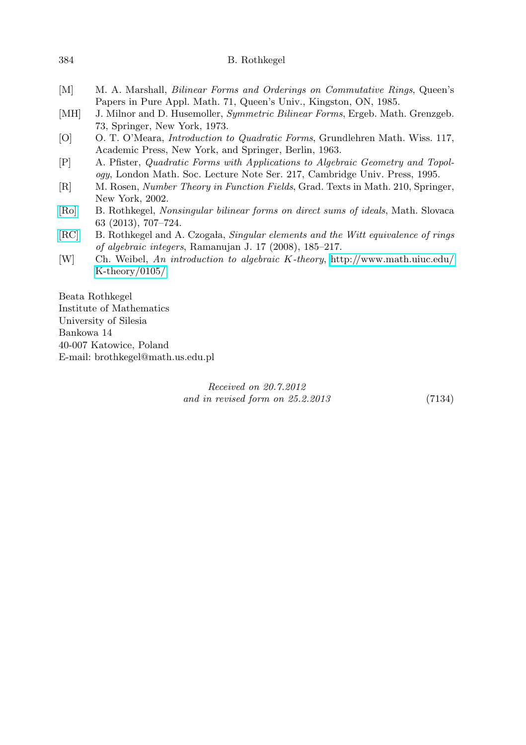[M] M. A. Marshall, *Bilinear Forms and Orderings on Commutative Rings*, Queen's Papers in Pure Appl. Math. 71, Queen's Univ., Kingston, ON, 1985.

[MH] J. Milnor and D. Husemoller, *Symmetric Bilinear Forms*, Ergeb. Math. Grenzgeb. 73, Springer, New York, 1973.

[O] O. T. O'Meara, *Introduction to Quadratic Forms*, Grundlehren Math. Wiss. 117, Academic Press, New York, and Springer, Berlin, 1963.

[P] A. Pfister, *Quadratic Forms with Applications to Algebraic Geometry and Topology*, London Math. Soc. Lecture Note Ser. 217, Cambridge Univ. Press, 1995.

[R] M. Rosen, *Number Theory in Function Fields*, Grad. Texts in Math. 210, Springer, New York, 2002.

[Ro] B. Rothkegel, *Nonsingular bilinear forms on direct sums of ideals*, Math. Slovaca 63 (2013), 707–724.

[RC] B. Rothkegel and A. Czogała, *Singular elements and the Witt equivalence of rings of algebraic integers*, Ramanujan J. 17 (2008), 185–217.

[W] Ch. Weibel, *An introduction to algebraic K-theory*, http://www.math.uiuc.edu/K-theory/0105/

Beata Rothkegel
Institute of Mathematics
University of Silesia
Bankowa 14
40-007 Katowice, Poland
E-mail: brothkegel@math.us.edu.pl

*Received on 20.7.2012*
*and in revised form on 25.2.2013* (7134)